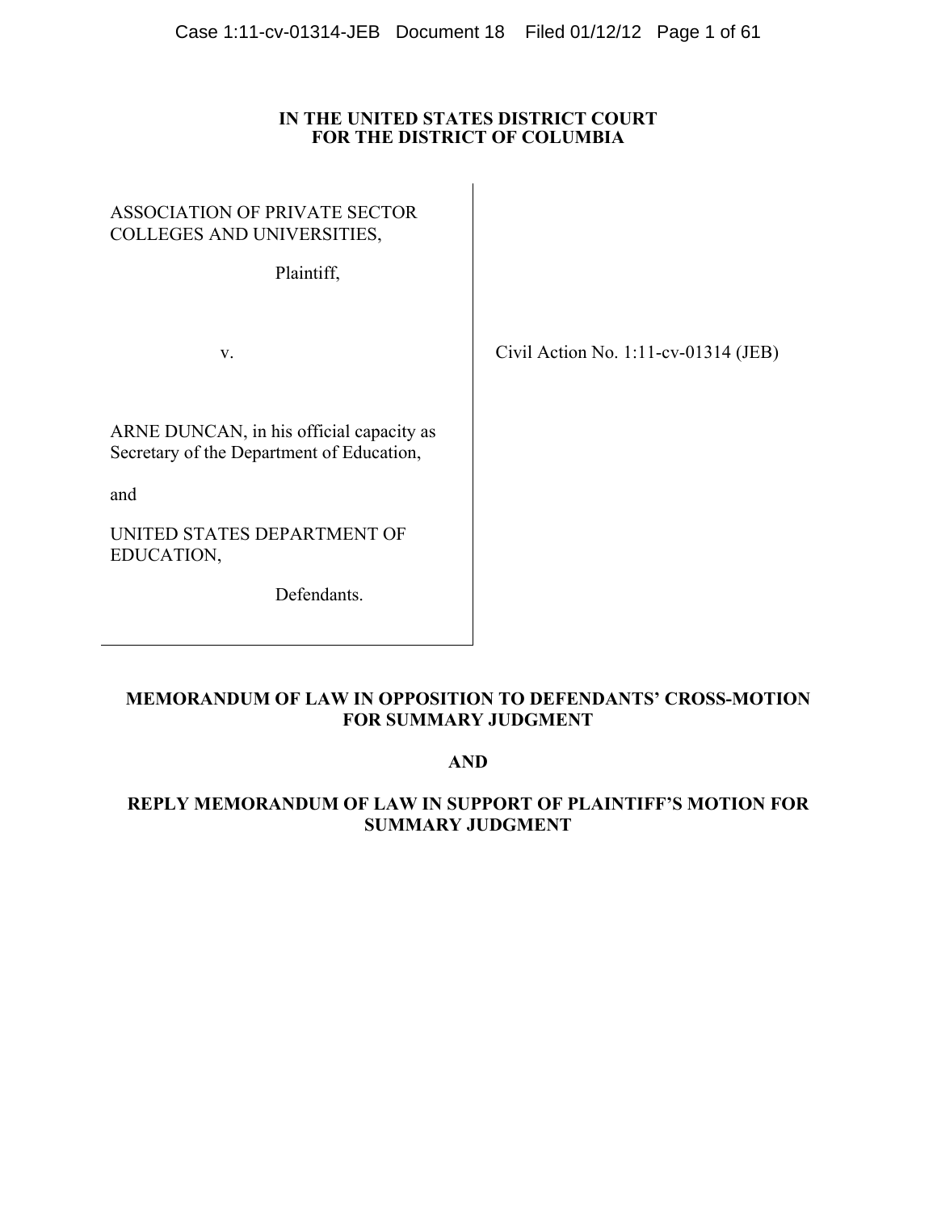**IN THE UNITED STATES DISTRICT COURT**
**FOR THE DISTRICT OF COLUMBIA**

ASSOCIATION OF PRIVATE SECTOR COLLEGES AND UNIVERSITIES,

Plaintiff,

v.

ARNE DUNCAN, in his official capacity as Secretary of the Department of Education,

and

UNITED STATES DEPARTMENT OF EDUCATION,

Defendants.

Civil Action No. 1:11-cv-01314 (JEB)

**MEMORANDUM OF LAW IN OPPOSITION TO DEFENDANTS' CROSS-MOTION FOR SUMMARY JUDGMENT**

**AND**

**REPLY MEMORANDUM OF LAW IN SUPPORT OF PLAINTIFF'S MOTION FOR SUMMARY JUDGMENT**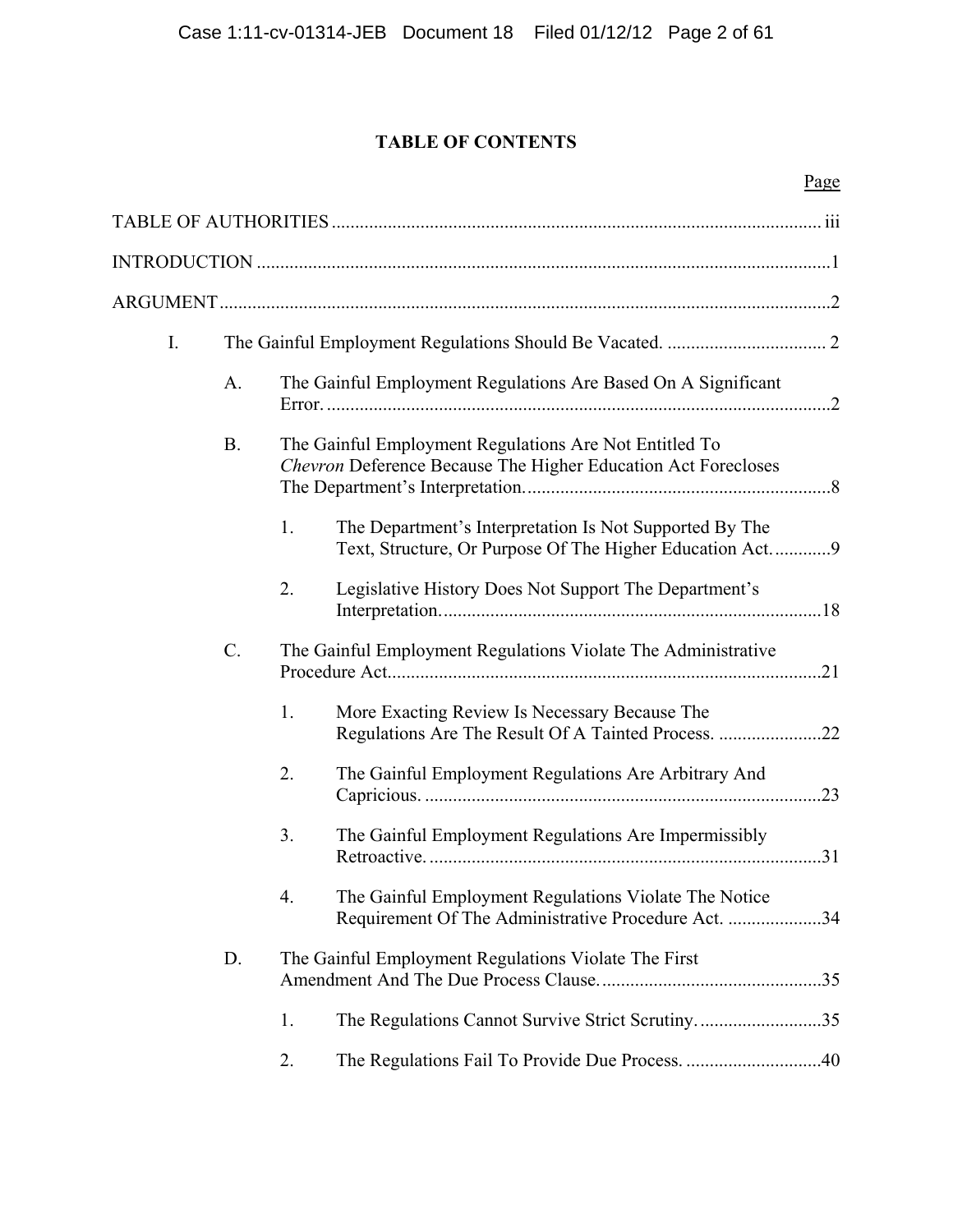# TABLE OF CONTENTS

| | Page |
|---|---|
| TABLE OF AUTHORITIES | iii |
| INTRODUCTION | 1 |
| ARGUMENT | 2 |
| I. The Gainful Employment Regulations Should Be Vacated. | 2 |
| A. The Gainful Employment Regulations Are Based On A Significant Error. | 2 |
| B. The Gainful Employment Regulations Are Not Entitled To *Chevron* Deference Because The Higher Education Act Forecloses The Department's Interpretation. | 8 |
| 1. The Department's Interpretation Is Not Supported By The Text, Structure, Or Purpose Of The Higher Education Act. | 9 |
| 2. Legislative History Does Not Support The Department's Interpretation. | 18 |
| C. The Gainful Employment Regulations Violate The Administrative Procedure Act. | 21 |
| 1. More Exacting Review Is Necessary Because The Regulations Are The Result Of A Tainted Process. | 22 |
| 2. The Gainful Employment Regulations Are Arbitrary And Capricious. | 23 |
| 3. The Gainful Employment Regulations Are Impermissibly Retroactive. | 31 |
| 4. The Gainful Employment Regulations Violate The Notice Requirement Of The Administrative Procedure Act. | 34 |
| D. The Gainful Employment Regulations Violate The First Amendment And The Due Process Clause. | 35 |
| 1. The Regulations Cannot Survive Strict Scrutiny. | 35 |
| 2. The Regulations Fail To Provide Due Process. | 40 |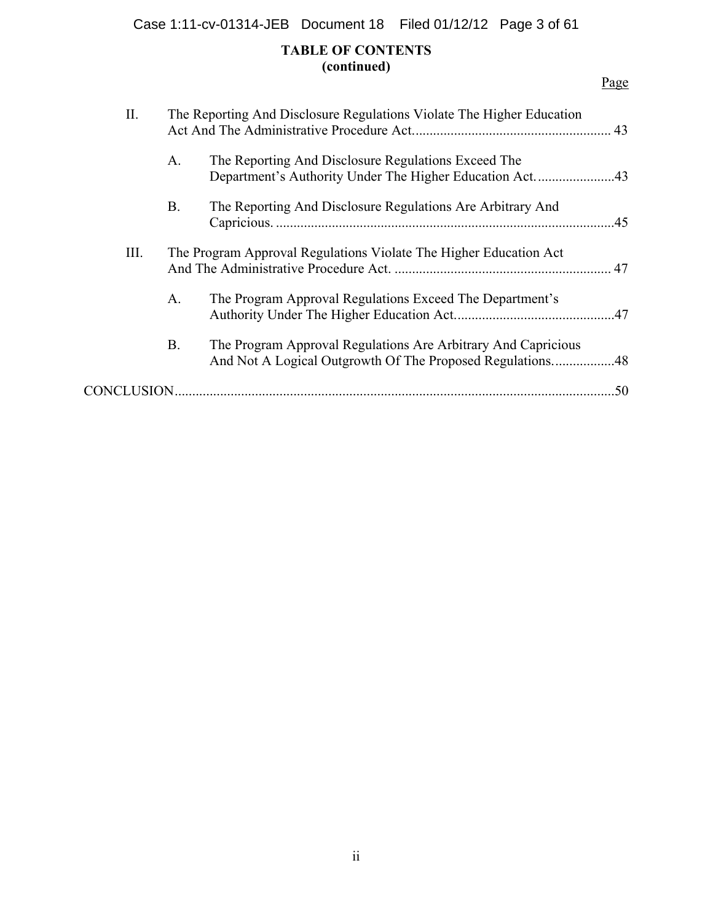**TABLE OF CONTENTS**
**(continued)**

Page

II. The Reporting And Disclosure Regulations Violate The Higher Education Act And The Administrative Procedure Act. ........................................................ 43

A. The Reporting And Disclosure Regulations Exceed The Department's Authority Under The Higher Education Act. ......................43

B. The Reporting And Disclosure Regulations Are Arbitrary And Capricious. ................................................................................................45

III. The Program Approval Regulations Violate The Higher Education Act And The Administrative Procedure Act. .............................................................. 47

A. The Program Approval Regulations Exceed The Department's Authority Under The Higher Education Act..............................................47

B. The Program Approval Regulations Are Arbitrary And Capricious And Not A Logical Outgrowth Of The Proposed Regulations..................48

CONCLUSION.............................................................................................................................50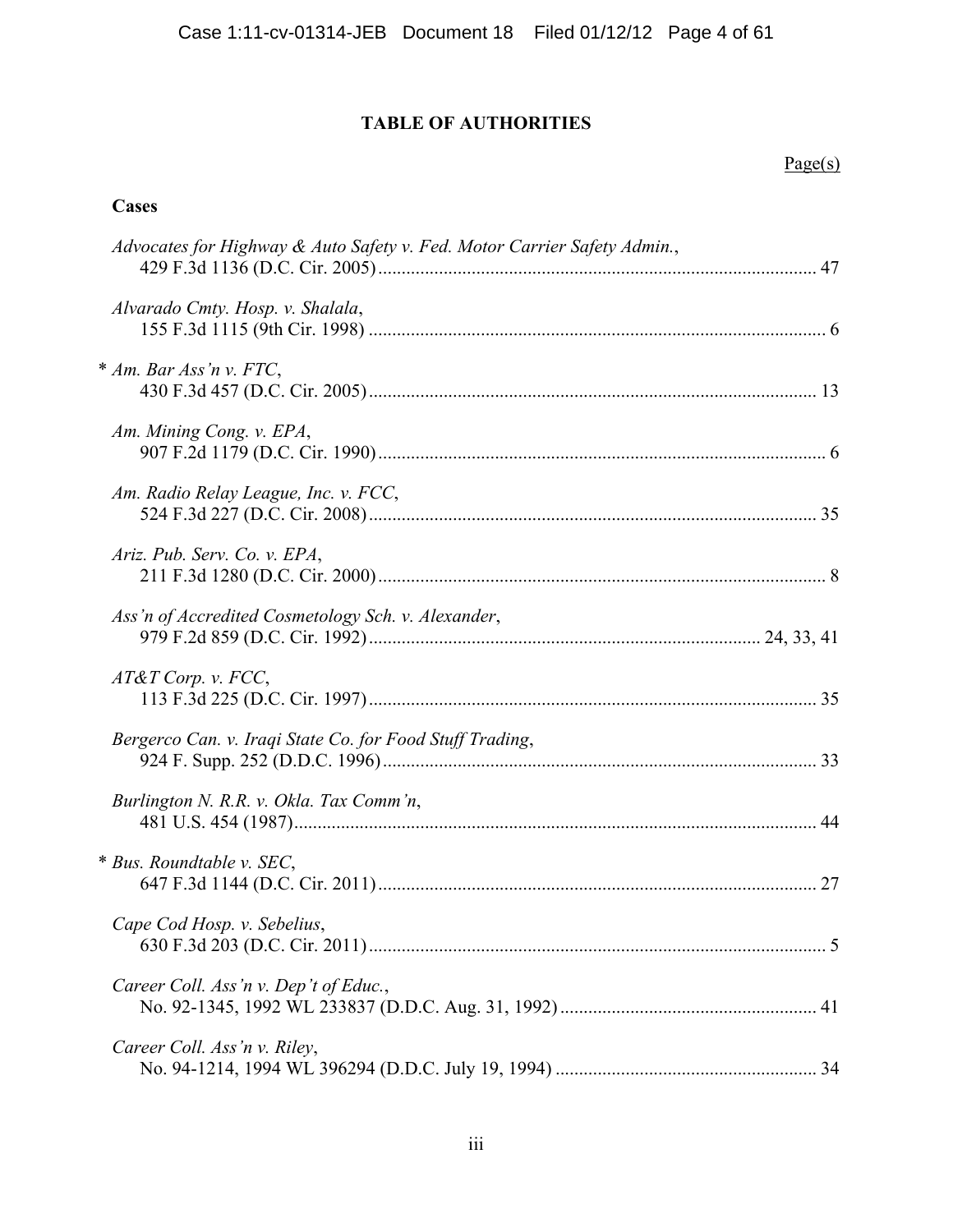# TABLE OF AUTHORITIES

Page(s)

**Cases**

*Advocates for Highway & Auto Safety v. Fed. Motor Carrier Safety Admin.*,
429 F.3d 1136 (D.C. Cir. 2005) ............................................................................................. 47

*Alvarado Cmty. Hosp. v. Shalala*,
155 F.3d 1115 (9th Cir. 1998) ................................................................................................. 6

* *Am. Bar Ass'n v. FTC*,
430 F.3d 457 (D.C. Cir. 2005) ............................................................................................... 13

*Am. Mining Cong. v. EPA*,
907 F.2d 1179 (D.C. Cir. 1990) ............................................................................................... 6

*Am. Radio Relay League, Inc. v. FCC*,
524 F.3d 227 (D.C. Cir. 2008) ............................................................................................... 35

*Ariz. Pub. Serv. Co. v. EPA*,
211 F.3d 1280 (D.C. Cir. 2000) ............................................................................................... 8

*Ass'n of Accredited Cosmetology Sch. v. Alexander*,
979 F.2d 859 (D.C. Cir. 1992) ................................................................................... 24, 33, 41

*AT&T Corp. v. FCC*,
113 F.3d 225 (D.C. Cir. 1997) ............................................................................................... 35

*Bergerco Can. v. Iraqi State Co. for Food Stuff Trading*,
924 F. Supp. 252 (D.D.C. 1996) ............................................................................................ 33

*Burlington N. R.R. v. Okla. Tax Comm'n*,
481 U.S. 454 (1987) ............................................................................................................... 44

* *Bus. Roundtable v. SEC*,
647 F.3d 1144 (D.C. Cir. 2011) ............................................................................................. 27

*Cape Cod Hosp. v. Sebelius*,
630 F.3d 203 (D.C. Cir. 2011) ................................................................................................. 5

*Career Coll. Ass'n v. Dep't of Educ.*,
No. 92-1345, 1992 WL 233837 (D.D.C. Aug. 31, 1992) ....................................................... 41

*Career Coll. Ass'n v. Riley*,
No. 94-1214, 1994 WL 396294 (D.D.C. July 19, 1994) ........................................................ 34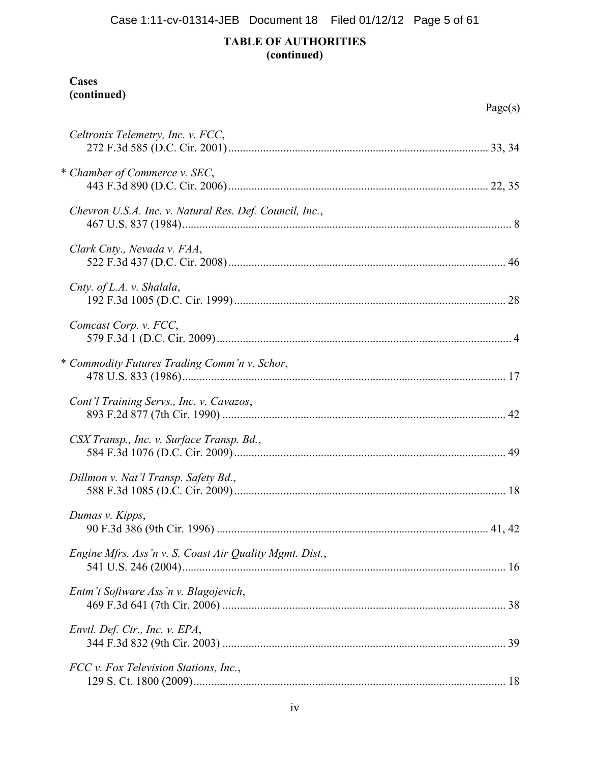**TABLE OF AUTHORITIES**
**(continued)**

**Cases**
**(continued)**

Page(s)

*Celtronix Telemetry, Inc. v. FCC*,
272 F.3d 585 (D.C. Cir. 2001)........................................................................................ 33, 34

* *Chamber of Commerce v. SEC*,
443 F.3d 890 (D.C. Cir. 2006)........................................................................................ 22, 35

*Chevron U.S.A. Inc. v. Natural Res. Def. Council, Inc.*,
467 U.S. 837 (1984)................................................................................................................ 8

*Clark Cnty., Nevada v. FAA*,
522 F.3d 437 (D.C. Cir. 2008)............................................................................................... 46

*Cnty. of L.A. v. Shalala*,
192 F.3d 1005 (D.C. Cir. 1999)............................................................................................. 28

*Comcast Corp. v. FCC*,
579 F.3d 1 (D.C. Cir. 2009)..................................................................................................... 4

* *Commodity Futures Trading Comm'n v. Schor*,
478 U.S. 833 (1986)............................................................................................................... 17

*Cont'l Training Servs., Inc. v. Cavazos*,
893 F.2d 877 (7th Cir. 1990) ................................................................................................. 42

*CSX Transp., Inc. v. Surface Transp. Bd.*,
584 F.3d 1076 (D.C. Cir. 2009)............................................................................................. 49

*Dillmon v. Nat'l Transp. Safety Bd.*,
588 F.3d 1085 (D.C. Cir. 2009)............................................................................................. 18

*Dumas v. Kipps*,
90 F.3d 386 (9th Cir. 1996) ............................................................................................. 41, 42

*Engine Mfrs. Ass'n v. S. Coast Air Quality Mgmt. Dist.*,
541 U.S. 246 (2004)............................................................................................................... 16

*Entm't Software Ass'n v. Blagojevich*,
469 F.3d 641 (7th Cir. 2006) ................................................................................................. 38

*Envtl. Def. Ctr., Inc. v. EPA*,
344 F.3d 832 (9th Cir. 2003) ................................................................................................. 39

*FCC v. Fox Television Stations, Inc.*,
129 S. Ct. 1800 (2009)........................................................................................................... 18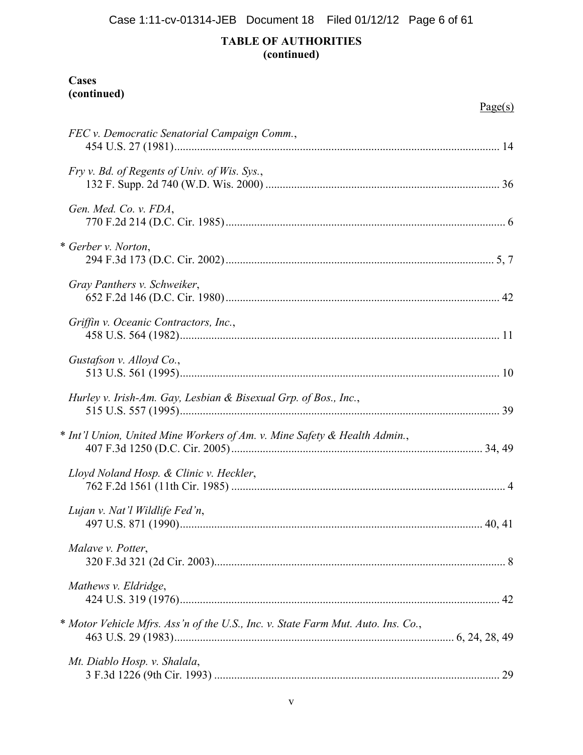**TABLE OF AUTHORITIES**
**(continued)**

**Cases**
**(continued)**

Page(s)

*FEC v. Democratic Senatorial Campaign Comm.*,
454 U.S. 27 (1981)................................................................................................................ 14

*Fry v. Bd. of Regents of Univ. of Wis. Sys.*,
132 F. Supp. 2d 740 (W.D. Wis. 2000) ................................................................................. 36

*Gen. Med. Co. v. FDA*,
770 F.2d 214 (D.C. Cir. 1985)................................................................................................. 6

\* *Gerber v. Norton*,
294 F.3d 173 (D.C. Cir. 2002).............................................................................................. 5, 7

*Gray Panthers v. Schweiker*,
652 F.2d 146 (D.C. Cir. 1980)............................................................................................... 42

*Griffin v. Oceanic Contractors, Inc.*,
458 U.S. 564 (1982)................................................................................................................ 11

*Gustafson v. Alloyd Co.*,
513 U.S. 561 (1995)................................................................................................................ 10

*Hurley v. Irish-Am. Gay, Lesbian & Bisexual Grp. of Bos., Inc.*,
515 U.S. 557 (1995)................................................................................................................ 39

\* *Int'l Union, United Mine Workers of Am. v. Mine Safety & Health Admin.*,
407 F.3d 1250 (D.C. Cir. 2005)........................................................................................ 34, 49

*Lloyd Noland Hosp. & Clinic v. Heckler*,
762 F.2d 1561 (11th Cir. 1985) ............................................................................................... 4

*Lujan v. Nat'l Wildlife Fed'n*,
497 U.S. 871 (1990).......................................................................................................... 40, 41

*Malave v. Potter*,
320 F.3d 321 (2d Cir. 2003)...................................................................................................... 8

*Mathews v. Eldridge*,
424 U.S. 319 (1976)................................................................................................................ 42

\* *Motor Vehicle Mfrs. Ass'n of the U.S., Inc. v. State Farm Mut. Auto. Ins. Co.*,
463 U.S. 29 (1983).................................................................................................. 6, 24, 28, 49

*Mt. Diablo Hosp. v. Shalala*,
3 F.3d 1226 (9th Cir. 1993) .................................................................................................... 29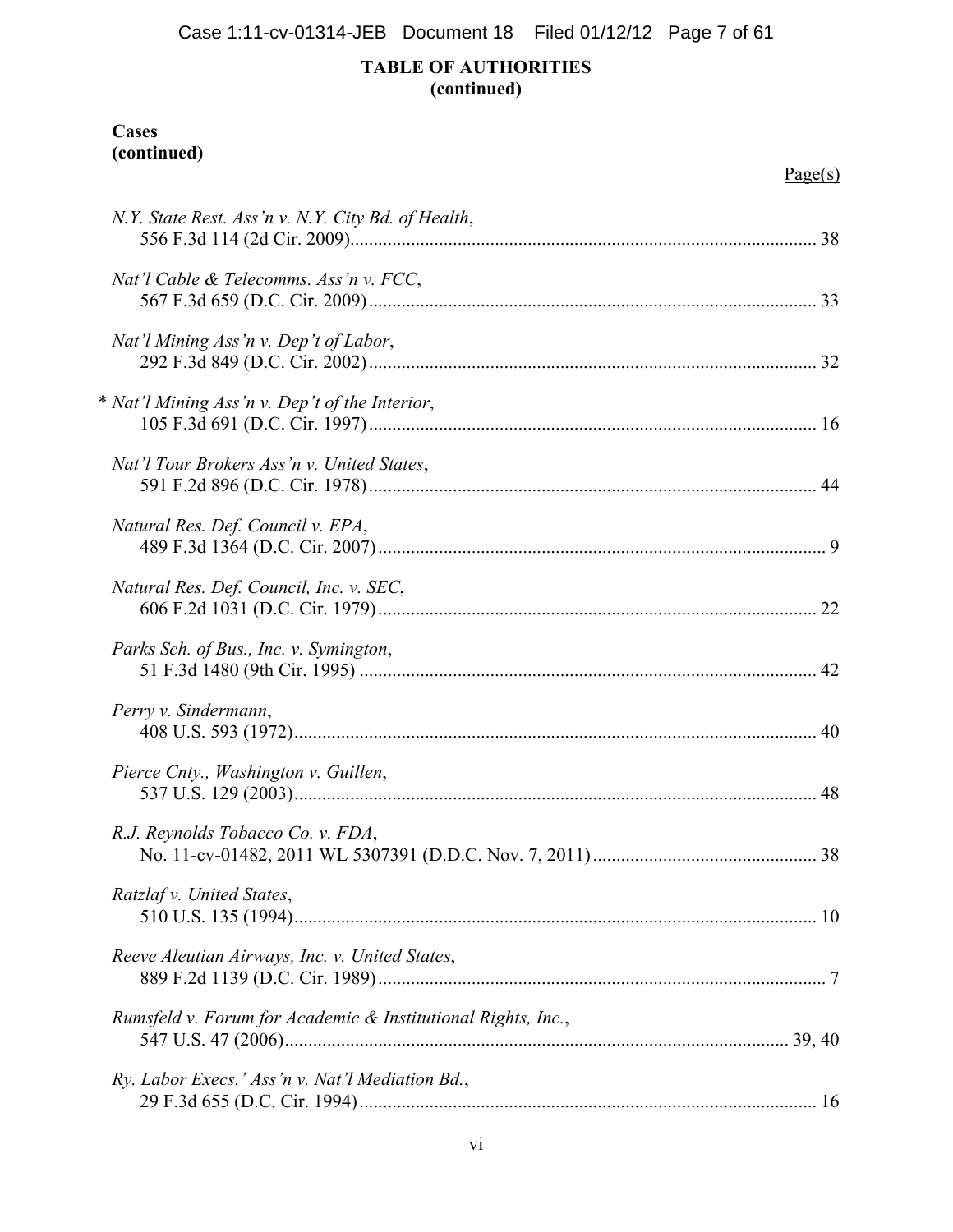## TABLE OF AUTHORITIES
## (continued)

**Cases**
**(continued)**

Page(s)

*N.Y. State Rest. Ass'n v. N.Y. City Bd. of Health*,
556 F.3d 114 (2d Cir. 2009)........................................................................................ 38

*Nat'l Cable & Telecomms. Ass'n v. FCC*,
567 F.3d 659 (D.C. Cir. 2009)...................................................................................... 33

*Nat'l Mining Ass'n v. Dep't of Labor*,
292 F.3d 849 (D.C. Cir. 2002)...................................................................................... 32

* *Nat'l Mining Ass'n v. Dep't of the Interior*,
105 F.3d 691 (D.C. Cir. 1997)...................................................................................... 16

*Nat'l Tour Brokers Ass'n v. United States*,
591 F.2d 896 (D.C. Cir. 1978)...................................................................................... 44

*Natural Res. Def. Council v. EPA*,
489 F.3d 1364 (D.C. Cir. 2007).................................................................................... 9

*Natural Res. Def. Council, Inc. v. SEC*,
606 F.2d 1031 (D.C. Cir. 1979).................................................................................... 22

*Parks Sch. of Bus., Inc. v. Symington*,
51 F.3d 1480 (9th Cir. 1995) ........................................................................................ 42

*Perry v. Sindermann*,
408 U.S. 593 (1972)...................................................................................................... 40

*Pierce Cnty., Washington v. Guillen*,
537 U.S. 129 (2003)...................................................................................................... 48

*R.J. Reynolds Tobacco Co. v. FDA*,
No. 11-cv-01482, 2011 WL 5307391 (D.D.C. Nov. 7, 2011)...................................... 38

*Ratzlaf v. United States*,
510 U.S. 135 (1994)...................................................................................................... 10

*Reeve Aleutian Airways, Inc. v. United States*,
889 F.2d 1139 (D.C. Cir. 1989)...................................................................................... 7

*Rumsfeld v. Forum for Academic & Institutional Rights, Inc.*,
547 U.S. 47 (2006)................................................................................................ 39, 40

*Ry. Labor Execs.' Ass'n v. Nat'l Mediation Bd.*,
29 F.3d 655 (D.C. Cir. 1994)........................................................................................ 16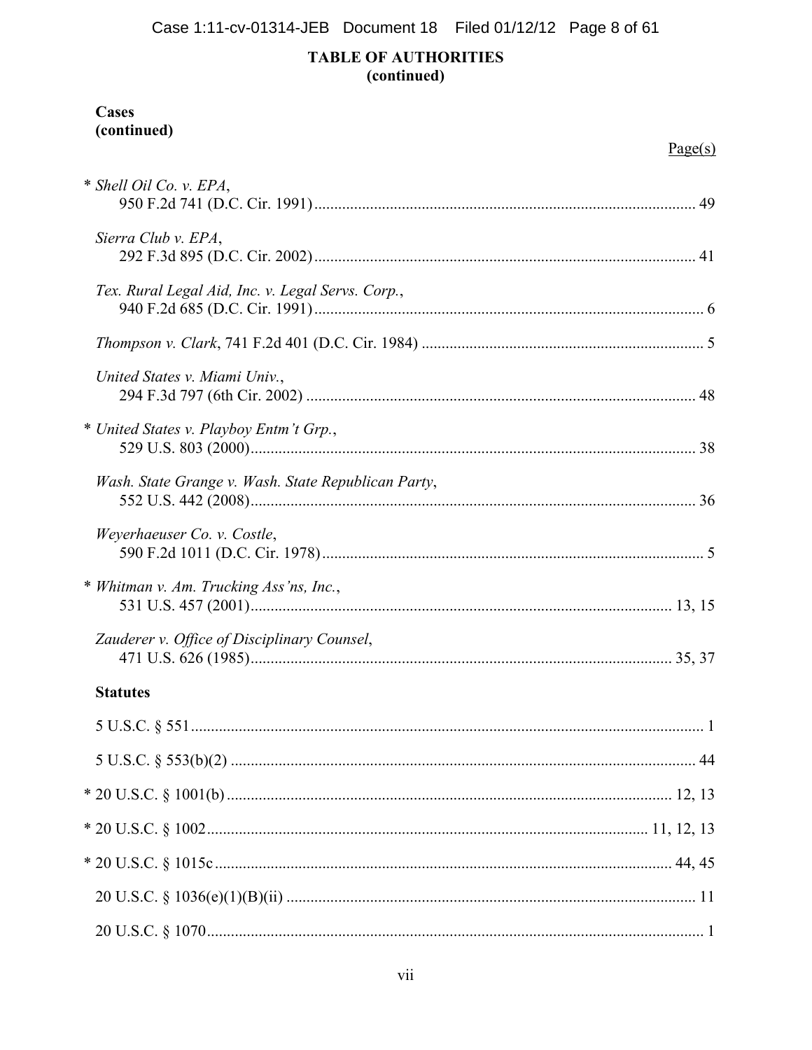## TABLE OF AUTHORITIES
## (continued)

**Cases**
**(continued)**

Page(s)

\* *Shell Oil Co. v. EPA*,
950 F.2d 741 (D.C. Cir. 1991) ... 49

*Sierra Club v. EPA*,
292 F.3d 895 (D.C. Cir. 2002) ... 41

*Tex. Rural Legal Aid, Inc. v. Legal Servs. Corp.*,
940 F.2d 685 (D.C. Cir. 1991) ... 6

*Thompson v. Clark*, 741 F.2d 401 (D.C. Cir. 1984) ... 5

*United States v. Miami Univ.*,
294 F.3d 797 (6th Cir. 2002) ... 48

\* *United States v. Playboy Entm't Grp.*,
529 U.S. 803 (2000) ... 38

*Wash. State Grange v. Wash. State Republican Party*,
552 U.S. 442 (2008) ... 36

*Weyerhaeuser Co. v. Costle*,
590 F.2d 1011 (D.C. Cir. 1978) ... 5

\* *Whitman v. Am. Trucking Ass'ns, Inc.*,
531 U.S. 457 (2001) ... 13, 15

*Zauderer v. Office of Disciplinary Counsel*,
471 U.S. 626 (1985) ... 35, 37

**Statutes**

5 U.S.C. § 551 ... 1

5 U.S.C. § 553(b)(2) ... 44

\* 20 U.S.C. § 1001(b) ... 12, 13

\* 20 U.S.C. § 1002 ... 11, 12, 13

\* 20 U.S.C. § 1015c ... 44, 45

20 U.S.C. § 1036(e)(1)(B)(ii) ... 11

20 U.S.C. § 1070 ... 1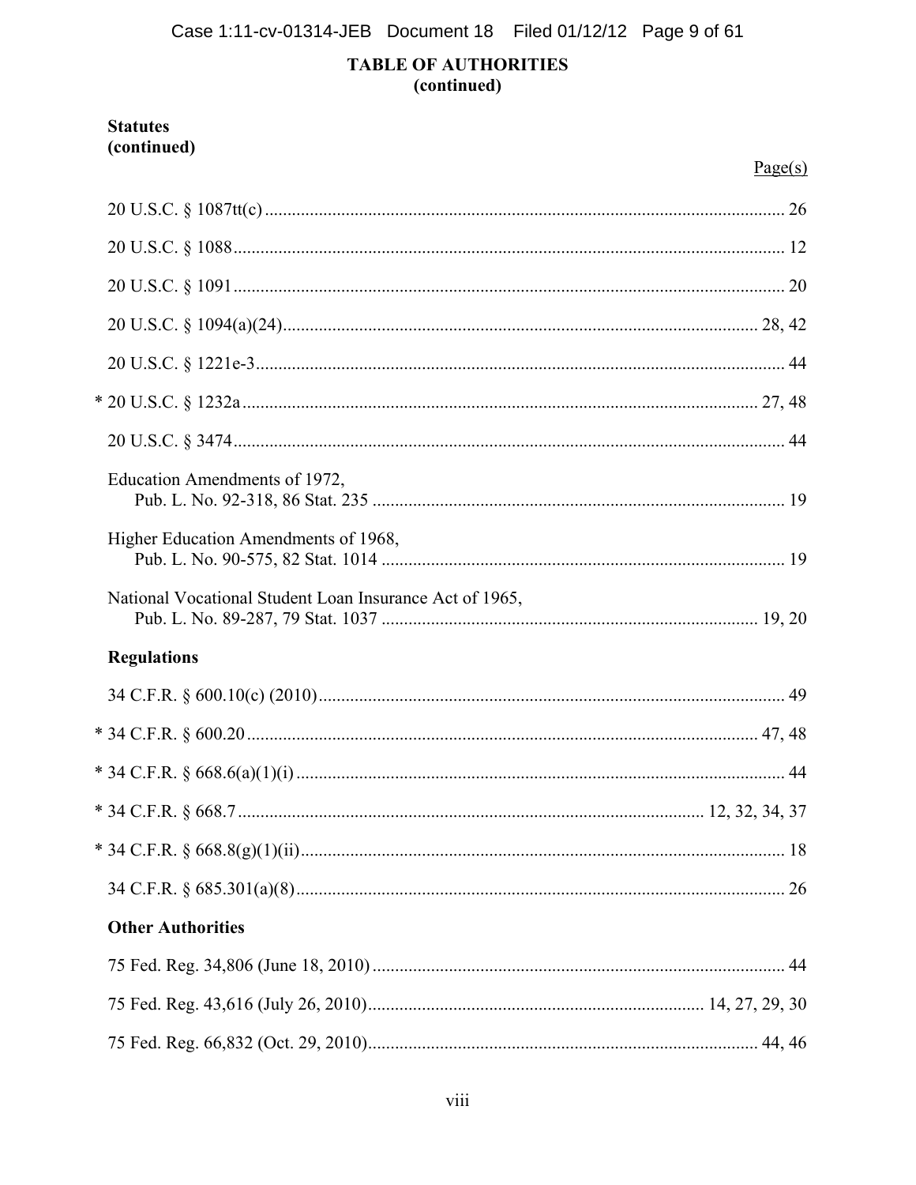## TABLE OF AUTHORITIES
## (continued)

### Statutes
### (continued)

| | Page(s) |
|---|---|
| 20 U.S.C. § 1087tt(c) | 26 |
| 20 U.S.C. § 1088 | 12 |
| 20 U.S.C. § 1091 | 20 |
| 20 U.S.C. § 1094(a)(24) | 28, 42 |
| 20 U.S.C. § 1221e-3 | 44 |
| * 20 U.S.C. § 1232a | 27, 48 |
| 20 U.S.C. § 3474 | 44 |
| Education Amendments of 1972, Pub. L. No. 92-318, 86 Stat. 235 | 19 |
| Higher Education Amendments of 1968, Pub. L. No. 90-575, 82 Stat. 1014 | 19 |
| National Vocational Student Loan Insurance Act of 1965, Pub. L. No. 89-287, 79 Stat. 1037 | 19, 20 |

### Regulations

| | |
|---|---|
| 34 C.F.R. § 600.10(c) (2010) | 49 |
| * 34 C.F.R. § 600.20 | 47, 48 |
| * 34 C.F.R. § 668.6(a)(1)(i) | 44 |
| * 34 C.F.R. § 668.7 | 12, 32, 34, 37 |
| * 34 C.F.R. § 668.8(g)(1)(ii) | 18 |
| 34 C.F.R. § 685.301(a)(8) | 26 |

### Other Authorities

| | |
|---|---|
| 75 Fed. Reg. 34,806 (June 18, 2010) | 44 |
| 75 Fed. Reg. 43,616 (July 26, 2010) | 14, 27, 29, 30 |
| 75 Fed. Reg. 66,832 (Oct. 29, 2010) | 44, 46 |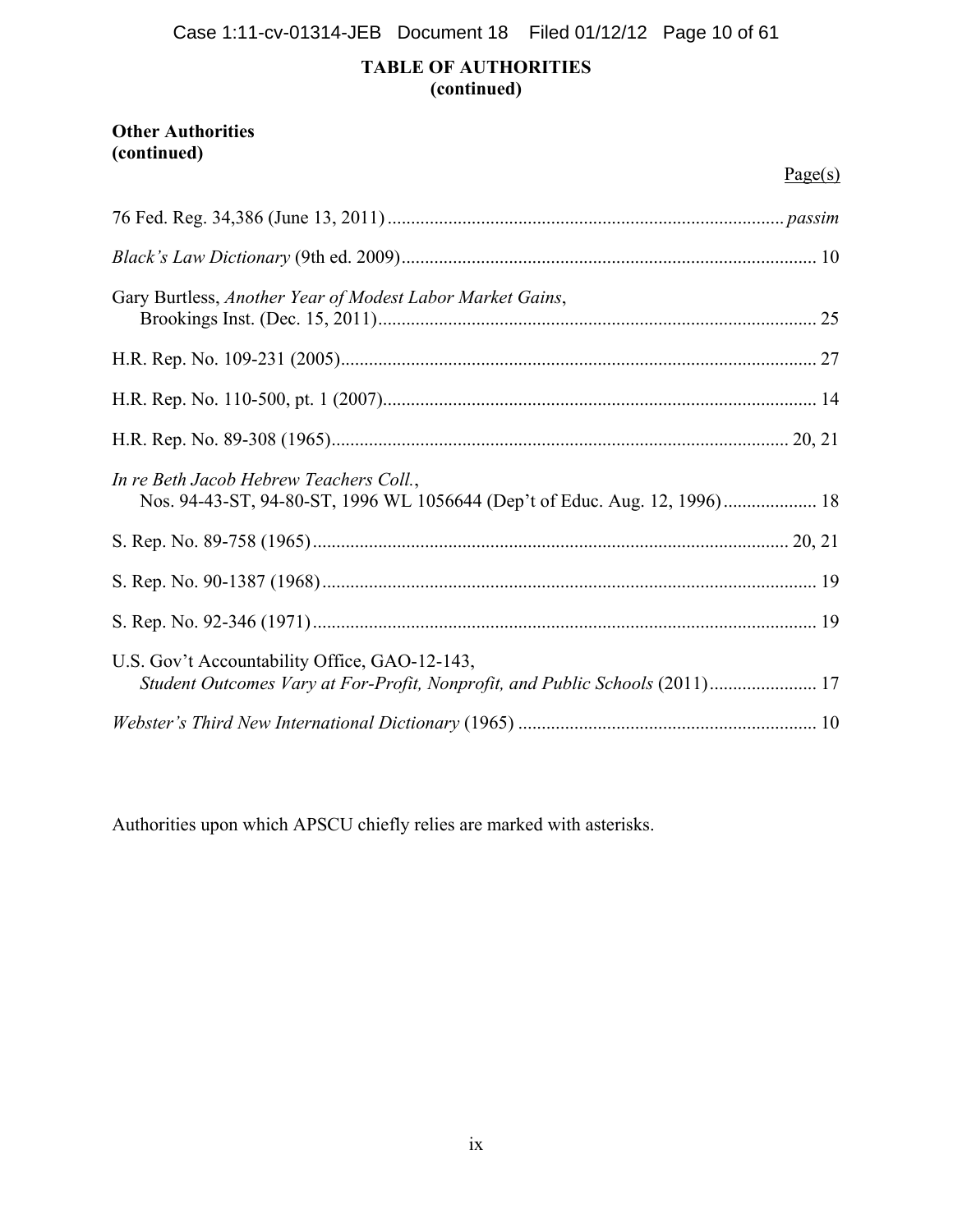## TABLE OF AUTHORITIES
## (continued)

**Other Authorities**
**(continued)**

| | Page(s) |
|---|---|
| 76 Fed. Reg. 34,386 (June 13, 2011) | *passim* |
| *Black's Law Dictionary* (9th ed. 2009) | 10 |
| Gary Burtless, *Another Year of Modest Labor Market Gains*, Brookings Inst. (Dec. 15, 2011) | 25 |
| H.R. Rep. No. 109-231 (2005) | 27 |
| H.R. Rep. No. 110-500, pt. 1 (2007) | 14 |
| H.R. Rep. No. 89-308 (1965) | 20, 21 |
| *In re Beth Jacob Hebrew Teachers Coll.*, Nos. 94-43-ST, 94-80-ST, 1996 WL 1056644 (Dep't of Educ. Aug. 12, 1996) | 18 |
| S. Rep. No. 89-758 (1965) | 20, 21 |
| S. Rep. No. 90-1387 (1968) | 19 |
| S. Rep. No. 92-346 (1971) | 19 |
| U.S. Gov't Accountability Office, GAO-12-143, *Student Outcomes Vary at For-Profit, Nonprofit, and Public Schools* (2011) | 17 |
| *Webster's Third New International Dictionary* (1965) | 10 |

Authorities upon which APSCU chiefly relies are marked with asterisks.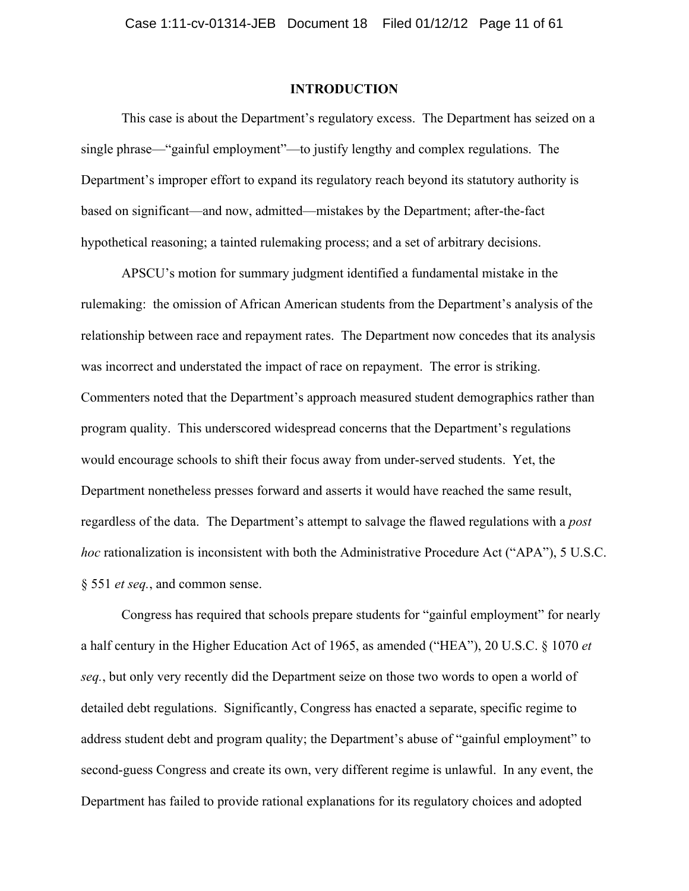## INTRODUCTION

This case is about the Department's regulatory excess. The Department has seized on a single phrase—"gainful employment"—to justify lengthy and complex regulations. The Department's improper effort to expand its regulatory reach beyond its statutory authority is based on significant—and now, admitted—mistakes by the Department; after-the-fact hypothetical reasoning; a tainted rulemaking process; and a set of arbitrary decisions.

APSCU's motion for summary judgment identified a fundamental mistake in the rulemaking: the omission of African American students from the Department's analysis of the relationship between race and repayment rates. The Department now concedes that its analysis was incorrect and understated the impact of race on repayment. The error is striking. Commenters noted that the Department's approach measured student demographics rather than program quality. This underscored widespread concerns that the Department's regulations would encourage schools to shift their focus away from under-served students. Yet, the Department nonetheless presses forward and asserts it would have reached the same result, regardless of the data. The Department's attempt to salvage the flawed regulations with a *post hoc* rationalization is inconsistent with both the Administrative Procedure Act ("APA"), 5 U.S.C. § 551 *et seq.*, and common sense.

Congress has required that schools prepare students for "gainful employment" for nearly a half century in the Higher Education Act of 1965, as amended ("HEA"), 20 U.S.C. § 1070 *et seq.*, but only very recently did the Department seize on those two words to open a world of detailed debt regulations. Significantly, Congress has enacted a separate, specific regime to address student debt and program quality; the Department's abuse of "gainful employment" to second-guess Congress and create its own, very different regime is unlawful. In any event, the Department has failed to provide rational explanations for its regulatory choices and adopted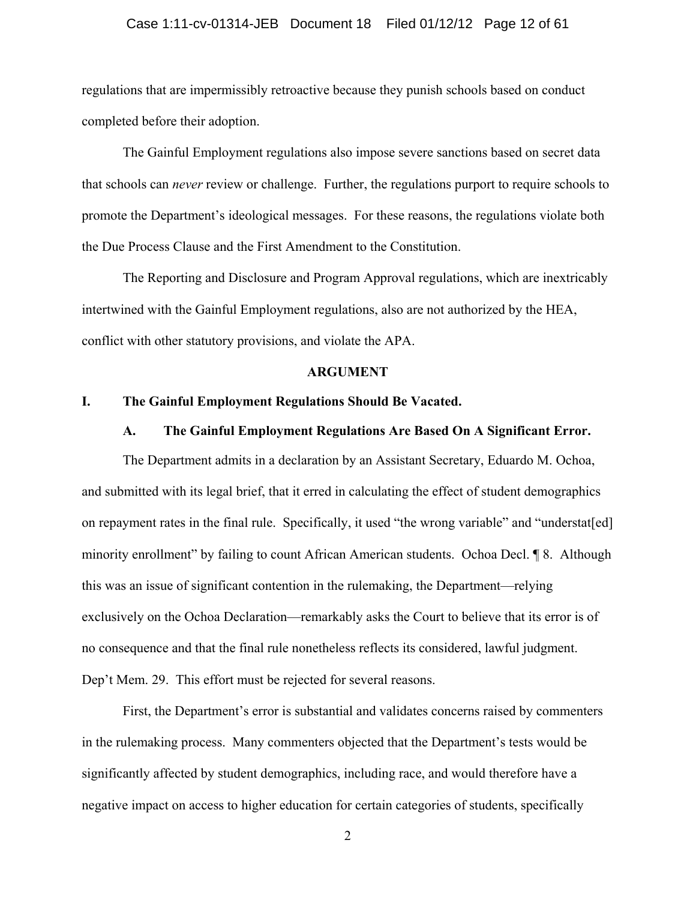regulations that are impermissibly retroactive because they punish schools based on conduct completed before their adoption.

The Gainful Employment regulations also impose severe sanctions based on secret data that schools can *never* review or challenge. Further, the regulations purport to require schools to promote the Department's ideological messages. For these reasons, the regulations violate both the Due Process Clause and the First Amendment to the Constitution.

The Reporting and Disclosure and Program Approval regulations, which are inextricably intertwined with the Gainful Employment regulations, also are not authorized by the HEA, conflict with other statutory provisions, and violate the APA.

## ARGUMENT

### I. The Gainful Employment Regulations Should Be Vacated.

#### A. The Gainful Employment Regulations Are Based On A Significant Error.

The Department admits in a declaration by an Assistant Secretary, Eduardo M. Ochoa, and submitted with its legal brief, that it erred in calculating the effect of student demographics on repayment rates in the final rule. Specifically, it used "the wrong variable" and "understat[ed] minority enrollment" by failing to count African American students. Ochoa Decl. ¶ 8. Although this was an issue of significant contention in the rulemaking, the Department—relying exclusively on the Ochoa Declaration—remarkably asks the Court to believe that its error is of no consequence and that the final rule nonetheless reflects its considered, lawful judgment. Dep't Mem. 29. This effort must be rejected for several reasons.

First, the Department's error is substantial and validates concerns raised by commenters in the rulemaking process. Many commenters objected that the Department's tests would be significantly affected by student demographics, including race, and would therefore have a negative impact on access to higher education for certain categories of students, specifically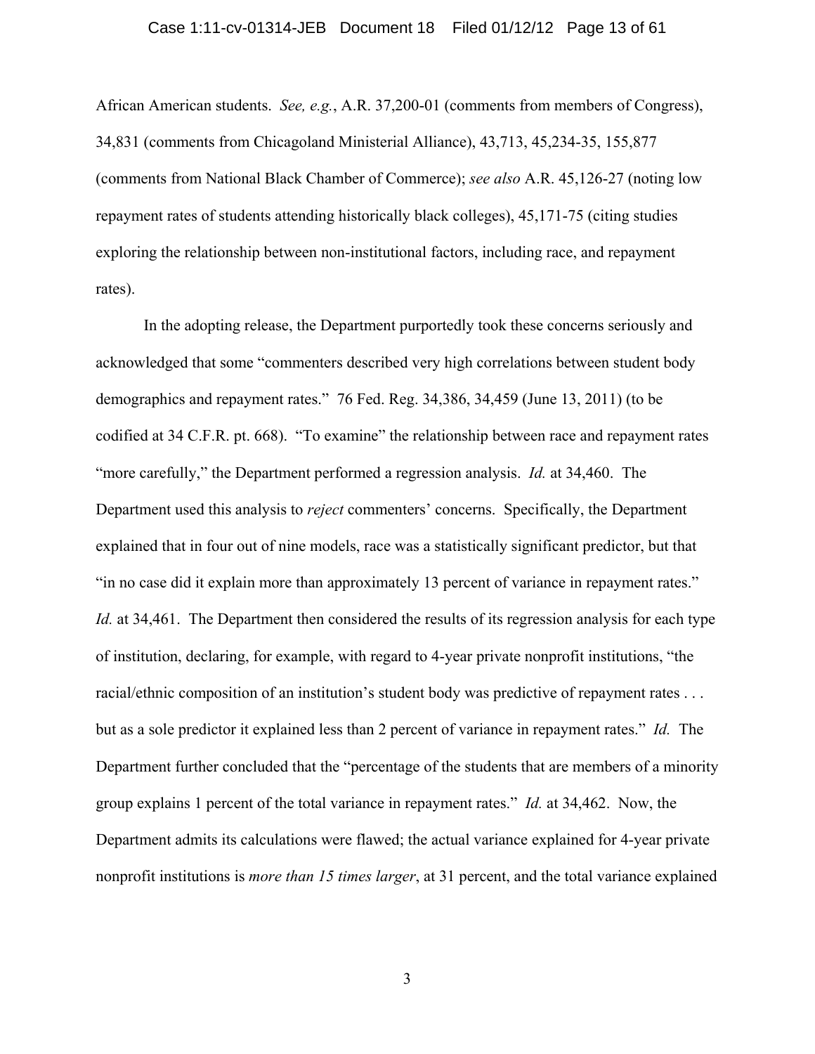African American students. *See, e.g.*, A.R. 37,200-01 (comments from members of Congress), 34,831 (comments from Chicagoland Ministerial Alliance), 43,713, 45,234-35, 155,877 (comments from National Black Chamber of Commerce); *see also* A.R. 45,126-27 (noting low repayment rates of students attending historically black colleges), 45,171-75 (citing studies exploring the relationship between non-institutional factors, including race, and repayment rates).

In the adopting release, the Department purportedly took these concerns seriously and acknowledged that some "commenters described very high correlations between student body demographics and repayment rates." 76 Fed. Reg. 34,386, 34,459 (June 13, 2011) (to be codified at 34 C.F.R. pt. 668). "To examine" the relationship between race and repayment rates "more carefully," the Department performed a regression analysis. *Id.* at 34,460. The Department used this analysis to *reject* commenters' concerns. Specifically, the Department explained that in four out of nine models, race was a statistically significant predictor, but that "in no case did it explain more than approximately 13 percent of variance in repayment rates." *Id.* at 34,461. The Department then considered the results of its regression analysis for each type of institution, declaring, for example, with regard to 4-year private nonprofit institutions, "the racial/ethnic composition of an institution's student body was predictive of repayment rates . . . but as a sole predictor it explained less than 2 percent of variance in repayment rates." *Id.* The Department further concluded that the "percentage of the students that are members of a minority group explains 1 percent of the total variance in repayment rates." *Id.* at 34,462. Now, the Department admits its calculations were flawed; the actual variance explained for 4-year private nonprofit institutions is *more than 15 times larger*, at 31 percent, and the total variance explained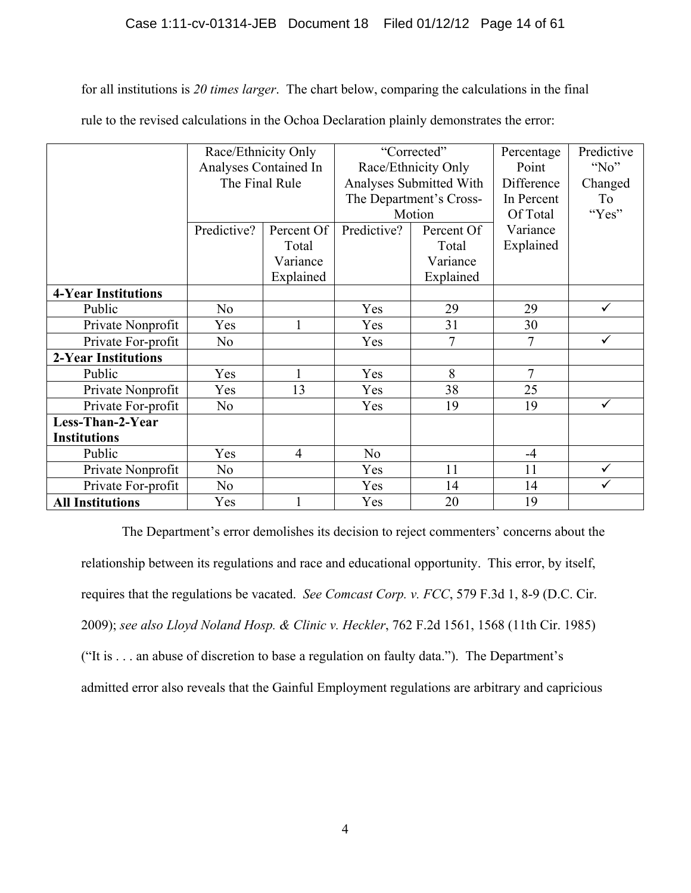for all institutions is *20 times larger*. The chart below, comparing the calculations in the final rule to the revised calculations in the Ochoa Declaration plainly demonstrates the error:

| | Race/Ethnicity Only Analyses Contained In The Final Rule | | "Corrected" Race/Ethnicity Only Analyses Submitted With The Department's Cross-Motion | | Percentage Point Difference In Percent Of Total Variance Explained | Predictive "No" Changed To "Yes" |
|---|---|---|---|---|---|---|
| | Predictive? | Percent Of Total Variance Explained | Predictive? | Percent Of Total Variance Explained | | |
| **4-Year Institutions** | | | | | | |
| Public | No | | Yes | 29 | 29 | ✓ |
| Private Nonprofit | Yes | 1 | Yes | 31 | 30 | |
| Private For-profit | No | | Yes | 7 | 7 | ✓ |
| **2-Year Institutions** | | | | | | |
| Public | Yes | 1 | Yes | 8 | 7 | |
| Private Nonprofit | Yes | 13 | Yes | 38 | 25 | |
| Private For-profit | No | | Yes | 19 | 19 | ✓ |
| **Less-Than-2-Year Institutions** | | | | | | |
| Public | Yes | 4 | No | | -4 | |
| Private Nonprofit | No | | Yes | 11 | 11 | ✓ |
| Private For-profit | No | | Yes | 14 | 14 | ✓ |
| **All Institutions** | Yes | 1 | Yes | 20 | 19 | |

The Department's error demolishes its decision to reject commenters' concerns about the relationship between its regulations and race and educational opportunity. This error, by itself, requires that the regulations be vacated. *See Comcast Corp. v. FCC*, 579 F.3d 1, 8-9 (D.C. Cir. 2009); *see also Lloyd Noland Hosp. & Clinic v. Heckler*, 762 F.2d 1561, 1568 (11th Cir. 1985) ("It is . . . an abuse of discretion to base a regulation on faulty data."). The Department's admitted error also reveals that the Gainful Employment regulations are arbitrary and capricious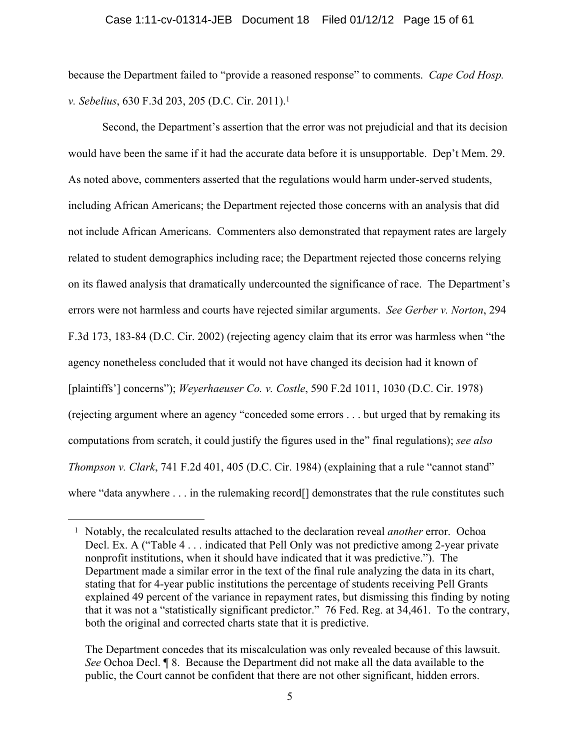because the Department failed to "provide a reasoned response" to comments. *Cape Cod Hosp. v. Sebelius*, 630 F.3d 203, 205 (D.C. Cir. 2011).[1]

Second, the Department's assertion that the error was not prejudicial and that its decision would have been the same if it had the accurate data before it is unsupportable. Dep't Mem. 29. As noted above, commenters asserted that the regulations would harm under-served students, including African Americans; the Department rejected those concerns with an analysis that did not include African Americans. Commenters also demonstrated that repayment rates are largely related to student demographics including race; the Department rejected those concerns relying on its flawed analysis that dramatically undercounted the significance of race. The Department's errors were not harmless and courts have rejected similar arguments. *See Gerber v. Norton*, 294 F.3d 173, 183-84 (D.C. Cir. 2002) (rejecting agency claim that its error was harmless when "the agency nonetheless concluded that it would not have changed its decision had it known of [plaintiffs'] concerns"); *Weyerhaeuser Co. v. Costle*, 590 F.2d 1011, 1030 (D.C. Cir. 1978) (rejecting argument where an agency "conceded some errors . . . but urged that by remaking its computations from scratch, it could justify the figures used in the" final regulations); *see also Thompson v. Clark*, 741 F.2d 401, 405 (D.C. Cir. 1984) (explaining that a rule "cannot stand" where "data anywhere . . . in the rulemaking record[] demonstrates that the rule constitutes such

---

[1] Notably, the recalculated results attached to the declaration reveal *another* error. Ochoa Decl. Ex. A ("Table 4 . . . indicated that Pell Only was not predictive among 2-year private nonprofit institutions, when it should have indicated that it was predictive."). The Department made a similar error in the text of the final rule analyzing the data in its chart, stating that for 4-year public institutions the percentage of students receiving Pell Grants explained 49 percent of the variance in repayment rates, but dismissing this finding by noting that it was not a "statistically significant predictor." 76 Fed. Reg. at 34,461. To the contrary, both the original and corrected charts state that it is predictive.

The Department concedes that its miscalculation was only revealed because of this lawsuit. *See* Ochoa Decl. ¶ 8. Because the Department did not make all the data available to the public, the Court cannot be confident that there are not other significant, hidden errors.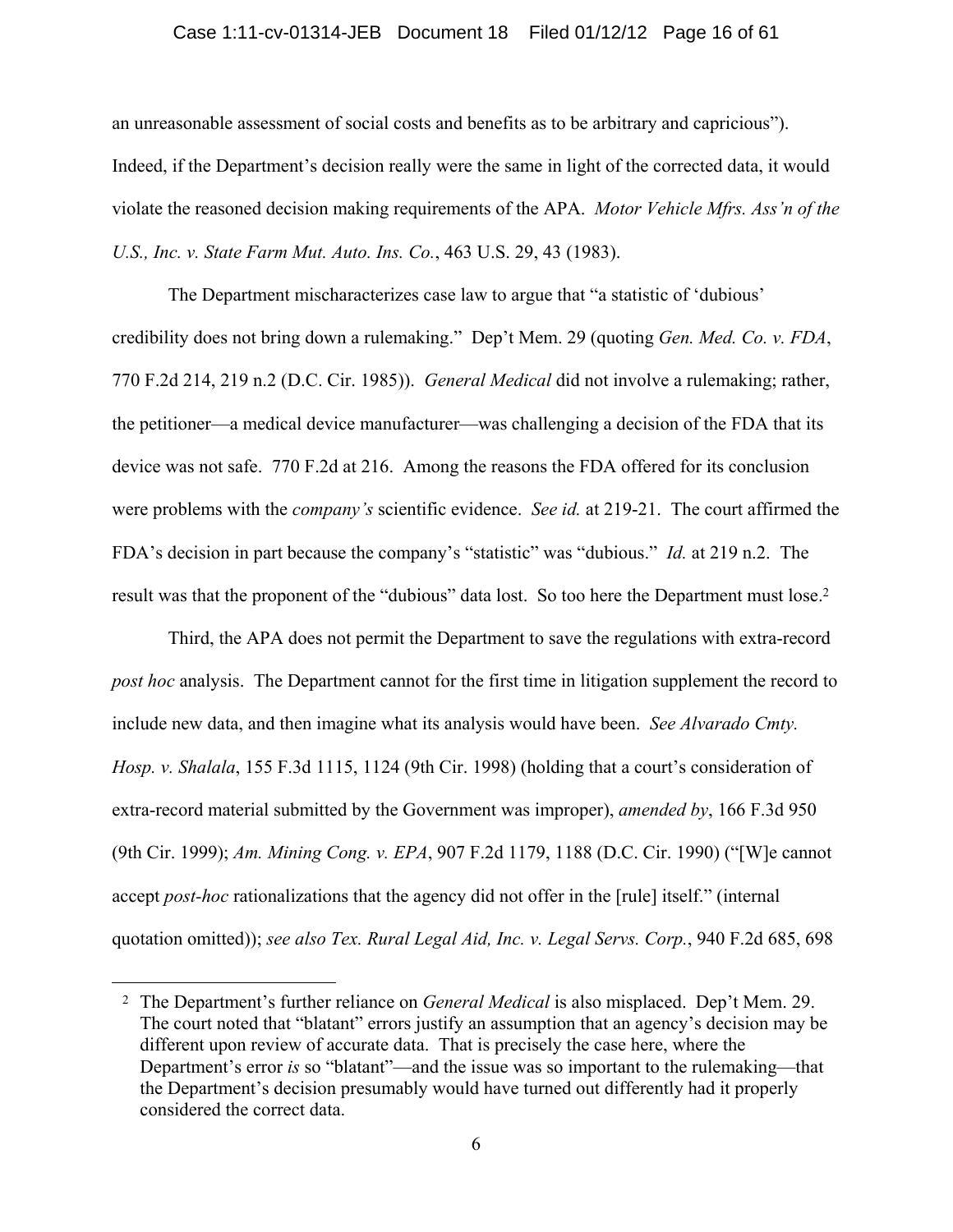an unreasonable assessment of social costs and benefits as to be arbitrary and capricious"). Indeed, if the Department's decision really were the same in light of the corrected data, it would violate the reasoned decision making requirements of the APA. *Motor Vehicle Mfrs. Ass'n of the U.S., Inc. v. State Farm Mut. Auto. Ins. Co.*, 463 U.S. 29, 43 (1983).

The Department mischaracterizes case law to argue that "a statistic of 'dubious' credibility does not bring down a rulemaking." Dep't Mem. 29 (quoting *Gen. Med. Co. v. FDA*, 770 F.2d 214, 219 n.2 (D.C. Cir. 1985)). *General Medical* did not involve a rulemaking; rather, the petitioner—a medical device manufacturer—was challenging a decision of the FDA that its device was not safe. 770 F.2d at 216. Among the reasons the FDA offered for its conclusion were problems with the *company's* scientific evidence. *See id.* at 219-21. The court affirmed the FDA's decision in part because the company's "statistic" was "dubious." *Id.* at 219 n.2. The result was that the proponent of the "dubious" data lost. So too here the Department must lose.[2]

Third, the APA does not permit the Department to save the regulations with extra-record *post hoc* analysis. The Department cannot for the first time in litigation supplement the record to include new data, and then imagine what its analysis would have been. *See Alvarado Cmty. Hosp. v. Shalala*, 155 F.3d 1115, 1124 (9th Cir. 1998) (holding that a court's consideration of extra-record material submitted by the Government was improper), *amended by*, 166 F.3d 950 (9th Cir. 1999); *Am. Mining Cong. v. EPA*, 907 F.2d 1179, 1188 (D.C. Cir. 1990) ("[W]e cannot accept *post-hoc* rationalizations that the agency did not offer in the [rule] itself." (internal quotation omitted)); *see also Tex. Rural Legal Aid, Inc. v. Legal Servs. Corp.*, 940 F.2d 685, 698

---

[2] The Department's further reliance on *General Medical* is also misplaced. Dep't Mem. 29. The court noted that "blatant" errors justify an assumption that an agency's decision may be different upon review of accurate data. That is precisely the case here, where the Department's error *is* so "blatant"—and the issue was so important to the rulemaking—that the Department's decision presumably would have turned out differently had it properly considered the correct data.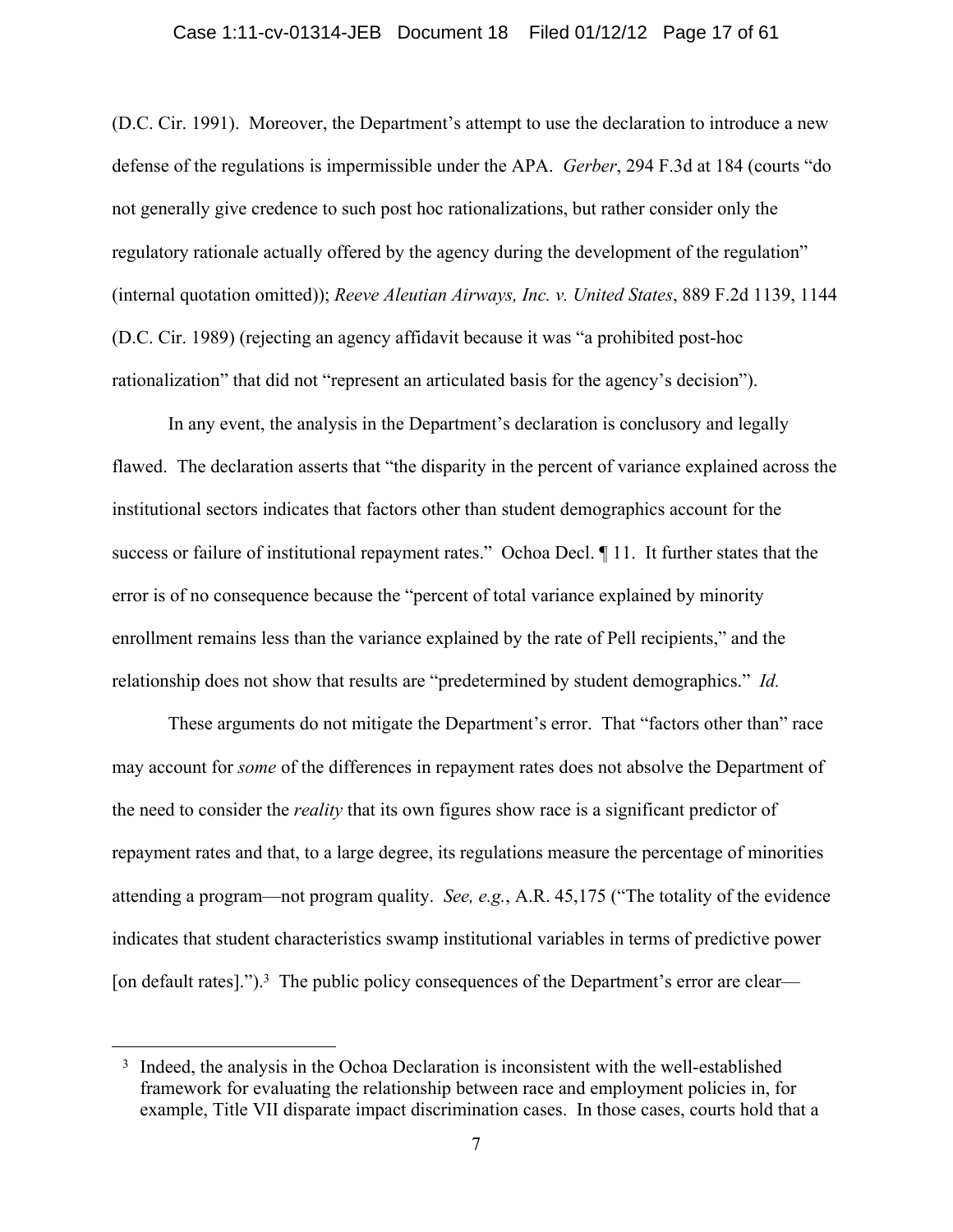(D.C. Cir. 1991). Moreover, the Department's attempt to use the declaration to introduce a new defense of the regulations is impermissible under the APA. *Gerber*, 294 F.3d at 184 (courts "do not generally give credence to such post hoc rationalizations, but rather consider only the regulatory rationale actually offered by the agency during the development of the regulation" (internal quotation omitted)); *Reeve Aleutian Airways, Inc. v. United States*, 889 F.2d 1139, 1144 (D.C. Cir. 1989) (rejecting an agency affidavit because it was "a prohibited post-hoc rationalization" that did not "represent an articulated basis for the agency's decision").

In any event, the analysis in the Department's declaration is conclusory and legally flawed. The declaration asserts that "the disparity in the percent of variance explained across the institutional sectors indicates that factors other than student demographics account for the success or failure of institutional repayment rates." Ochoa Decl. ¶ 11. It further states that the error is of no consequence because the "percent of total variance explained by minority enrollment remains less than the variance explained by the rate of Pell recipients," and the relationship does not show that results are "predetermined by student demographics." *Id.*

These arguments do not mitigate the Department's error. That "factors other than" race may account for *some* of the differences in repayment rates does not absolve the Department of the need to consider the *reality* that its own figures show race is a significant predictor of repayment rates and that, to a large degree, its regulations measure the percentage of minorities attending a program—not program quality. *See, e.g.*, A.R. 45,175 ("The totality of the evidence indicates that student characteristics swamp institutional variables in terms of predictive power [on default rates].").[3] The public policy consequences of the Department's error are clear—

[3] Indeed, the analysis in the Ochoa Declaration is inconsistent with the well-established framework for evaluating the relationship between race and employment policies in, for example, Title VII disparate impact discrimination cases. In those cases, courts hold that a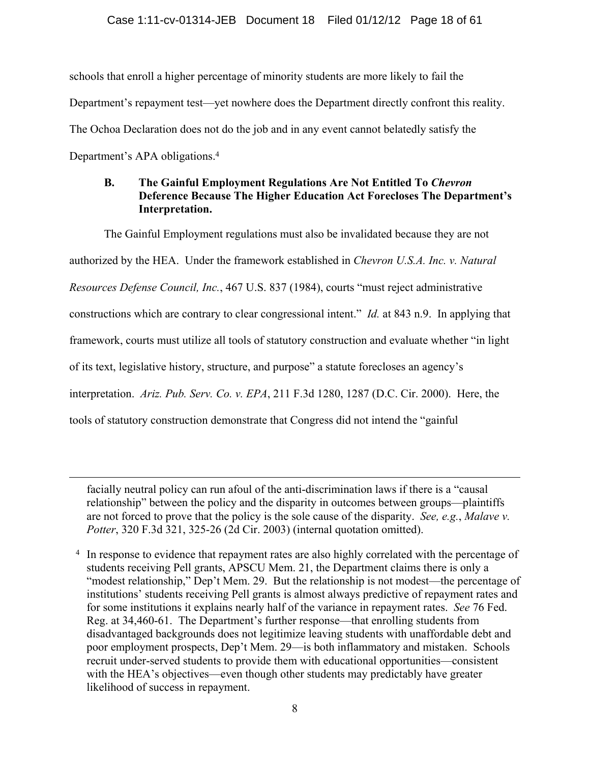schools that enroll a higher percentage of minority students are more likely to fail the Department's repayment test—yet nowhere does the Department directly confront this reality. The Ochoa Declaration does not do the job and in any event cannot belatedly satisfy the Department's APA obligations.[4]

### B. The Gainful Employment Regulations Are Not Entitled To *Chevron* Deference Because The Higher Education Act Forecloses The Department's Interpretation.

The Gainful Employment regulations must also be invalidated because they are not authorized by the HEA. Under the framework established in *Chevron U.S.A. Inc. v. Natural Resources Defense Council, Inc.*, 467 U.S. 837 (1984), courts "must reject administrative constructions which are contrary to clear congressional intent." *Id.* at 843 n.9. In applying that framework, courts must utilize all tools of statutory construction and evaluate whether "in light of its text, legislative history, structure, and purpose" a statute forecloses an agency's interpretation. *Ariz. Pub. Serv. Co. v. EPA*, 211 F.3d 1280, 1287 (D.C. Cir. 2000). Here, the tools of statutory construction demonstrate that Congress did not intend the "gainful

---

facially neutral policy can run afoul of the anti-discrimination laws if there is a "causal relationship" between the policy and the disparity in outcomes between groups—plaintiffs are not forced to prove that the policy is the sole cause of the disparity. *See, e.g.*, *Malave v. Potter*, 320 F.3d 321, 325-26 (2d Cir. 2003) (internal quotation omitted).

[4] In response to evidence that repayment rates are also highly correlated with the percentage of students receiving Pell grants, APSCU Mem. 21, the Department claims there is only a "modest relationship," Dep't Mem. 29. But the relationship is not modest—the percentage of institutions' students receiving Pell grants is almost always predictive of repayment rates and for some institutions it explains nearly half of the variance in repayment rates. *See* 76 Fed. Reg. at 34,460-61. The Department's further response—that enrolling students from disadvantaged backgrounds does not legitimize leaving students with unaffordable debt and poor employment prospects, Dep't Mem. 29—is both inflammatory and mistaken. Schools recruit under-served students to provide them with educational opportunities—consistent with the HEA's objectives—even though other students may predictably have greater likelihood of success in repayment.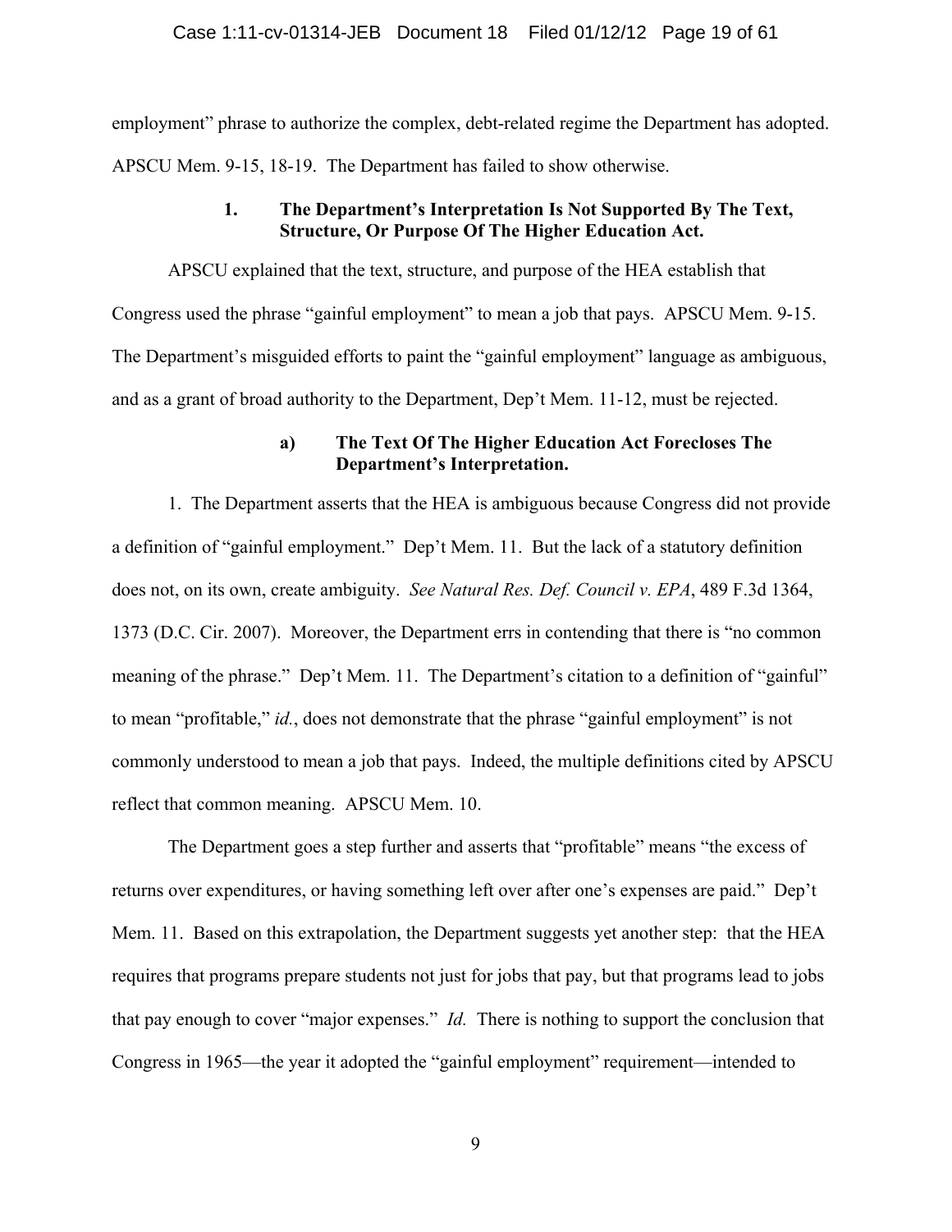employment" phrase to authorize the complex, debt-related regime the Department has adopted. APSCU Mem. 9-15, 18-19. The Department has failed to show otherwise.

### 1. The Department's Interpretation Is Not Supported By The Text, Structure, Or Purpose Of The Higher Education Act.

APSCU explained that the text, structure, and purpose of the HEA establish that Congress used the phrase "gainful employment" to mean a job that pays. APSCU Mem. 9-15. The Department's misguided efforts to paint the "gainful employment" language as ambiguous, and as a grant of broad authority to the Department, Dep't Mem. 11-12, must be rejected.

#### a) The Text Of The Higher Education Act Forecloses The Department's Interpretation.

1. The Department asserts that the HEA is ambiguous because Congress did not provide a definition of "gainful employment." Dep't Mem. 11. But the lack of a statutory definition does not, on its own, create ambiguity. *See Natural Res. Def. Council v. EPA*, 489 F.3d 1364, 1373 (D.C. Cir. 2007). Moreover, the Department errs in contending that there is "no common meaning of the phrase." Dep't Mem. 11. The Department's citation to a definition of "gainful" to mean "profitable," *id.*, does not demonstrate that the phrase "gainful employment" is not commonly understood to mean a job that pays. Indeed, the multiple definitions cited by APSCU reflect that common meaning. APSCU Mem. 10.

The Department goes a step further and asserts that "profitable" means "the excess of returns over expenditures, or having something left over after one's expenses are paid." Dep't Mem. 11. Based on this extrapolation, the Department suggests yet another step: that the HEA requires that programs prepare students not just for jobs that pay, but that programs lead to jobs that pay enough to cover "major expenses." *Id.* There is nothing to support the conclusion that Congress in 1965—the year it adopted the "gainful employment" requirement—intended to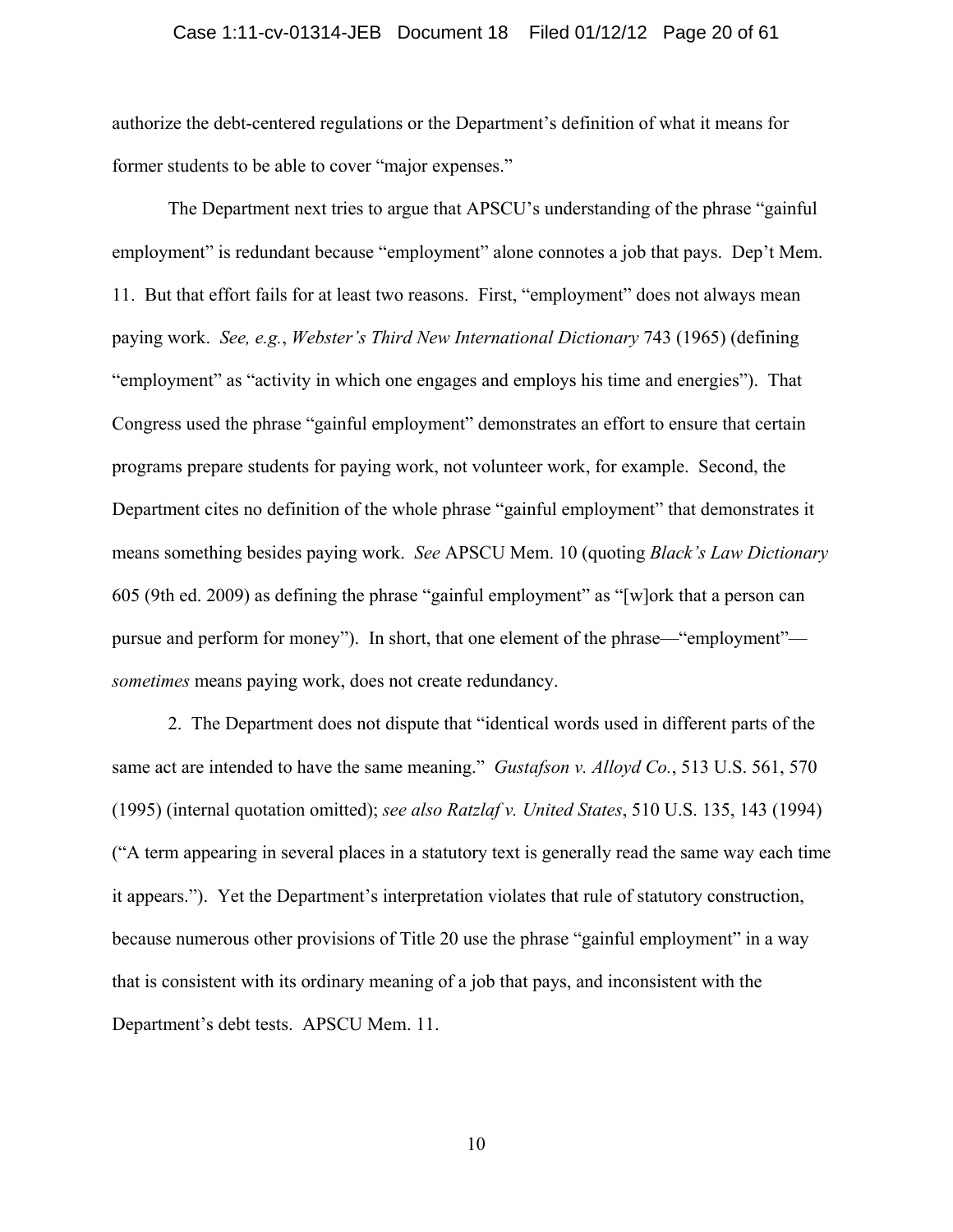authorize the debt-centered regulations or the Department's definition of what it means for former students to be able to cover "major expenses."

The Department next tries to argue that APSCU's understanding of the phrase "gainful employment" is redundant because "employment" alone connotes a job that pays. Dep't Mem. 11. But that effort fails for at least two reasons. First, "employment" does not always mean paying work. *See, e.g.*, *Webster's Third New International Dictionary* 743 (1965) (defining "employment" as "activity in which one engages and employs his time and energies"). That Congress used the phrase "gainful employment" demonstrates an effort to ensure that certain programs prepare students for paying work, not volunteer work, for example. Second, the Department cites no definition of the whole phrase "gainful employment" that demonstrates it means something besides paying work. *See* APSCU Mem. 10 (quoting *Black's Law Dictionary* 605 (9th ed. 2009) as defining the phrase "gainful employment" as "[w]ork that a person can pursue and perform for money"). In short, that one element of the phrase—"employment"—*sometimes* means paying work, does not create redundancy.

2. The Department does not dispute that "identical words used in different parts of the same act are intended to have the same meaning." *Gustafson v. Alloyd Co.*, 513 U.S. 561, 570 (1995) (internal quotation omitted); *see also Ratzlaf v. United States*, 510 U.S. 135, 143 (1994) ("A term appearing in several places in a statutory text is generally read the same way each time it appears."). Yet the Department's interpretation violates that rule of statutory construction, because numerous other provisions of Title 20 use the phrase "gainful employment" in a way that is consistent with its ordinary meaning of a job that pays, and inconsistent with the Department's debt tests. APSCU Mem. 11.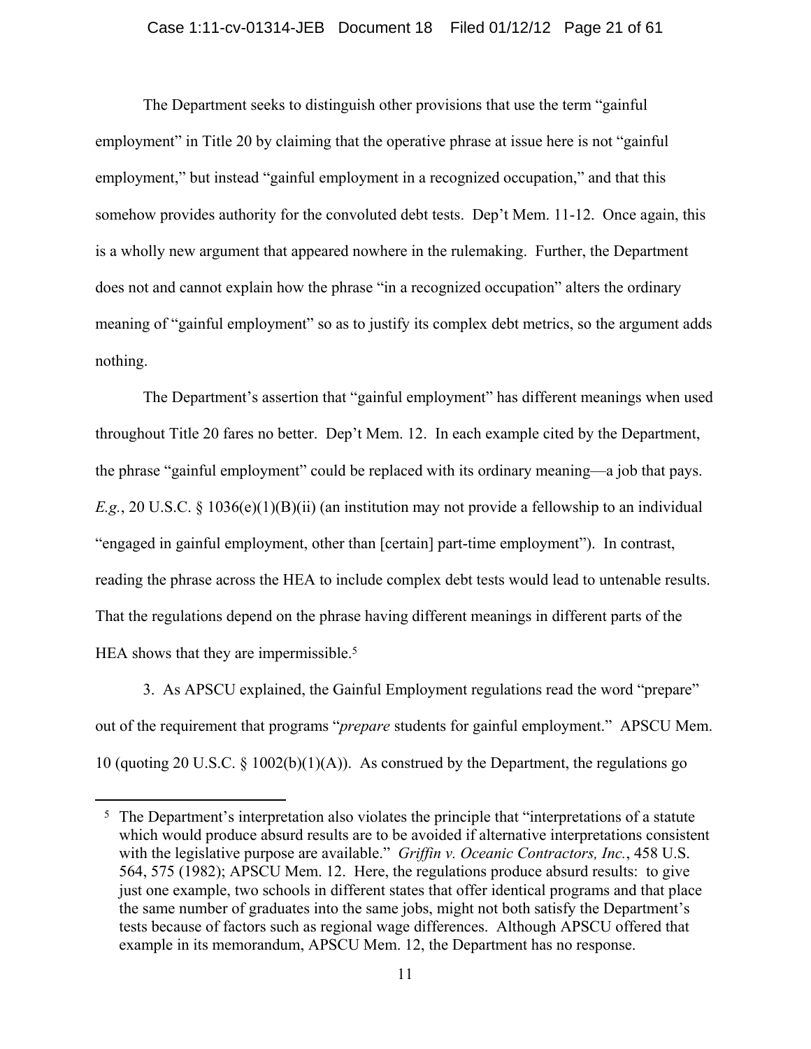The Department seeks to distinguish other provisions that use the term "gainful employment" in Title 20 by claiming that the operative phrase at issue here is not "gainful employment," but instead "gainful employment in a recognized occupation," and that this somehow provides authority for the convoluted debt tests. Dep't Mem. 11-12. Once again, this is a wholly new argument that appeared nowhere in the rulemaking. Further, the Department does not and cannot explain how the phrase "in a recognized occupation" alters the ordinary meaning of "gainful employment" so as to justify its complex debt metrics, so the argument adds nothing.

The Department's assertion that "gainful employment" has different meanings when used throughout Title 20 fares no better. Dep't Mem. 12. In each example cited by the Department, the phrase "gainful employment" could be replaced with its ordinary meaning—a job that pays. *E.g.*, 20 U.S.C. § 1036(e)(1)(B)(ii) (an institution may not provide a fellowship to an individual "engaged in gainful employment, other than [certain] part-time employment"). In contrast, reading the phrase across the HEA to include complex debt tests would lead to untenable results. That the regulations depend on the phrase having different meanings in different parts of the HEA shows that they are impermissible.[5]

3. As APSCU explained, the Gainful Employment regulations read the word "prepare" out of the requirement that programs "*prepare* students for gainful employment." APSCU Mem. 10 (quoting 20 U.S.C. § 1002(b)(1)(A)). As construed by the Department, the regulations go

---

[5] The Department's interpretation also violates the principle that "interpretations of a statute which would produce absurd results are to be avoided if alternative interpretations consistent with the legislative purpose are available." *Griffin v. Oceanic Contractors, Inc.*, 458 U.S. 564, 575 (1982); APSCU Mem. 12. Here, the regulations produce absurd results: to give just one example, two schools in different states that offer identical programs and that place the same number of graduates into the same jobs, might not both satisfy the Department's tests because of factors such as regional wage differences. Although APSCU offered that example in its memorandum, APSCU Mem. 12, the Department has no response.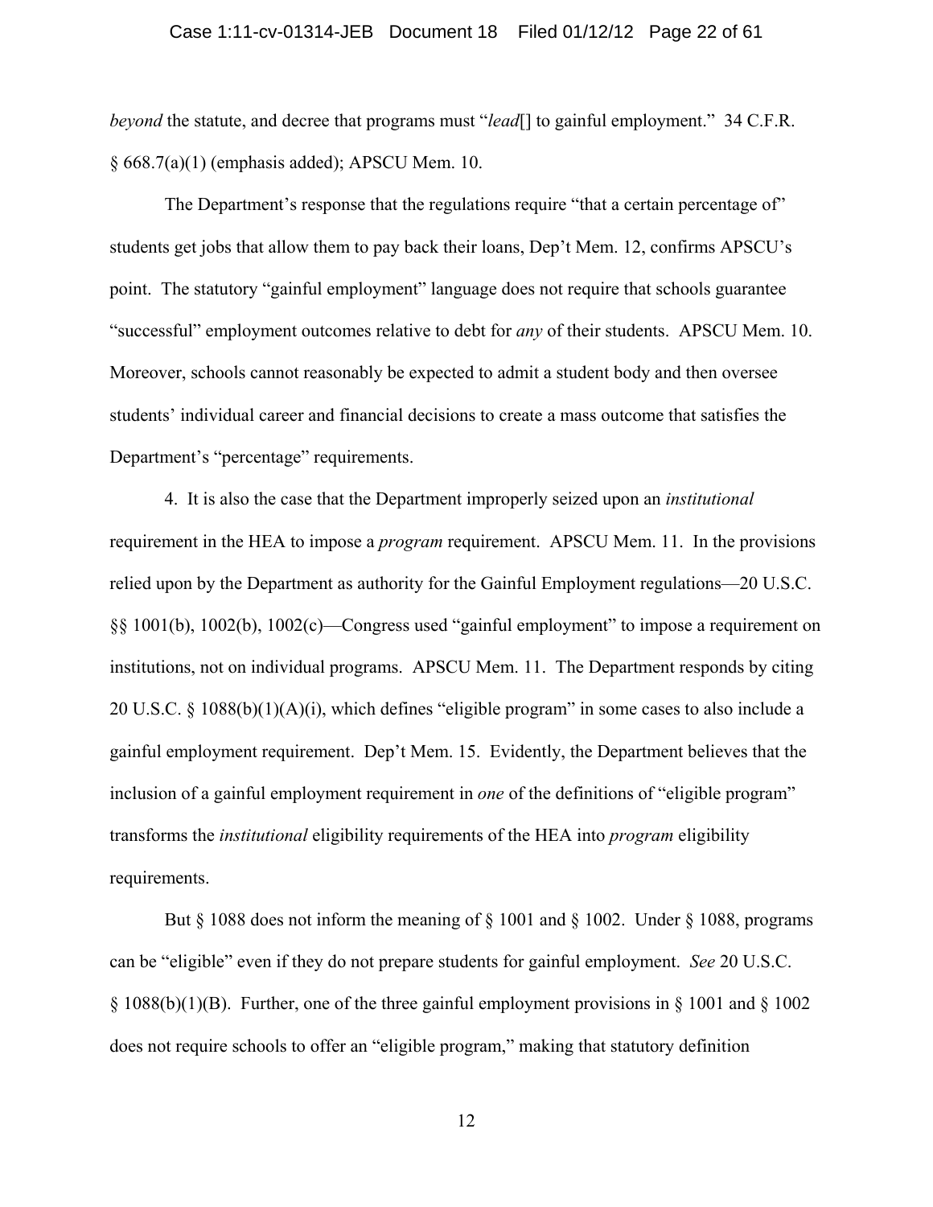*beyond* the statute, and decree that programs must "*lead*[] to gainful employment." 34 C.F.R. § 668.7(a)(1) (emphasis added); APSCU Mem. 10.

The Department's response that the regulations require "that a certain percentage of" students get jobs that allow them to pay back their loans, Dep't Mem. 12, confirms APSCU's point. The statutory "gainful employment" language does not require that schools guarantee "successful" employment outcomes relative to debt for *any* of their students. APSCU Mem. 10. Moreover, schools cannot reasonably be expected to admit a student body and then oversee students' individual career and financial decisions to create a mass outcome that satisfies the Department's "percentage" requirements.

4. It is also the case that the Department improperly seized upon an *institutional* requirement in the HEA to impose a *program* requirement. APSCU Mem. 11. In the provisions relied upon by the Department as authority for the Gainful Employment regulations—20 U.S.C. §§ 1001(b), 1002(b), 1002(c)—Congress used "gainful employment" to impose a requirement on institutions, not on individual programs. APSCU Mem. 11. The Department responds by citing 20 U.S.C. § 1088(b)(1)(A)(i), which defines "eligible program" in some cases to also include a gainful employment requirement. Dep't Mem. 15. Evidently, the Department believes that the inclusion of a gainful employment requirement in *one* of the definitions of "eligible program" transforms the *institutional* eligibility requirements of the HEA into *program* eligibility requirements.

But § 1088 does not inform the meaning of § 1001 and § 1002. Under § 1088, programs can be "eligible" even if they do not prepare students for gainful employment. *See* 20 U.S.C. § 1088(b)(1)(B). Further, one of the three gainful employment provisions in § 1001 and § 1002 does not require schools to offer an "eligible program," making that statutory definition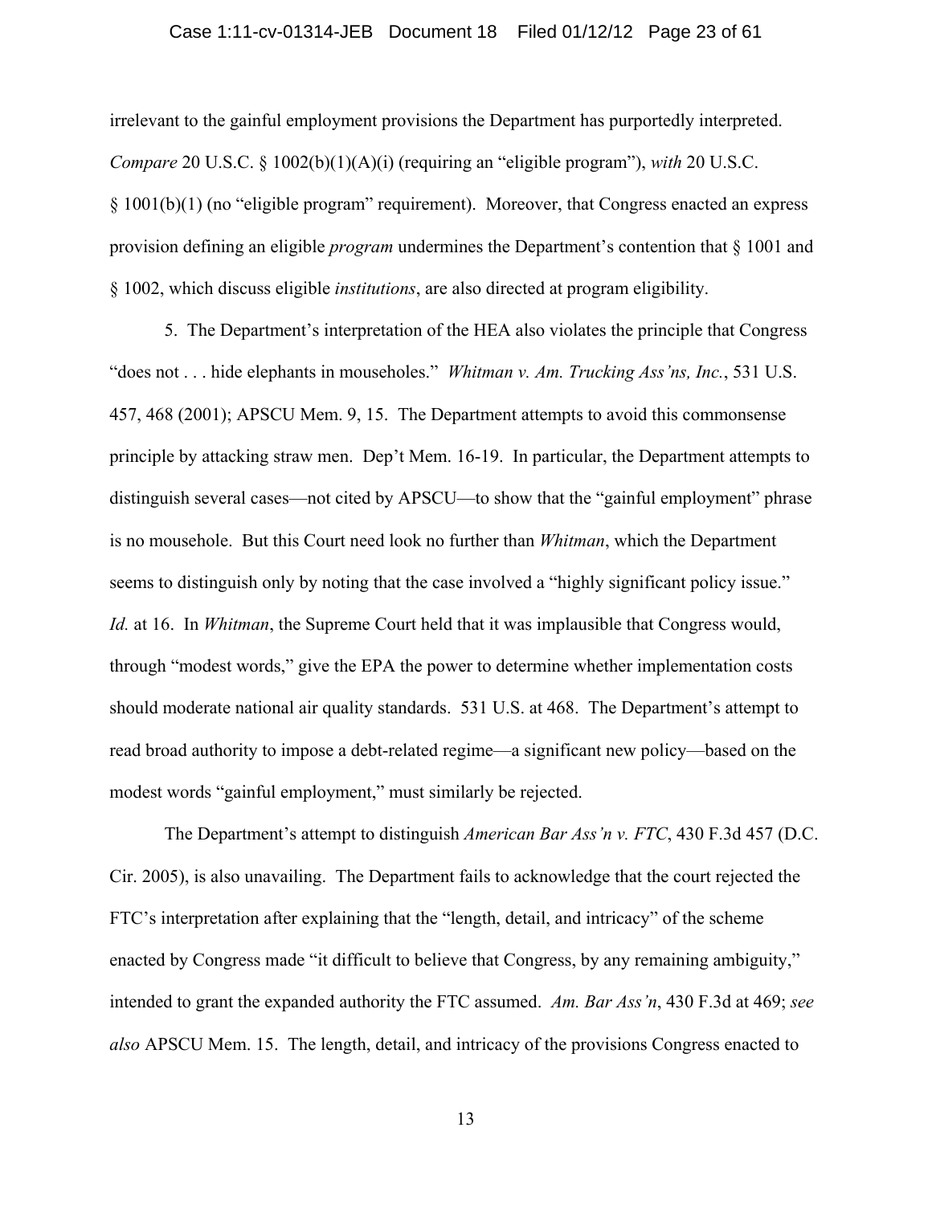irrelevant to the gainful employment provisions the Department has purportedly interpreted. *Compare* 20 U.S.C. § 1002(b)(1)(A)(i) (requiring an "eligible program"), *with* 20 U.S.C. § 1001(b)(1) (no "eligible program" requirement). Moreover, that Congress enacted an express provision defining an eligible *program* undermines the Department's contention that § 1001 and § 1002, which discuss eligible *institutions*, are also directed at program eligibility.

5. The Department's interpretation of the HEA also violates the principle that Congress "does not . . . hide elephants in mouseholes." *Whitman v. Am. Trucking Ass'ns, Inc.*, 531 U.S. 457, 468 (2001); APSCU Mem. 9, 15. The Department attempts to avoid this commonsense principle by attacking straw men. Dep't Mem. 16-19. In particular, the Department attempts to distinguish several cases—not cited by APSCU—to show that the "gainful employment" phrase is no mousehole. But this Court need look no further than *Whitman*, which the Department seems to distinguish only by noting that the case involved a "highly significant policy issue." *Id.* at 16. In *Whitman*, the Supreme Court held that it was implausible that Congress would, through "modest words," give the EPA the power to determine whether implementation costs should moderate national air quality standards. 531 U.S. at 468. The Department's attempt to read broad authority to impose a debt-related regime—a significant new policy—based on the modest words "gainful employment," must similarly be rejected.

The Department's attempt to distinguish *American Bar Ass'n v. FTC*, 430 F.3d 457 (D.C. Cir. 2005), is also unavailing. The Department fails to acknowledge that the court rejected the FTC's interpretation after explaining that the "length, detail, and intricacy" of the scheme enacted by Congress made "it difficult to believe that Congress, by any remaining ambiguity," intended to grant the expanded authority the FTC assumed. *Am. Bar Ass'n*, 430 F.3d at 469; *see also* APSCU Mem. 15. The length, detail, and intricacy of the provisions Congress enacted to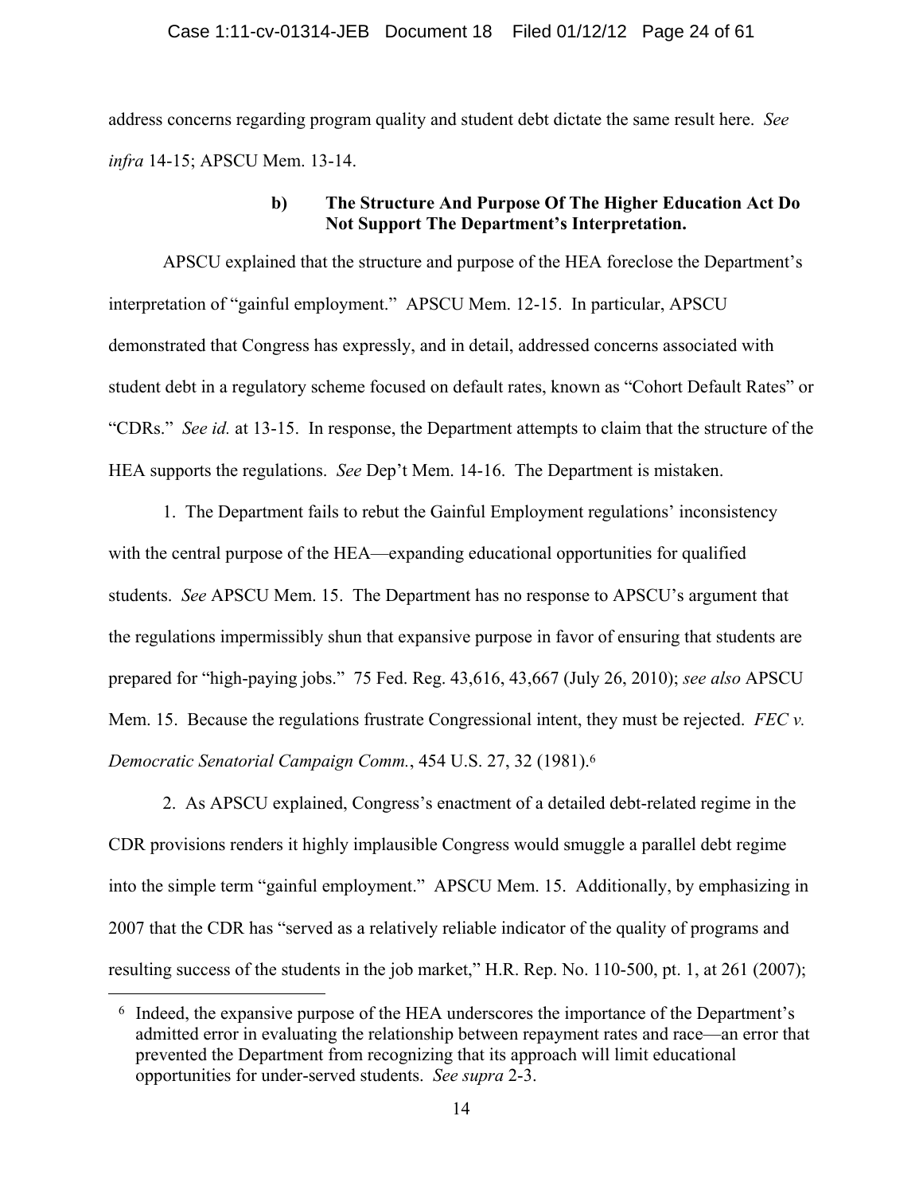address concerns regarding program quality and student debt dictate the same result here. *See infra* 14-15; APSCU Mem. 13-14.

### b) The Structure And Purpose Of The Higher Education Act Do Not Support The Department's Interpretation.

APSCU explained that the structure and purpose of the HEA foreclose the Department's interpretation of "gainful employment." APSCU Mem. 12-15. In particular, APSCU demonstrated that Congress has expressly, and in detail, addressed concerns associated with student debt in a regulatory scheme focused on default rates, known as "Cohort Default Rates" or "CDRs." *See id.* at 13-15. In response, the Department attempts to claim that the structure of the HEA supports the regulations. *See* Dep't Mem. 14-16. The Department is mistaken.

1. The Department fails to rebut the Gainful Employment regulations' inconsistency with the central purpose of the HEA—expanding educational opportunities for qualified students. *See* APSCU Mem. 15. The Department has no response to APSCU's argument that the regulations impermissibly shun that expansive purpose in favor of ensuring that students are prepared for "high-paying jobs." 75 Fed. Reg. 43,616, 43,667 (July 26, 2010); *see also* APSCU Mem. 15. Because the regulations frustrate Congressional intent, they must be rejected. *FEC v. Democratic Senatorial Campaign Comm.*, 454 U.S. 27, 32 (1981).[6]

2. As APSCU explained, Congress's enactment of a detailed debt-related regime in the CDR provisions renders it highly implausible Congress would smuggle a parallel debt regime into the simple term "gainful employment." APSCU Mem. 15. Additionally, by emphasizing in 2007 that the CDR has "served as a relatively reliable indicator of the quality of programs and resulting success of the students in the job market," H.R. Rep. No. 110-500, pt. 1, at 261 (2007);

---

[6] Indeed, the expansive purpose of the HEA underscores the importance of the Department's admitted error in evaluating the relationship between repayment rates and race—an error that prevented the Department from recognizing that its approach will limit educational opportunities for under-served students. *See supra* 2-3.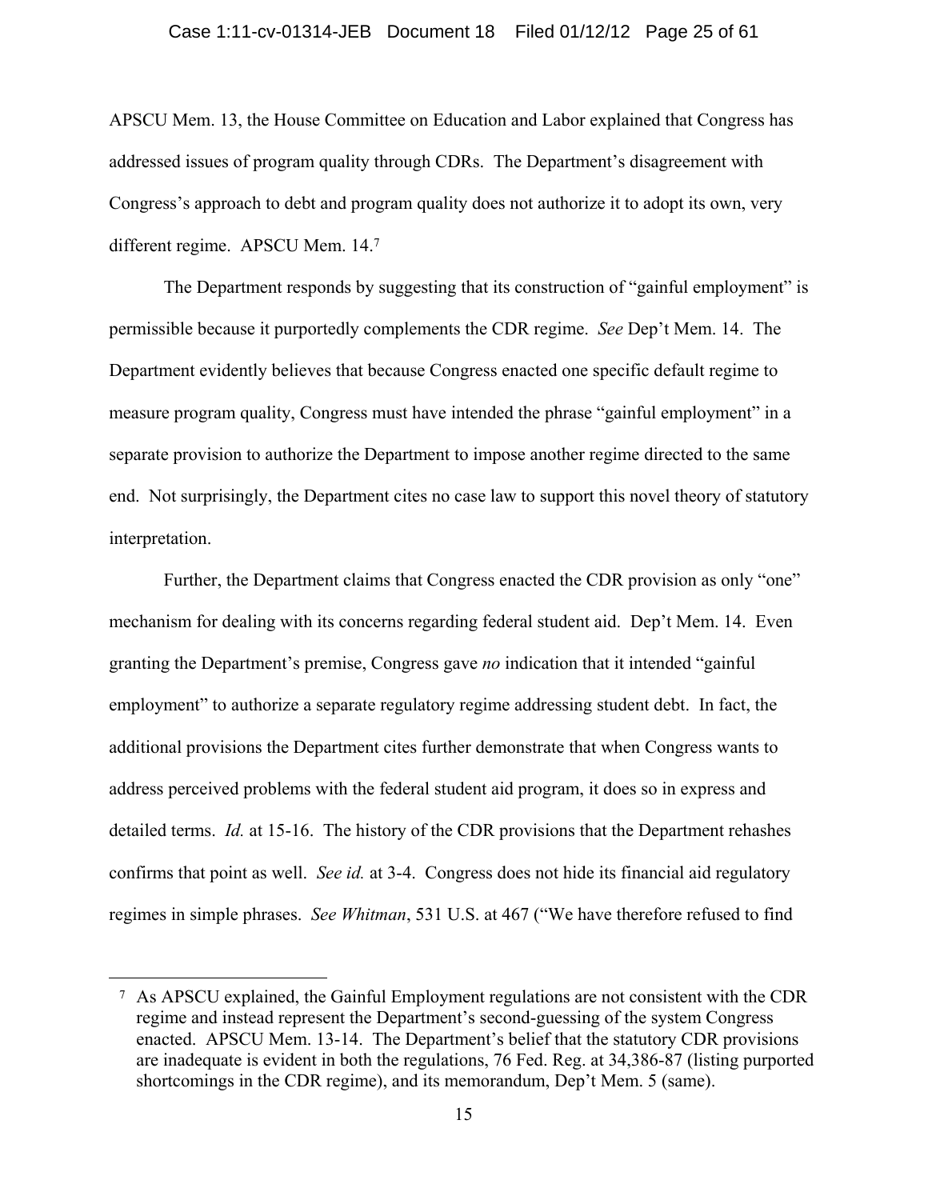APSCU Mem. 13, the House Committee on Education and Labor explained that Congress has addressed issues of program quality through CDRs. The Department's disagreement with Congress's approach to debt and program quality does not authorize it to adopt its own, very different regime. APSCU Mem. 14.[7]

The Department responds by suggesting that its construction of "gainful employment" is permissible because it purportedly complements the CDR regime. *See* Dep't Mem. 14. The Department evidently believes that because Congress enacted one specific default regime to measure program quality, Congress must have intended the phrase "gainful employment" in a separate provision to authorize the Department to impose another regime directed to the same end. Not surprisingly, the Department cites no case law to support this novel theory of statutory interpretation.

Further, the Department claims that Congress enacted the CDR provision as only "one" mechanism for dealing with its concerns regarding federal student aid. Dep't Mem. 14. Even granting the Department's premise, Congress gave *no* indication that it intended "gainful employment" to authorize a separate regulatory regime addressing student debt. In fact, the additional provisions the Department cites further demonstrate that when Congress wants to address perceived problems with the federal student aid program, it does so in express and detailed terms. *Id.* at 15-16. The history of the CDR provisions that the Department rehashes confirms that point as well. *See id.* at 3-4. Congress does not hide its financial aid regulatory regimes in simple phrases. *See Whitman*, 531 U.S. at 467 ("We have therefore refused to find

[7] As APSCU explained, the Gainful Employment regulations are not consistent with the CDR regime and instead represent the Department's second-guessing of the system Congress enacted. APSCU Mem. 13-14. The Department's belief that the statutory CDR provisions are inadequate is evident in both the regulations, 76 Fed. Reg. at 34,386-87 (listing purported shortcomings in the CDR regime), and its memorandum, Dep't Mem. 5 (same).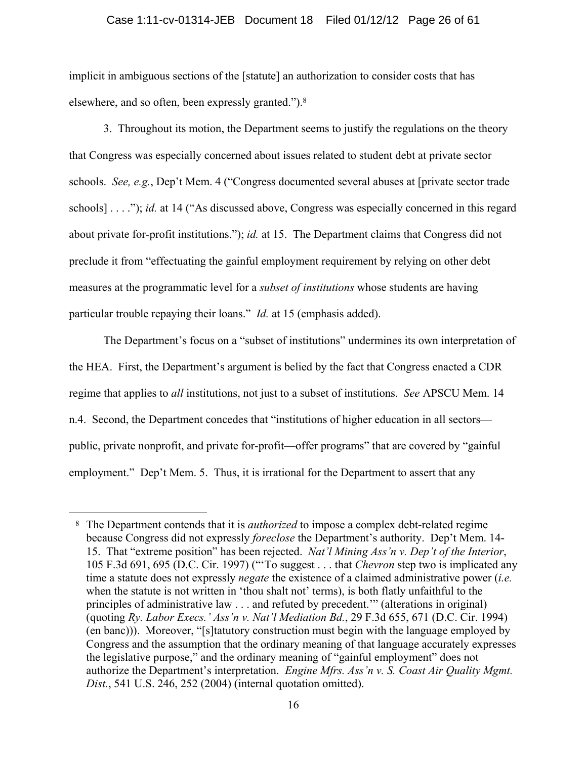implicit in ambiguous sections of the [statute] an authorization to consider costs that has elsewhere, and so often, been expressly granted.").[8]

3. Throughout its motion, the Department seems to justify the regulations on the theory that Congress was especially concerned about issues related to student debt at private sector schools. *See, e.g.*, Dep't Mem. 4 ("Congress documented several abuses at [private sector trade schools] . . . ."); *id.* at 14 ("As discussed above, Congress was especially concerned in this regard about private for-profit institutions."); *id.* at 15. The Department claims that Congress did not preclude it from "effectuating the gainful employment requirement by relying on other debt measures at the programmatic level for a *subset of institutions* whose students are having particular trouble repaying their loans." *Id.* at 15 (emphasis added).

The Department's focus on a "subset of institutions" undermines its own interpretation of the HEA. First, the Department's argument is belied by the fact that Congress enacted a CDR regime that applies to *all* institutions, not just to a subset of institutions. *See* APSCU Mem. 14 n.4. Second, the Department concedes that "institutions of higher education in all sectors—public, private nonprofit, and private for-profit—offer programs" that are covered by "gainful employment." Dep't Mem. 5. Thus, it is irrational for the Department to assert that any

---

[8] The Department contends that it is *authorized* to impose a complex debt-related regime because Congress did not expressly *foreclose* the Department's authority. Dep't Mem. 14-15. That "extreme position" has been rejected. *Nat'l Mining Ass'n v. Dep't of the Interior*, 105 F.3d 691, 695 (D.C. Cir. 1997) ("'To suggest . . . that *Chevron* step two is implicated any time a statute does not expressly *negate* the existence of a claimed administrative power (*i.e.* when the statute is not written in 'thou shalt not' terms), is both flatly unfaithful to the principles of administrative law . . . and refuted by precedent.'" (alterations in original) (quoting *Ry. Labor Execs.' Ass'n v. Nat'l Mediation Bd.*, 29 F.3d 655, 671 (D.C. Cir. 1994) (en banc))). Moreover, "[s]tatutory construction must begin with the language employed by Congress and the assumption that the ordinary meaning of that language accurately expresses the legislative purpose," and the ordinary meaning of "gainful employment" does not authorize the Department's interpretation. *Engine Mfrs. Ass'n v. S. Coast Air Quality Mgmt. Dist.*, 541 U.S. 246, 252 (2004) (internal quotation omitted).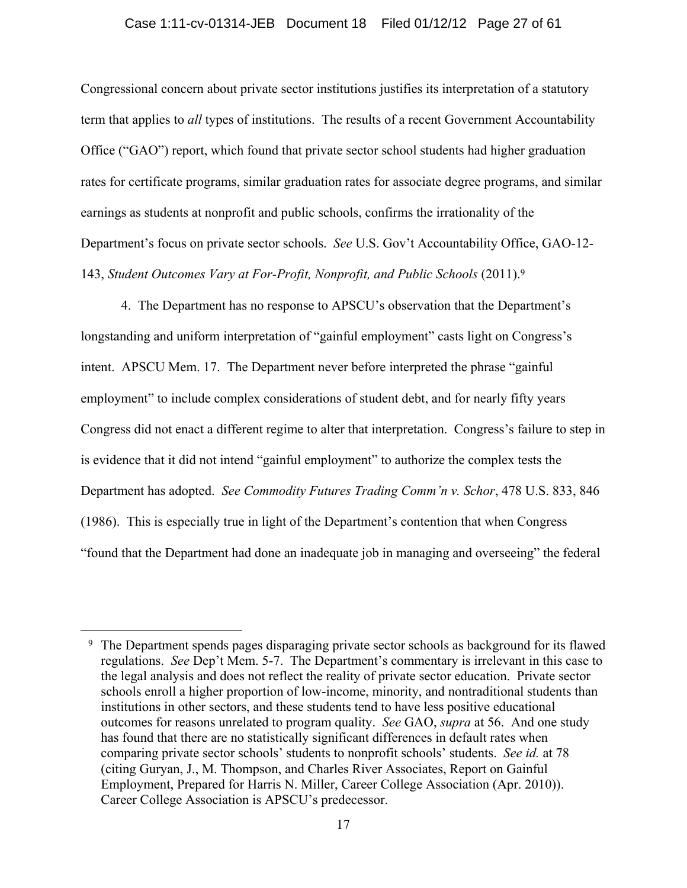Congressional concern about private sector institutions justifies its interpretation of a statutory term that applies to *all* types of institutions. The results of a recent Government Accountability Office ("GAO") report, which found that private sector school students had higher graduation rates for certificate programs, similar graduation rates for associate degree programs, and similar earnings as students at nonprofit and public schools, confirms the irrationality of the Department's focus on private sector schools. *See* U.S. Gov't Accountability Office, GAO-12-143, *Student Outcomes Vary at For-Profit, Nonprofit, and Public Schools* (2011).[9]

4. The Department has no response to APSCU's observation that the Department's longstanding and uniform interpretation of "gainful employment" casts light on Congress's intent. APSCU Mem. 17. The Department never before interpreted the phrase "gainful employment" to include complex considerations of student debt, and for nearly fifty years Congress did not enact a different regime to alter that interpretation. Congress's failure to step in is evidence that it did not intend "gainful employment" to authorize the complex tests the Department has adopted. *See Commodity Futures Trading Comm'n v. Schor*, 478 U.S. 833, 846 (1986). This is especially true in light of the Department's contention that when Congress "found that the Department had done an inadequate job in managing and overseeing" the federal

[9] The Department spends pages disparaging private sector schools as background for its flawed regulations. *See* Dep't Mem. 5-7. The Department's commentary is irrelevant in this case to the legal analysis and does not reflect the reality of private sector education. Private sector schools enroll a higher proportion of low-income, minority, and nontraditional students than institutions in other sectors, and these students tend to have less positive educational outcomes for reasons unrelated to program quality. *See* GAO, *supra* at 56. And one study has found that there are no statistically significant differences in default rates when comparing private sector schools' students to nonprofit schools' students. *See id.* at 78 (citing Guryan, J., M. Thompson, and Charles River Associates, Report on Gainful Employment, Prepared for Harris N. Miller, Career College Association (Apr. 2010)). Career College Association is APSCU's predecessor.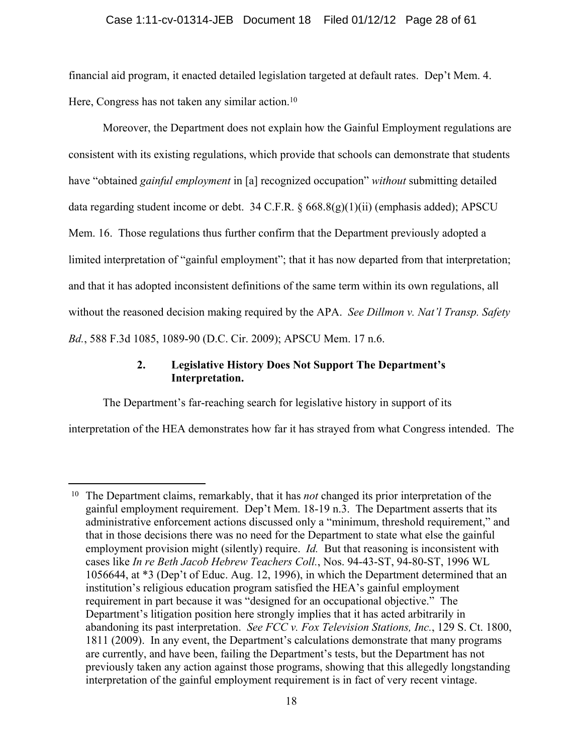financial aid program, it enacted detailed legislation targeted at default rates. Dep't Mem. 4. Here, Congress has not taken any similar action.[10]

Moreover, the Department does not explain how the Gainful Employment regulations are consistent with its existing regulations, which provide that schools can demonstrate that students have "obtained *gainful employment* in [a] recognized occupation" *without* submitting detailed data regarding student income or debt. 34 C.F.R. § 668.8(g)(1)(ii) (emphasis added); APSCU Mem. 16. Those regulations thus further confirm that the Department previously adopted a limited interpretation of "gainful employment"; that it has now departed from that interpretation; and that it has adopted inconsistent definitions of the same term within its own regulations, all without the reasoned decision making required by the APA. *See Dillmon v. Nat'l Transp. Safety Bd.*, 588 F.3d 1085, 1089-90 (D.C. Cir. 2009); APSCU Mem. 17 n.6.

### 2. Legislative History Does Not Support The Department's Interpretation.

The Department's far-reaching search for legislative history in support of its interpretation of the HEA demonstrates how far it has strayed from what Congress intended. The

---

[10] The Department claims, remarkably, that it has *not* changed its prior interpretation of the gainful employment requirement. Dep't Mem. 18-19 n.3. The Department asserts that its administrative enforcement actions discussed only a "minimum, threshold requirement," and that in those decisions there was no need for the Department to state what else the gainful employment provision might (silently) require. *Id.* But that reasoning is inconsistent with cases like *In re Beth Jacob Hebrew Teachers Coll.*, Nos. 94-43-ST, 94-80-ST, 1996 WL 1056644, at *3 (Dep't of Educ. Aug. 12, 1996), in which the Department determined that an institution's religious education program satisfied the HEA's gainful employment requirement in part because it was "designed for an occupational objective." The Department's litigation position here strongly implies that it has acted arbitrarily in abandoning its past interpretation. *See FCC v. Fox Television Stations, Inc.*, 129 S. Ct. 1800, 1811 (2009). In any event, the Department's calculations demonstrate that many programs are currently, and have been, failing the Department's tests, but the Department has not previously taken any action against those programs, showing that this allegedly longstanding interpretation of the gainful employment requirement is in fact of very recent vintage.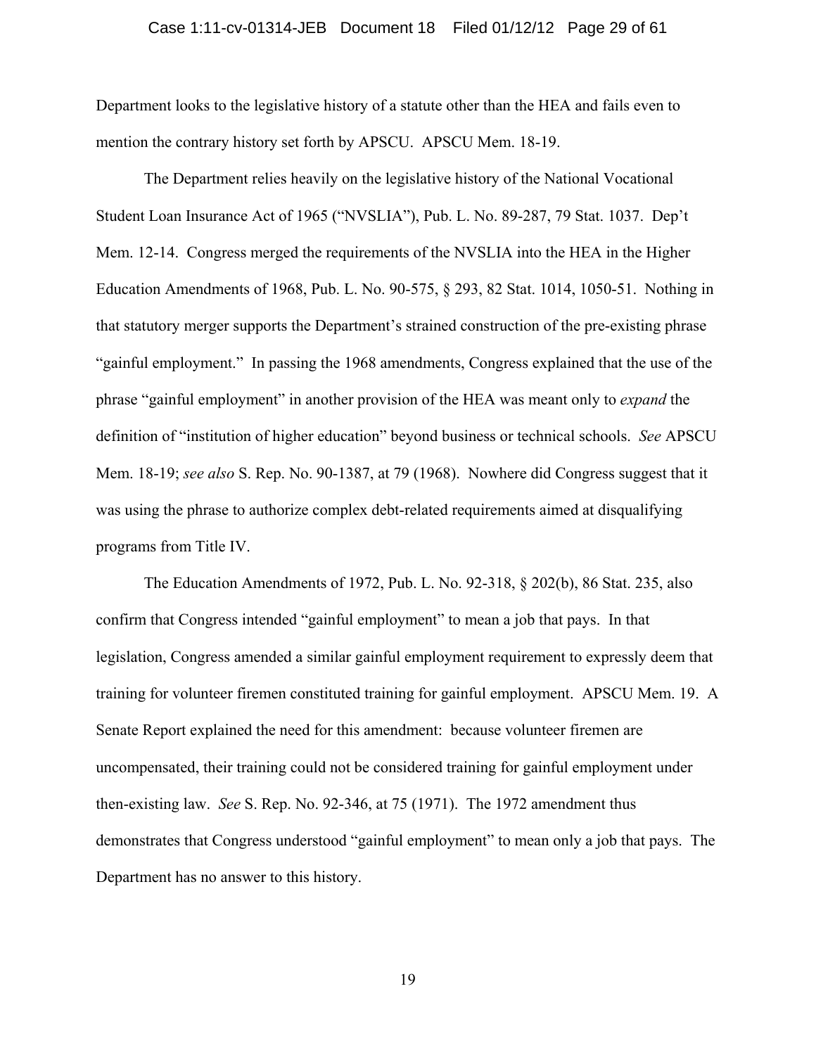Department looks to the legislative history of a statute other than the HEA and fails even to mention the contrary history set forth by APSCU. APSCU Mem. 18-19.

The Department relies heavily on the legislative history of the National Vocational Student Loan Insurance Act of 1965 ("NVSLIA"), Pub. L. No. 89-287, 79 Stat. 1037. Dep't Mem. 12-14. Congress merged the requirements of the NVSLIA into the HEA in the Higher Education Amendments of 1968, Pub. L. No. 90-575, § 293, 82 Stat. 1014, 1050-51. Nothing in that statutory merger supports the Department's strained construction of the pre-existing phrase "gainful employment." In passing the 1968 amendments, Congress explained that the use of the phrase "gainful employment" in another provision of the HEA was meant only to *expand* the definition of "institution of higher education" beyond business or technical schools. *See* APSCU Mem. 18-19; *see also* S. Rep. No. 90-1387, at 79 (1968). Nowhere did Congress suggest that it was using the phrase to authorize complex debt-related requirements aimed at disqualifying programs from Title IV.

The Education Amendments of 1972, Pub. L. No. 92-318, § 202(b), 86 Stat. 235, also confirm that Congress intended "gainful employment" to mean a job that pays. In that legislation, Congress amended a similar gainful employment requirement to expressly deem that training for volunteer firemen constituted training for gainful employment. APSCU Mem. 19. A Senate Report explained the need for this amendment: because volunteer firemen are uncompensated, their training could not be considered training for gainful employment under then-existing law. *See* S. Rep. No. 92-346, at 75 (1971). The 1972 amendment thus demonstrates that Congress understood "gainful employment" to mean only a job that pays. The Department has no answer to this history.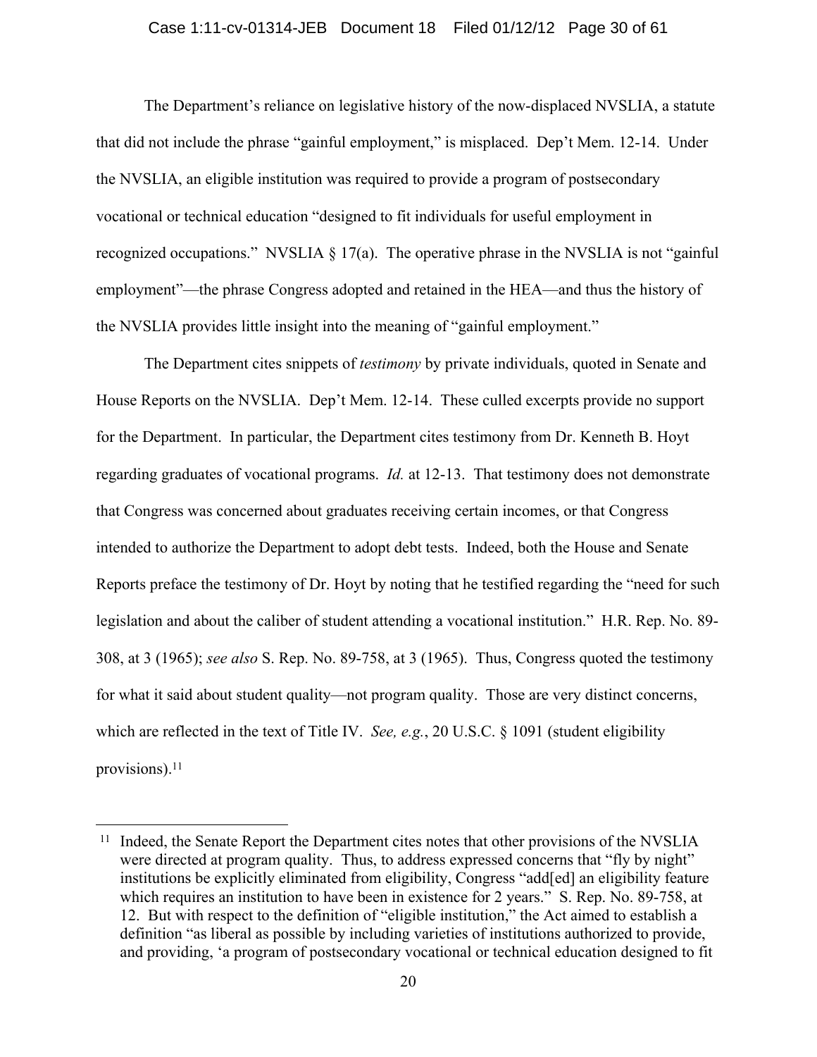The Department's reliance on legislative history of the now-displaced NVSLIA, a statute that did not include the phrase "gainful employment," is misplaced. Dep't Mem. 12-14. Under the NVSLIA, an eligible institution was required to provide a program of postsecondary vocational or technical education "designed to fit individuals for useful employment in recognized occupations." NVSLIA § 17(a). The operative phrase in the NVSLIA is not "gainful employment"—the phrase Congress adopted and retained in the HEA—and thus the history of the NVSLIA provides little insight into the meaning of "gainful employment."

The Department cites snippets of *testimony* by private individuals, quoted in Senate and House Reports on the NVSLIA. Dep't Mem. 12-14. These culled excerpts provide no support for the Department. In particular, the Department cites testimony from Dr. Kenneth B. Hoyt regarding graduates of vocational programs. *Id.* at 12-13. That testimony does not demonstrate that Congress was concerned about graduates receiving certain incomes, or that Congress intended to authorize the Department to adopt debt tests. Indeed, both the House and Senate Reports preface the testimony of Dr. Hoyt by noting that he testified regarding the "need for such legislation and about the caliber of student attending a vocational institution." H.R. Rep. No. 89-308, at 3 (1965); *see also* S. Rep. No. 89-758, at 3 (1965). Thus, Congress quoted the testimony for what it said about student quality—not program quality. Those are very distinct concerns, which are reflected in the text of Title IV. *See, e.g.*, 20 U.S.C. § 1091 (student eligibility provisions).[11]

[11] Indeed, the Senate Report the Department cites notes that other provisions of the NVSLIA were directed at program quality. Thus, to address expressed concerns that "fly by night" institutions be explicitly eliminated from eligibility, Congress "add[ed] an eligibility feature which requires an institution to have been in existence for 2 years." S. Rep. No. 89-758, at 12. But with respect to the definition of "eligible institution," the Act aimed to establish a definition "as liberal as possible by including varieties of institutions authorized to provide, and providing, 'a program of postsecondary vocational or technical education designed to fit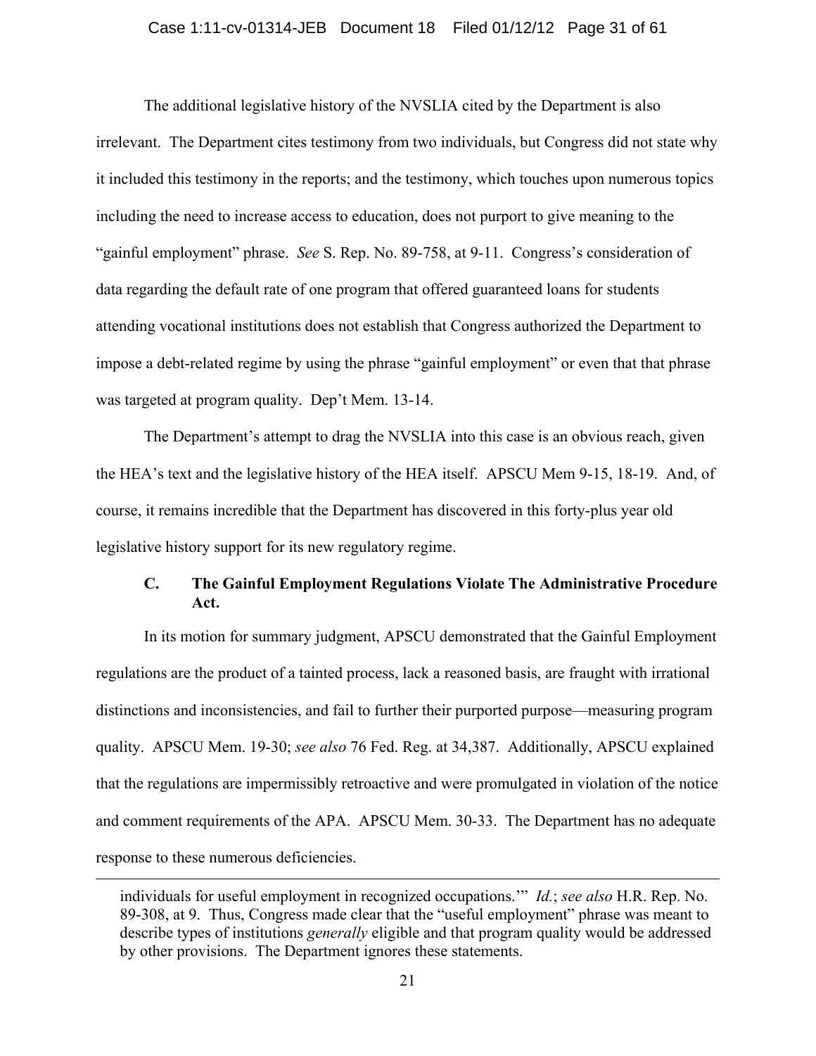The additional legislative history of the NVSLIA cited by the Department is also irrelevant. The Department cites testimony from two individuals, but Congress did not state why it included this testimony in the reports; and the testimony, which touches upon numerous topics including the need to increase access to education, does not purport to give meaning to the "gainful employment" phrase. *See* S. Rep. No. 89-758, at 9-11. Congress's consideration of data regarding the default rate of one program that offered guaranteed loans for students attending vocational institutions does not establish that Congress authorized the Department to impose a debt-related regime by using the phrase "gainful employment" or even that that phrase was targeted at program quality. Dep't Mem. 13-14.

The Department's attempt to drag the NVSLIA into this case is an obvious reach, given the HEA's text and the legislative history of the HEA itself. APSCU Mem 9-15, 18-19. And, of course, it remains incredible that the Department has discovered in this forty-plus year old legislative history support for its new regulatory regime.

### C. The Gainful Employment Regulations Violate The Administrative Procedure Act.

In its motion for summary judgment, APSCU demonstrated that the Gainful Employment regulations are the product of a tainted process, lack a reasoned basis, are fraught with irrational distinctions and inconsistencies, and fail to further their purported purpose—measuring program quality. APSCU Mem. 19-30; *see also* 76 Fed. Reg. at 34,387. Additionally, APSCU explained that the regulations are impermissibly retroactive and were promulgated in violation of the notice and comment requirements of the APA. APSCU Mem. 30-33. The Department has no adequate response to these numerous deficiencies.

---

individuals for useful employment in recognized occupations.'" *Id.*; *see also* H.R. Rep. No. 89-308, at 9. Thus, Congress made clear that the "useful employment" phrase was meant to describe types of institutions *generally* eligible and that program quality would be addressed by other provisions. The Department ignores these statements.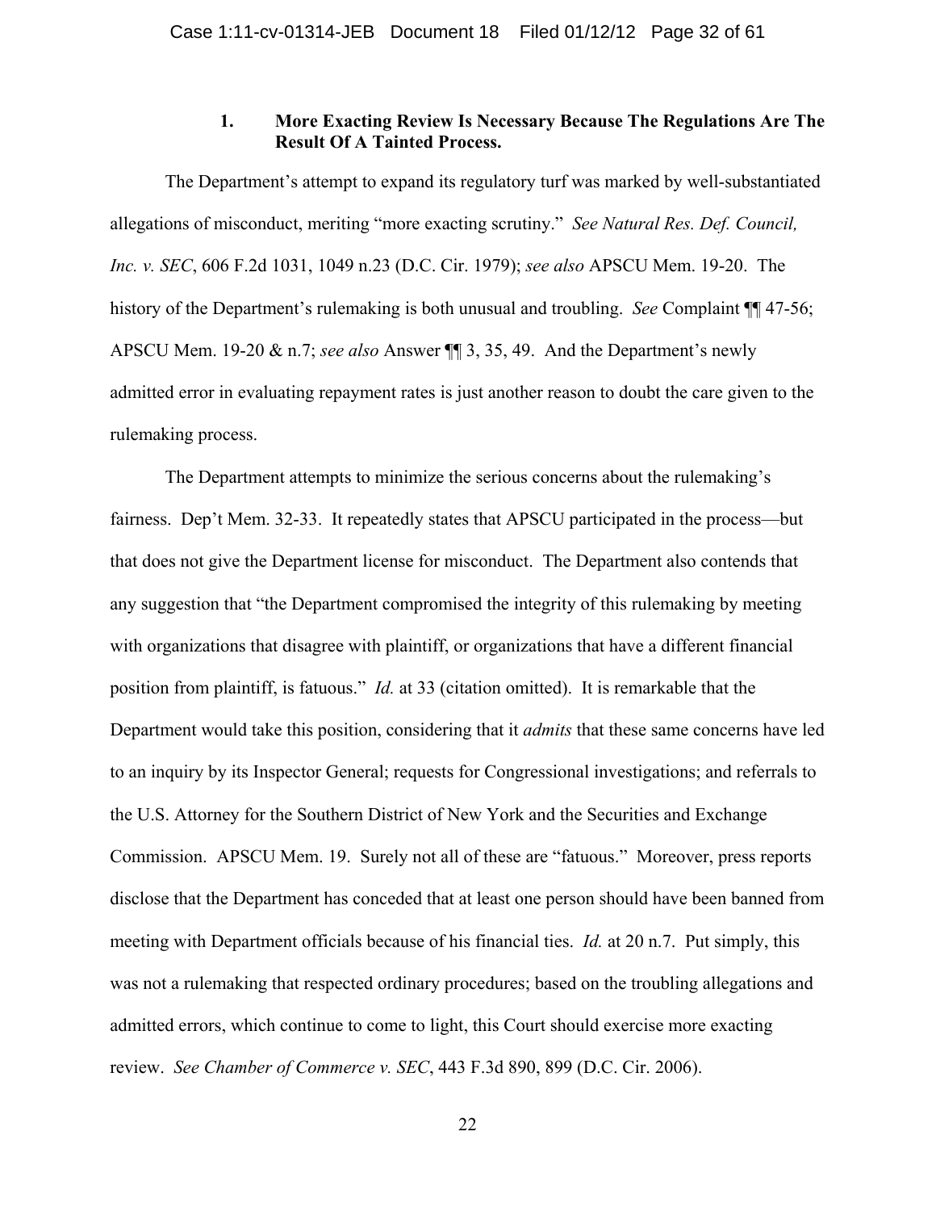### 1. More Exacting Review Is Necessary Because The Regulations Are The Result Of A Tainted Process.

The Department's attempt to expand its regulatory turf was marked by well-substantiated allegations of misconduct, meriting "more exacting scrutiny." *See Natural Res. Def. Council, Inc. v. SEC*, 606 F.2d 1031, 1049 n.23 (D.C. Cir. 1979); *see also* APSCU Mem. 19-20. The history of the Department's rulemaking is both unusual and troubling. *See* Complaint ¶¶ 47-56; APSCU Mem. 19-20 & n.7; *see also* Answer ¶¶ 3, 35, 49. And the Department's newly admitted error in evaluating repayment rates is just another reason to doubt the care given to the rulemaking process.

The Department attempts to minimize the serious concerns about the rulemaking's fairness. Dep't Mem. 32-33. It repeatedly states that APSCU participated in the process—but that does not give the Department license for misconduct. The Department also contends that any suggestion that "the Department compromised the integrity of this rulemaking by meeting with organizations that disagree with plaintiff, or organizations that have a different financial position from plaintiff, is fatuous." *Id.* at 33 (citation omitted). It is remarkable that the Department would take this position, considering that it *admits* that these same concerns have led to an inquiry by its Inspector General; requests for Congressional investigations; and referrals to the U.S. Attorney for the Southern District of New York and the Securities and Exchange Commission. APSCU Mem. 19. Surely not all of these are "fatuous." Moreover, press reports disclose that the Department has conceded that at least one person should have been banned from meeting with Department officials because of his financial ties. *Id.* at 20 n.7. Put simply, this was not a rulemaking that respected ordinary procedures; based on the troubling allegations and admitted errors, which continue to come to light, this Court should exercise more exacting review. *See Chamber of Commerce v. SEC*, 443 F.3d 890, 899 (D.C. Cir. 2006).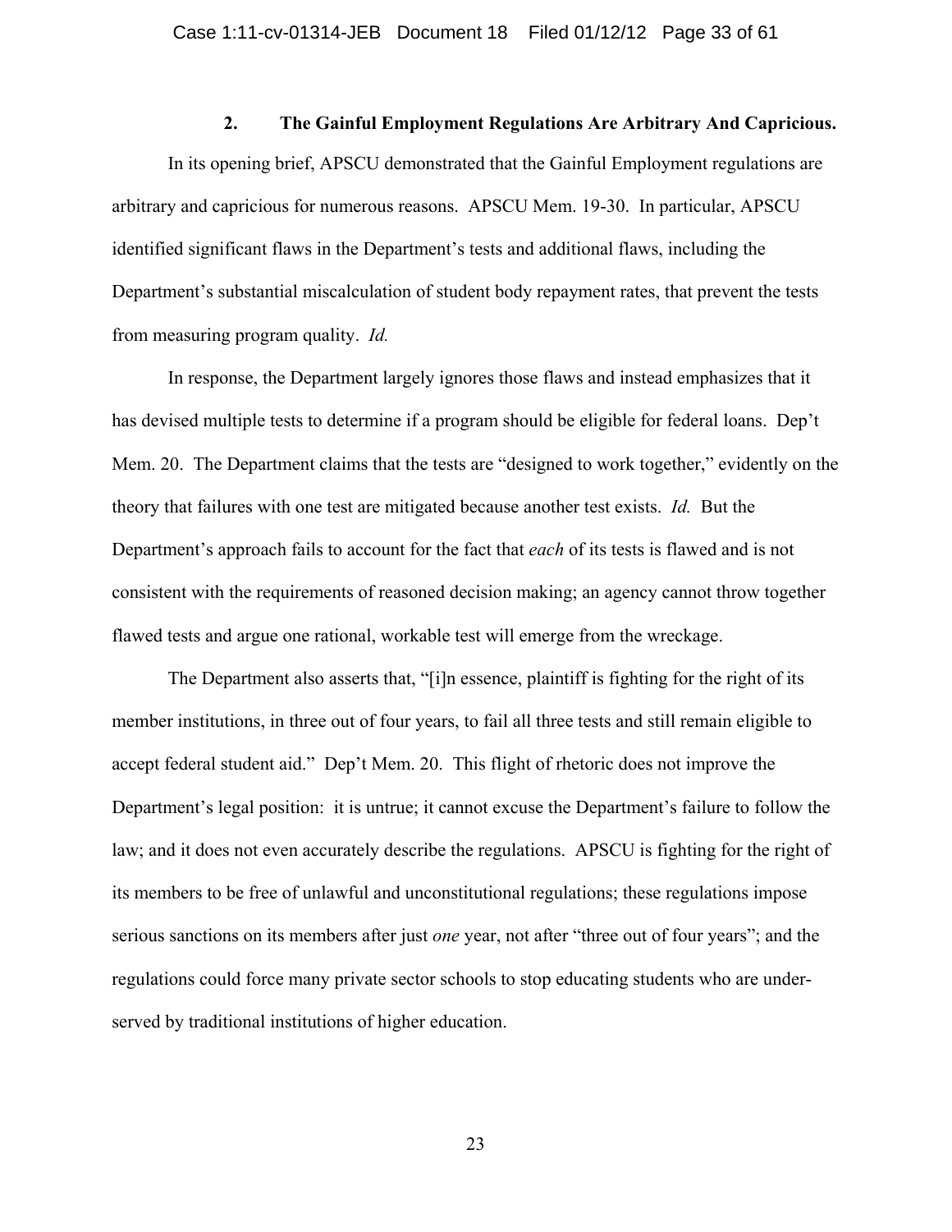### 2. The Gainful Employment Regulations Are Arbitrary And Capricious.

In its opening brief, APSCU demonstrated that the Gainful Employment regulations are arbitrary and capricious for numerous reasons. APSCU Mem. 19-30. In particular, APSCU identified significant flaws in the Department's tests and additional flaws, including the Department's substantial miscalculation of student body repayment rates, that prevent the tests from measuring program quality. *Id.*

In response, the Department largely ignores those flaws and instead emphasizes that it has devised multiple tests to determine if a program should be eligible for federal loans. Dep't Mem. 20. The Department claims that the tests are "designed to work together," evidently on the theory that failures with one test are mitigated because another test exists. *Id.* But the Department's approach fails to account for the fact that *each* of its tests is flawed and is not consistent with the requirements of reasoned decision making; an agency cannot throw together flawed tests and argue one rational, workable test will emerge from the wreckage.

The Department also asserts that, "[i]n essence, plaintiff is fighting for the right of its member institutions, in three out of four years, to fail all three tests and still remain eligible to accept federal student aid." Dep't Mem. 20. This flight of rhetoric does not improve the Department's legal position: it is untrue; it cannot excuse the Department's failure to follow the law; and it does not even accurately describe the regulations. APSCU is fighting for the right of its members to be free of unlawful and unconstitutional regulations; these regulations impose serious sanctions on its members after just *one* year, not after "three out of four years"; and the regulations could force many private sector schools to stop educating students who are under-served by traditional institutions of higher education.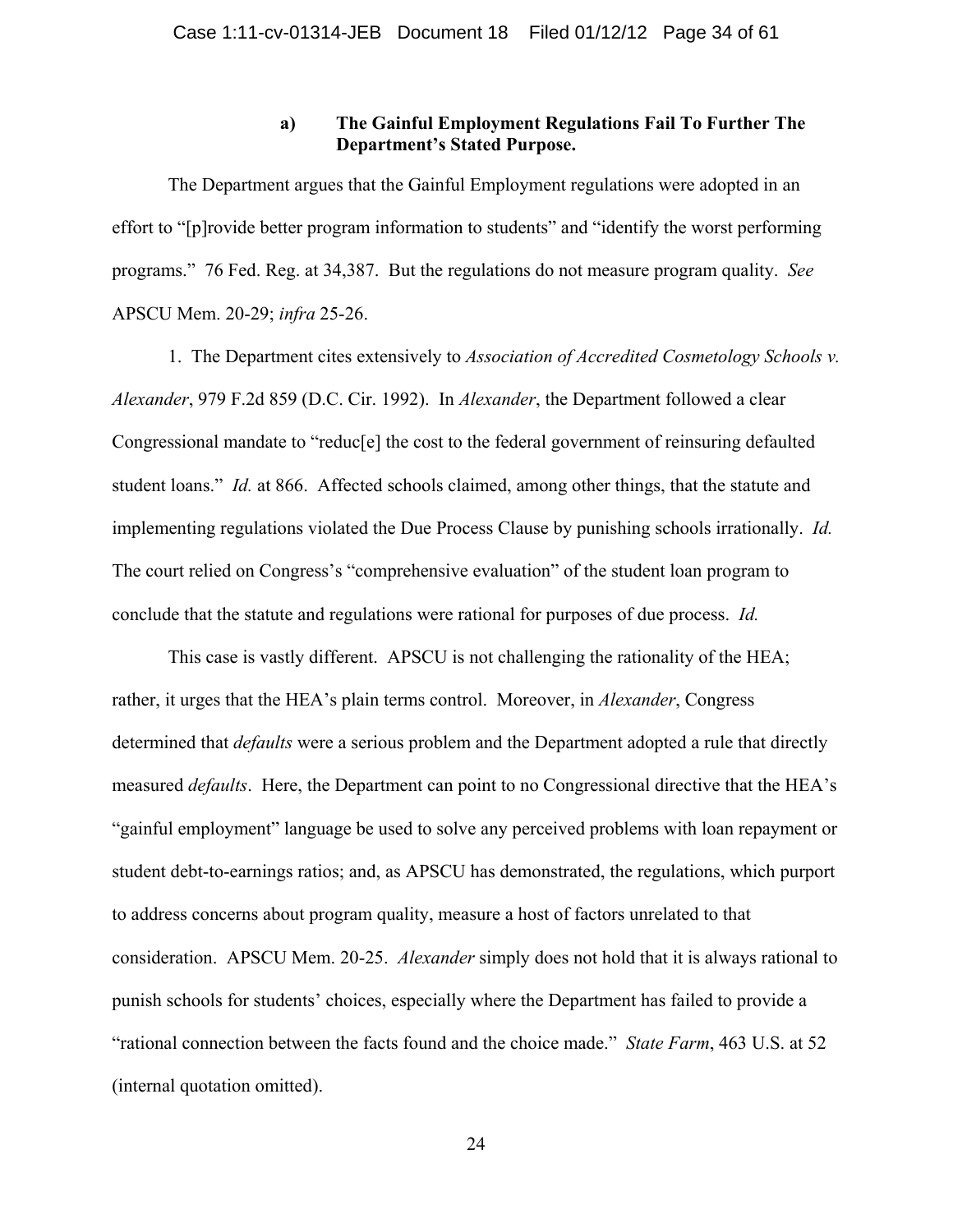#### a) The Gainful Employment Regulations Fail To Further The Department's Stated Purpose.

The Department argues that the Gainful Employment regulations were adopted in an effort to "[p]rovide better program information to students" and "identify the worst performing programs." 76 Fed. Reg. at 34,387. But the regulations do not measure program quality. *See* APSCU Mem. 20-29; *infra* 25-26.

1. The Department cites extensively to *Association of Accredited Cosmetology Schools v. Alexander*, 979 F.2d 859 (D.C. Cir. 1992). In *Alexander*, the Department followed a clear Congressional mandate to "reduc[e] the cost to the federal government of reinsuring defaulted student loans." *Id.* at 866. Affected schools claimed, among other things, that the statute and implementing regulations violated the Due Process Clause by punishing schools irrationally. *Id.* The court relied on Congress's "comprehensive evaluation" of the student loan program to conclude that the statute and regulations were rational for purposes of due process. *Id.*

This case is vastly different. APSCU is not challenging the rationality of the HEA; rather, it urges that the HEA's plain terms control. Moreover, in *Alexander*, Congress determined that *defaults* were a serious problem and the Department adopted a rule that directly measured *defaults*. Here, the Department can point to no Congressional directive that the HEA's "gainful employment" language be used to solve any perceived problems with loan repayment or student debt-to-earnings ratios; and, as APSCU has demonstrated, the regulations, which purport to address concerns about program quality, measure a host of factors unrelated to that consideration. APSCU Mem. 20-25. *Alexander* simply does not hold that it is always rational to punish schools for students' choices, especially where the Department has failed to provide a "rational connection between the facts found and the choice made." *State Farm*, 463 U.S. at 52 (internal quotation omitted).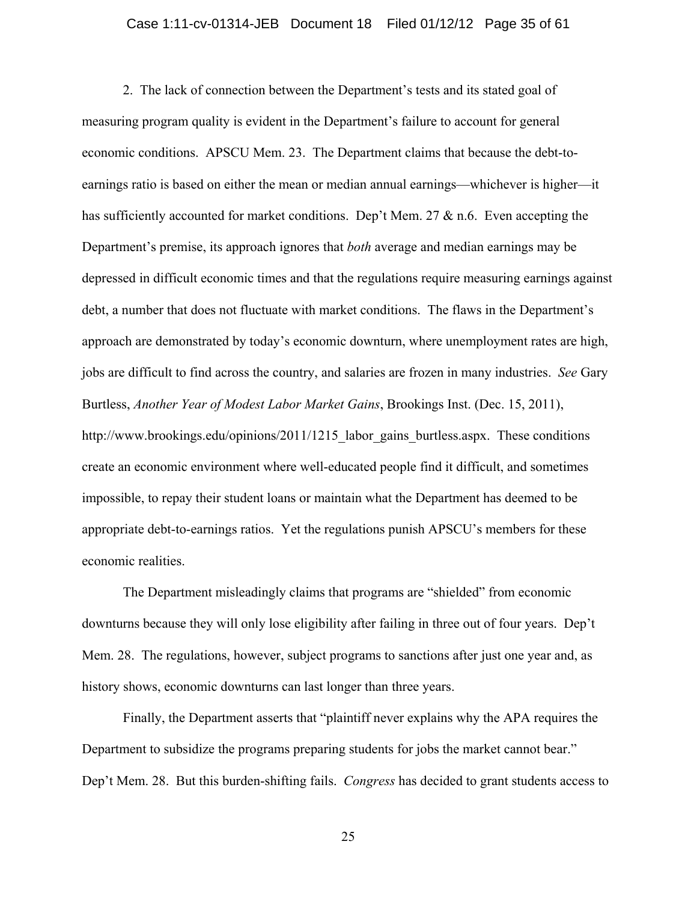2. The lack of connection between the Department's tests and its stated goal of measuring program quality is evident in the Department's failure to account for general economic conditions. APSCU Mem. 23. The Department claims that because the debt-to-earnings ratio is based on either the mean or median annual earnings—whichever is higher—it has sufficiently accounted for market conditions. Dep't Mem. 27 & n.6. Even accepting the Department's premise, its approach ignores that *both* average and median earnings may be depressed in difficult economic times and that the regulations require measuring earnings against debt, a number that does not fluctuate with market conditions. The flaws in the Department's approach are demonstrated by today's economic downturn, where unemployment rates are high, jobs are difficult to find across the country, and salaries are frozen in many industries. *See* Gary Burtless, *Another Year of Modest Labor Market Gains*, Brookings Inst. (Dec. 15, 2011), http://www.brookings.edu/opinions/2011/1215_labor_gains_burtless.aspx. These conditions create an economic environment where well-educated people find it difficult, and sometimes impossible, to repay their student loans or maintain what the Department has deemed to be appropriate debt-to-earnings ratios. Yet the regulations punish APSCU's members for these economic realities.

The Department misleadingly claims that programs are "shielded" from economic downturns because they will only lose eligibility after failing in three out of four years. Dep't Mem. 28. The regulations, however, subject programs to sanctions after just one year and, as history shows, economic downturns can last longer than three years.

Finally, the Department asserts that "plaintiff never explains why the APA requires the Department to subsidize the programs preparing students for jobs the market cannot bear." Dep't Mem. 28. But this burden-shifting fails. *Congress* has decided to grant students access to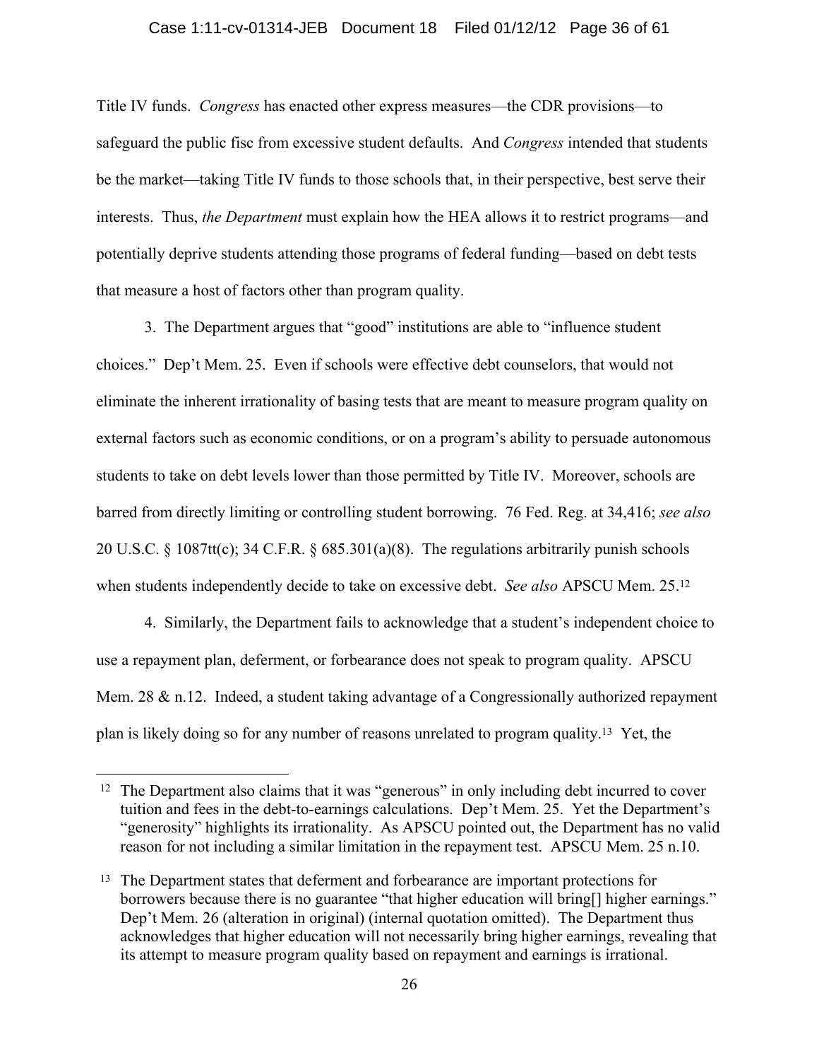Title IV funds. *Congress* has enacted other express measures—the CDR provisions—to safeguard the public fisc from excessive student defaults. And *Congress* intended that students be the market—taking Title IV funds to those schools that, in their perspective, best serve their interests. Thus, *the Department* must explain how the HEA allows it to restrict programs—and potentially deprive students attending those programs of federal funding—based on debt tests that measure a host of factors other than program quality.

3. The Department argues that "good" institutions are able to "influence student choices." Dep't Mem. 25. Even if schools were effective debt counselors, that would not eliminate the inherent irrationality of basing tests that are meant to measure program quality on external factors such as economic conditions, or on a program's ability to persuade autonomous students to take on debt levels lower than those permitted by Title IV. Moreover, schools are barred from directly limiting or controlling student borrowing. 76 Fed. Reg. at 34,416; *see also* 20 U.S.C. § 1087tt(c); 34 C.F.R. § 685.301(a)(8). The regulations arbitrarily punish schools when students independently decide to take on excessive debt. *See also* APSCU Mem. 25.[12]

4. Similarly, the Department fails to acknowledge that a student's independent choice to use a repayment plan, deferment, or forbearance does not speak to program quality. APSCU Mem. 28 & n.12. Indeed, a student taking advantage of a Congressionally authorized repayment plan is likely doing so for any number of reasons unrelated to program quality.[13] Yet, the

---

[12] The Department also claims that it was "generous" in only including debt incurred to cover tuition and fees in the debt-to-earnings calculations. Dep't Mem. 25. Yet the Department's "generosity" highlights its irrationality. As APSCU pointed out, the Department has no valid reason for not including a similar limitation in the repayment test. APSCU Mem. 25 n.10.

[13] The Department states that deferment and forbearance are important protections for borrowers because there is no guarantee "that higher education will bring[] higher earnings." Dep't Mem. 26 (alteration in original) (internal quotation omitted). The Department thus acknowledges that higher education will not necessarily bring higher earnings, revealing that its attempt to measure program quality based on repayment and earnings is irrational.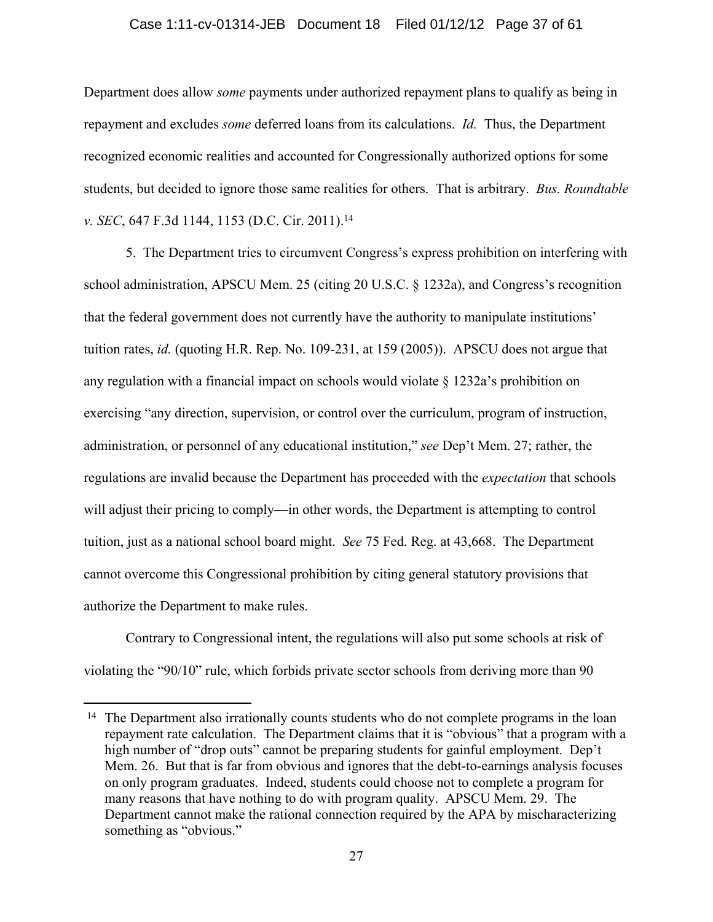Department does allow *some* payments under authorized repayment plans to qualify as being in repayment and excludes *some* deferred loans from its calculations. *Id.* Thus, the Department recognized economic realities and accounted for Congressionally authorized options for some students, but decided to ignore those same realities for others. That is arbitrary. *Bus. Roundtable v. SEC*, 647 F.3d 1144, 1153 (D.C. Cir. 2011).[14]

5. The Department tries to circumvent Congress's express prohibition on interfering with school administration, APSCU Mem. 25 (citing 20 U.S.C. § 1232a), and Congress's recognition that the federal government does not currently have the authority to manipulate institutions' tuition rates, *id.* (quoting H.R. Rep. No. 109-231, at 159 (2005)). APSCU does not argue that any regulation with a financial impact on schools would violate § 1232a's prohibition on exercising "any direction, supervision, or control over the curriculum, program of instruction, administration, or personnel of any educational institution," *see* Dep't Mem. 27; rather, the regulations are invalid because the Department has proceeded with the *expectation* that schools will adjust their pricing to comply—in other words, the Department is attempting to control tuition, just as a national school board might. *See* 75 Fed. Reg. at 43,668. The Department cannot overcome this Congressional prohibition by citing general statutory provisions that authorize the Department to make rules.

Contrary to Congressional intent, the regulations will also put some schools at risk of violating the "90/10" rule, which forbids private sector schools from deriving more than 90

---

[14] The Department also irrationally counts students who do not complete programs in the loan repayment rate calculation. The Department claims that it is "obvious" that a program with a high number of "drop outs" cannot be preparing students for gainful employment. Dep't Mem. 26. But that is far from obvious and ignores that the debt-to-earnings analysis focuses on only program graduates. Indeed, students could choose not to complete a program for many reasons that have nothing to do with program quality. APSCU Mem. 29. The Department cannot make the rational connection required by the APA by mischaracterizing something as "obvious."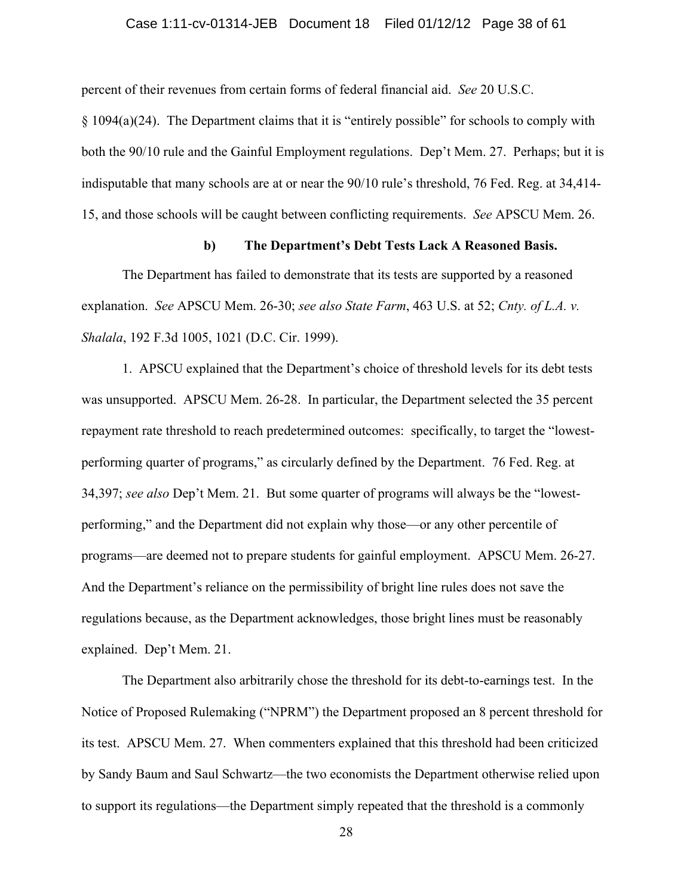percent of their revenues from certain forms of federal financial aid. *See* 20 U.S.C. § 1094(a)(24). The Department claims that it is "entirely possible" for schools to comply with both the 90/10 rule and the Gainful Employment regulations. Dep't Mem. 27. Perhaps; but it is indisputable that many schools are at or near the 90/10 rule's threshold, 76 Fed. Reg. at 34,414-15, and those schools will be caught between conflicting requirements. *See* APSCU Mem. 26.

**b) The Department's Debt Tests Lack A Reasoned Basis.**

The Department has failed to demonstrate that its tests are supported by a reasoned explanation. *See* APSCU Mem. 26-30; *see also State Farm*, 463 U.S. at 52; *Cnty. of L.A. v. Shalala*, 192 F.3d 1005, 1021 (D.C. Cir. 1999).

1. APSCU explained that the Department's choice of threshold levels for its debt tests was unsupported. APSCU Mem. 26-28. In particular, the Department selected the 35 percent repayment rate threshold to reach predetermined outcomes: specifically, to target the "lowest-performing quarter of programs," as circularly defined by the Department. 76 Fed. Reg. at 34,397; *see also* Dep't Mem. 21. But some quarter of programs will always be the "lowest-performing," and the Department did not explain why those—or any other percentile of programs—are deemed not to prepare students for gainful employment. APSCU Mem. 26-27. And the Department's reliance on the permissibility of bright line rules does not save the regulations because, as the Department acknowledges, those bright lines must be reasonably explained. Dep't Mem. 21.

The Department also arbitrarily chose the threshold for its debt-to-earnings test. In the Notice of Proposed Rulemaking ("NPRM") the Department proposed an 8 percent threshold for its test. APSCU Mem. 27. When commenters explained that this threshold had been criticized by Sandy Baum and Saul Schwartz—the two economists the Department otherwise relied upon to support its regulations—the Department simply repeated that the threshold is a commonly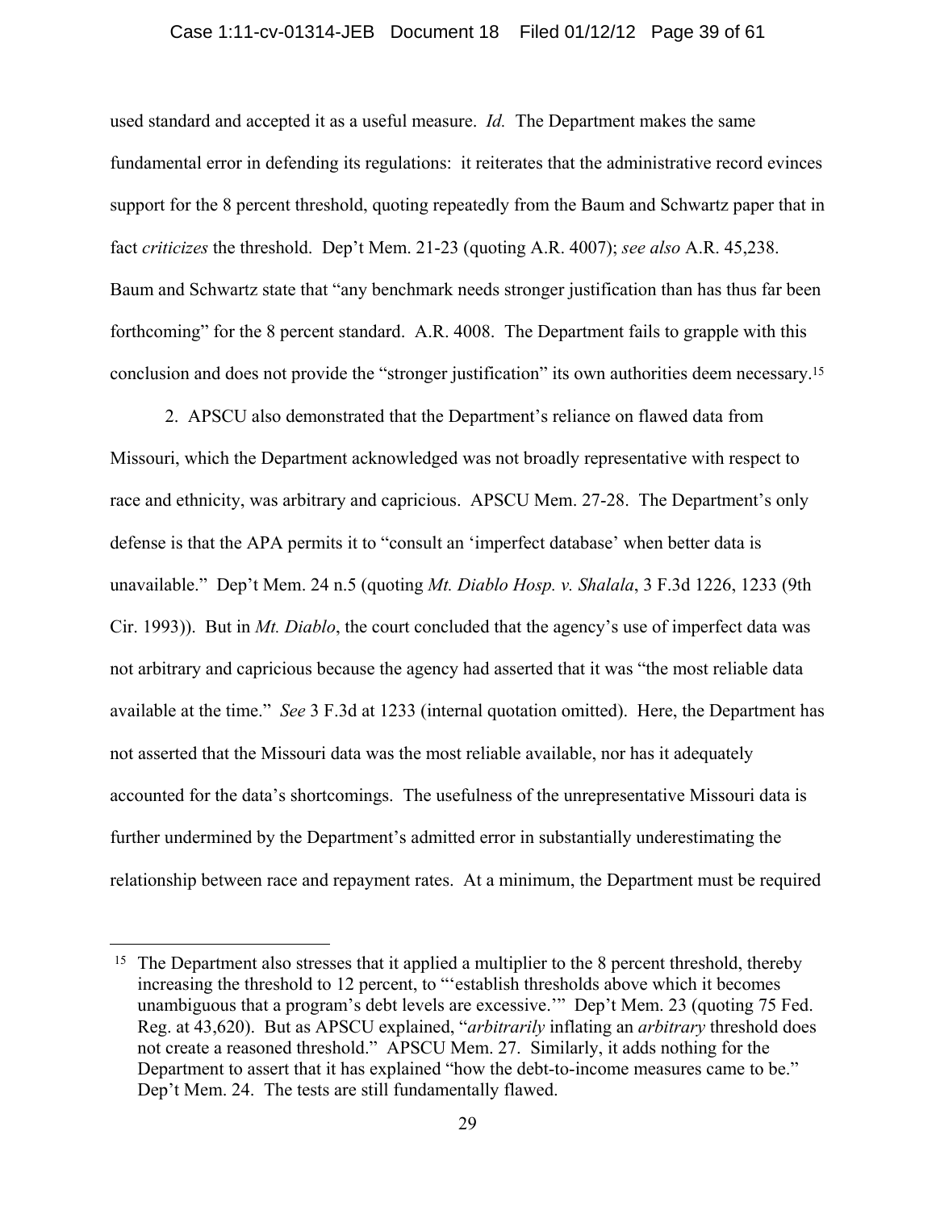used standard and accepted it as a useful measure. *Id.* The Department makes the same fundamental error in defending its regulations: it reiterates that the administrative record evinces support for the 8 percent threshold, quoting repeatedly from the Baum and Schwartz paper that in fact *criticizes* the threshold. Dep't Mem. 21-23 (quoting A.R. 4007); *see also* A.R. 45,238. Baum and Schwartz state that "any benchmark needs stronger justification than has thus far been forthcoming" for the 8 percent standard. A.R. 4008. The Department fails to grapple with this conclusion and does not provide the "stronger justification" its own authorities deem necessary.[15]

2. APSCU also demonstrated that the Department's reliance on flawed data from Missouri, which the Department acknowledged was not broadly representative with respect to race and ethnicity, was arbitrary and capricious. APSCU Mem. 27-28. The Department's only defense is that the APA permits it to "consult an 'imperfect database' when better data is unavailable." Dep't Mem. 24 n.5 (quoting *Mt. Diablo Hosp. v. Shalala*, 3 F.3d 1226, 1233 (9th Cir. 1993)). But in *Mt. Diablo*, the court concluded that the agency's use of imperfect data was not arbitrary and capricious because the agency had asserted that it was "the most reliable data available at the time." *See* 3 F.3d at 1233 (internal quotation omitted). Here, the Department has not asserted that the Missouri data was the most reliable available, nor has it adequately accounted for the data's shortcomings. The usefulness of the unrepresentative Missouri data is further undermined by the Department's admitted error in substantially underestimating the relationship between race and repayment rates. At a minimum, the Department must be required

---

[15] The Department also stresses that it applied a multiplier to the 8 percent threshold, thereby increasing the threshold to 12 percent, to "'establish thresholds above which it becomes unambiguous that a program's debt levels are excessive.'" Dep't Mem. 23 (quoting 75 Fed. Reg. at 43,620). But as APSCU explained, "*arbitrarily* inflating an *arbitrary* threshold does not create a reasoned threshold." APSCU Mem. 27. Similarly, it adds nothing for the Department to assert that it has explained "how the debt-to-income measures came to be." Dep't Mem. 24. The tests are still fundamentally flawed.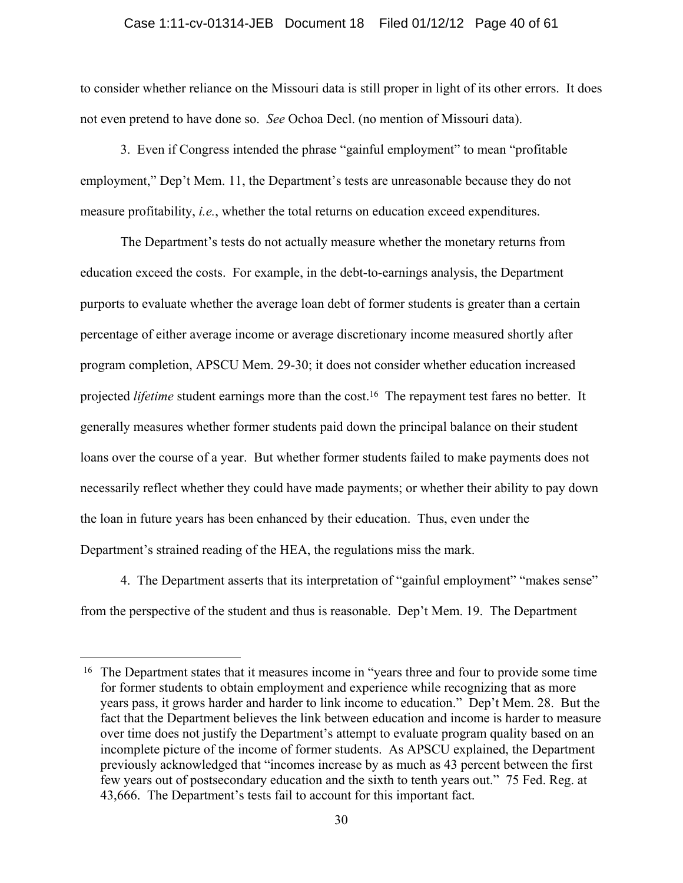to consider whether reliance on the Missouri data is still proper in light of its other errors. It does not even pretend to have done so. *See* Ochoa Decl. (no mention of Missouri data).

3. Even if Congress intended the phrase "gainful employment" to mean "profitable employment," Dep't Mem. 11, the Department's tests are unreasonable because they do not measure profitability, *i.e.*, whether the total returns on education exceed expenditures.

The Department's tests do not actually measure whether the monetary returns from education exceed the costs. For example, in the debt-to-earnings analysis, the Department purports to evaluate whether the average loan debt of former students is greater than a certain percentage of either average income or average discretionary income measured shortly after program completion, APSCU Mem. 29-30; it does not consider whether education increased projected *lifetime* student earnings more than the cost.[16] The repayment test fares no better. It generally measures whether former students paid down the principal balance on their student loans over the course of a year. But whether former students failed to make payments does not necessarily reflect whether they could have made payments; or whether their ability to pay down the loan in future years has been enhanced by their education. Thus, even under the Department's strained reading of the HEA, the regulations miss the mark.

4. The Department asserts that its interpretation of "gainful employment" "makes sense" from the perspective of the student and thus is reasonable. Dep't Mem. 19. The Department

---

[16] The Department states that it measures income in "years three and four to provide some time for former students to obtain employment and experience while recognizing that as more years pass, it grows harder and harder to link income to education." Dep't Mem. 28. But the fact that the Department believes the link between education and income is harder to measure over time does not justify the Department's attempt to evaluate program quality based on an incomplete picture of the income of former students. As APSCU explained, the Department previously acknowledged that "incomes increase by as much as 43 percent between the first few years out of postsecondary education and the sixth to tenth years out." 75 Fed. Reg. at 43,666. The Department's tests fail to account for this important fact.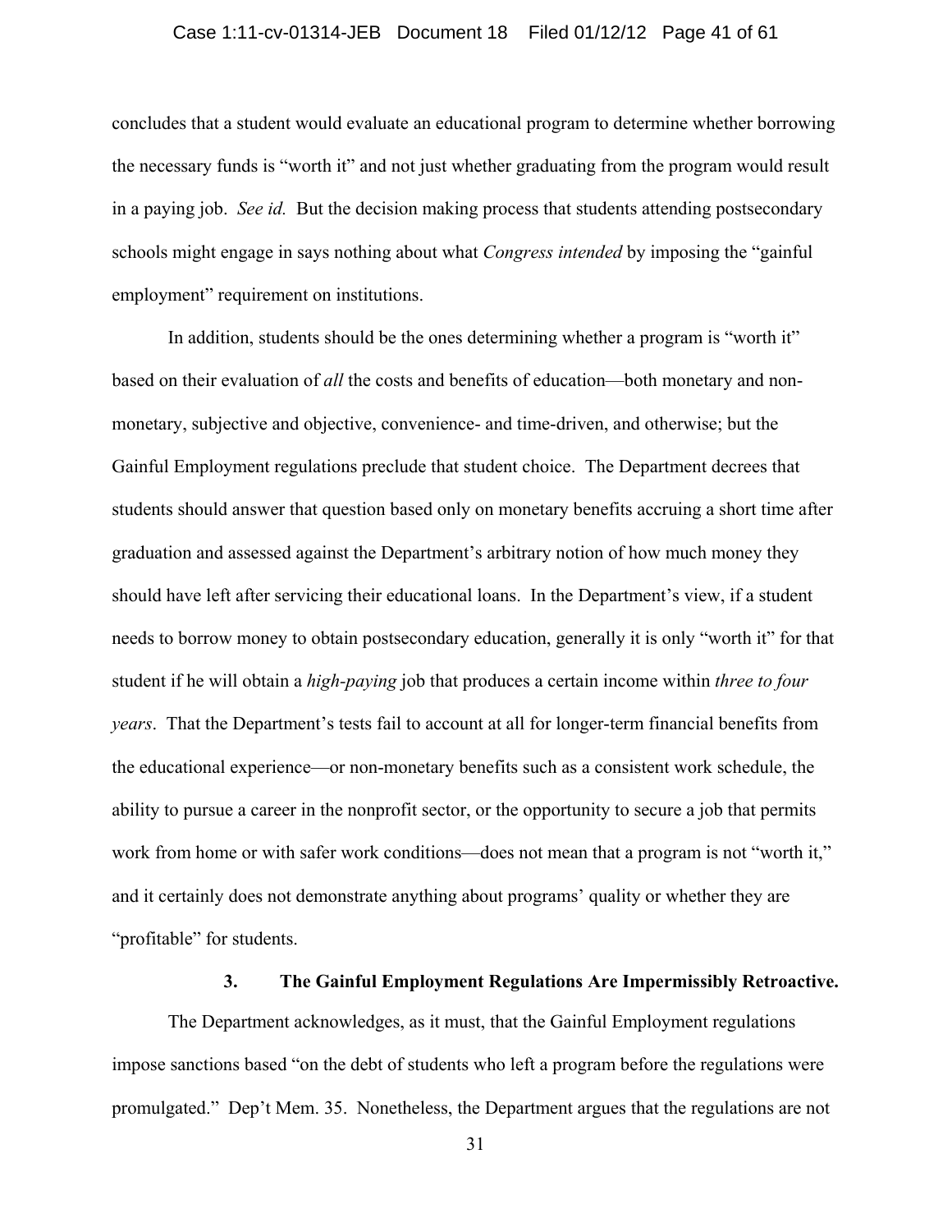concludes that a student would evaluate an educational program to determine whether borrowing the necessary funds is "worth it" and not just whether graduating from the program would result in a paying job. *See id.* But the decision making process that students attending postsecondary schools might engage in says nothing about what *Congress intended* by imposing the "gainful employment" requirement on institutions.

In addition, students should be the ones determining whether a program is "worth it" based on their evaluation of *all* the costs and benefits of education—both monetary and non-monetary, subjective and objective, convenience- and time-driven, and otherwise; but the Gainful Employment regulations preclude that student choice. The Department decrees that students should answer that question based only on monetary benefits accruing a short time after graduation and assessed against the Department's arbitrary notion of how much money they should have left after servicing their educational loans. In the Department's view, if a student needs to borrow money to obtain postsecondary education, generally it is only "worth it" for that student if he will obtain a *high-paying* job that produces a certain income within *three to four years*. That the Department's tests fail to account at all for longer-term financial benefits from the educational experience—or non-monetary benefits such as a consistent work schedule, the ability to pursue a career in the nonprofit sector, or the opportunity to secure a job that permits work from home or with safer work conditions—does not mean that a program is not "worth it," and it certainly does not demonstrate anything about programs' quality or whether they are "profitable" for students.

### 3. The Gainful Employment Regulations Are Impermissibly Retroactive.

The Department acknowledges, as it must, that the Gainful Employment regulations impose sanctions based "on the debt of students who left a program before the regulations were promulgated." Dep't Mem. 35. Nonetheless, the Department argues that the regulations are not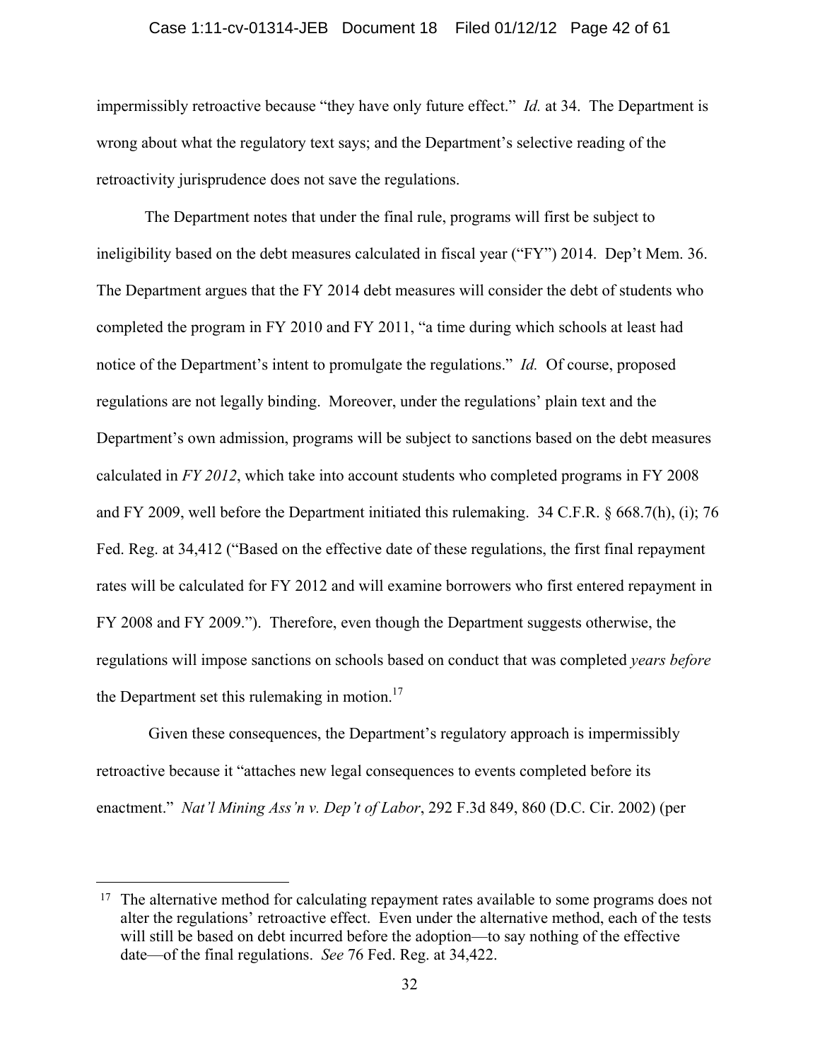impermissibly retroactive because "they have only future effect." *Id.* at 34. The Department is wrong about what the regulatory text says; and the Department's selective reading of the retroactivity jurisprudence does not save the regulations.

The Department notes that under the final rule, programs will first be subject to ineligibility based on the debt measures calculated in fiscal year ("FY") 2014. Dep't Mem. 36. The Department argues that the FY 2014 debt measures will consider the debt of students who completed the program in FY 2010 and FY 2011, "a time during which schools at least had notice of the Department's intent to promulgate the regulations." *Id.* Of course, proposed regulations are not legally binding. Moreover, under the regulations' plain text and the Department's own admission, programs will be subject to sanctions based on the debt measures calculated in *FY 2012*, which take into account students who completed programs in FY 2008 and FY 2009, well before the Department initiated this rulemaking. 34 C.F.R. § 668.7(h), (i); 76 Fed. Reg. at 34,412 ("Based on the effective date of these regulations, the first final repayment rates will be calculated for FY 2012 and will examine borrowers who first entered repayment in FY 2008 and FY 2009."). Therefore, even though the Department suggests otherwise, the regulations will impose sanctions on schools based on conduct that was completed *years before* the Department set this rulemaking in motion.[17]

Given these consequences, the Department's regulatory approach is impermissibly retroactive because it "attaches new legal consequences to events completed before its enactment." *Nat'l Mining Ass'n v. Dep't of Labor*, 292 F.3d 849, 860 (D.C. Cir. 2002) (per

---

[17] The alternative method for calculating repayment rates available to some programs does not alter the regulations' retroactive effect. Even under the alternative method, each of the tests will still be based on debt incurred before the adoption—to say nothing of the effective date—of the final regulations. *See* 76 Fed. Reg. at 34,422.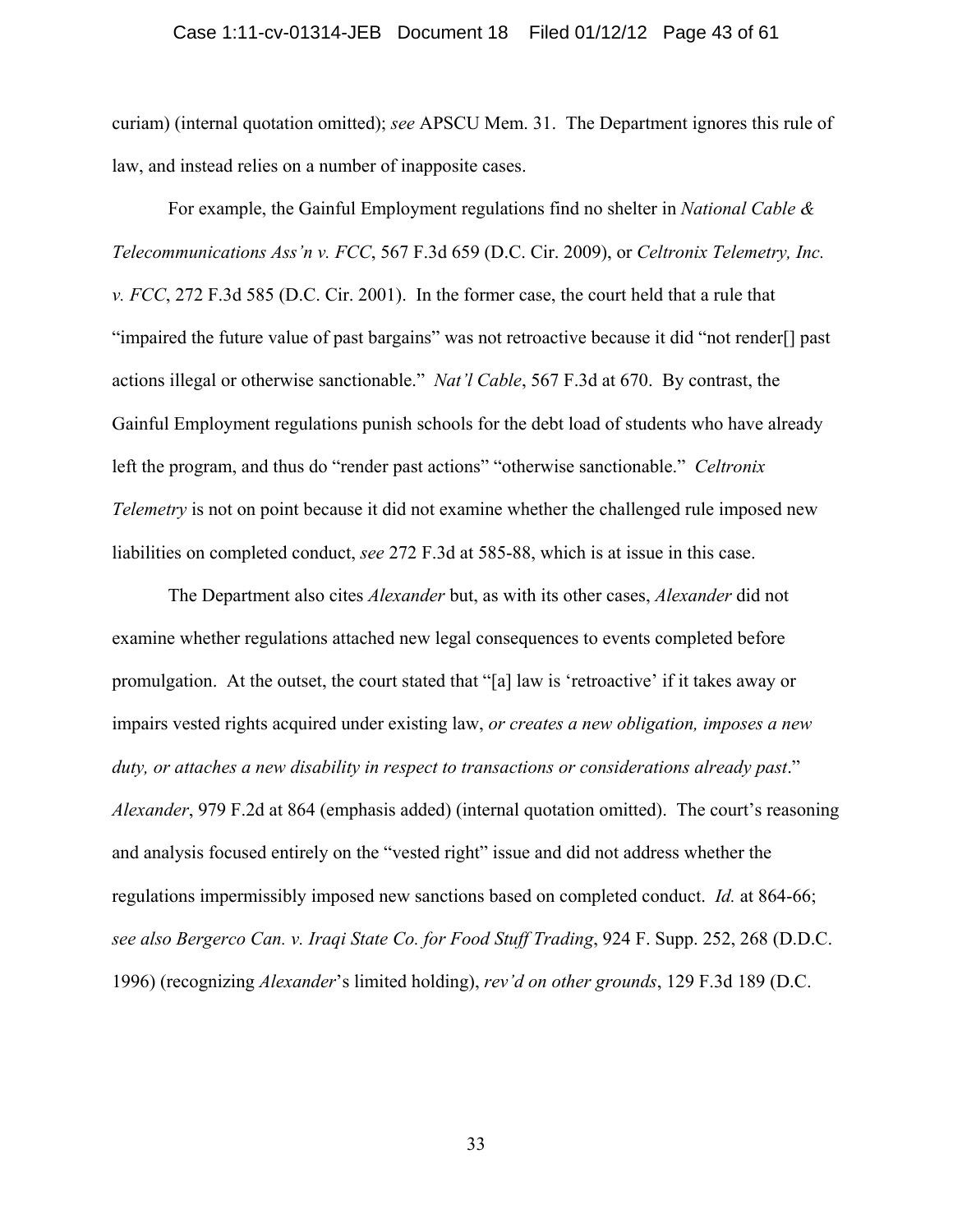curiam) (internal quotation omitted); *see* APSCU Mem. 31. The Department ignores this rule of law, and instead relies on a number of inapposite cases.

For example, the Gainful Employment regulations find no shelter in *National Cable & Telecommunications Ass'n v. FCC*, 567 F.3d 659 (D.C. Cir. 2009), or *Celtronix Telemetry, Inc. v. FCC*, 272 F.3d 585 (D.C. Cir. 2001). In the former case, the court held that a rule that "impaired the future value of past bargains" was not retroactive because it did "not render[] past actions illegal or otherwise sanctionable." *Nat'l Cable*, 567 F.3d at 670. By contrast, the Gainful Employment regulations punish schools for the debt load of students who have already left the program, and thus do "render past actions" "otherwise sanctionable." *Celtronix Telemetry* is not on point because it did not examine whether the challenged rule imposed new liabilities on completed conduct, *see* 272 F.3d at 585-88, which is at issue in this case.

The Department also cites *Alexander* but, as with its other cases, *Alexander* did not examine whether regulations attached new legal consequences to events completed before promulgation. At the outset, the court stated that "[a] law is 'retroactive' if it takes away or impairs vested rights acquired under existing law, *or creates a new obligation, imposes a new duty, or attaches a new disability in respect to transactions or considerations already past*." *Alexander*, 979 F.2d at 864 (emphasis added) (internal quotation omitted). The court's reasoning and analysis focused entirely on the "vested right" issue and did not address whether the regulations impermissibly imposed new sanctions based on completed conduct. *Id.* at 864-66; *see also Bergerco Can. v. Iraqi State Co. for Food Stuff Trading*, 924 F. Supp. 252, 268 (D.D.C. 1996) (recognizing *Alexander*'s limited holding), *rev'd on other grounds*, 129 F.3d 189 (D.C.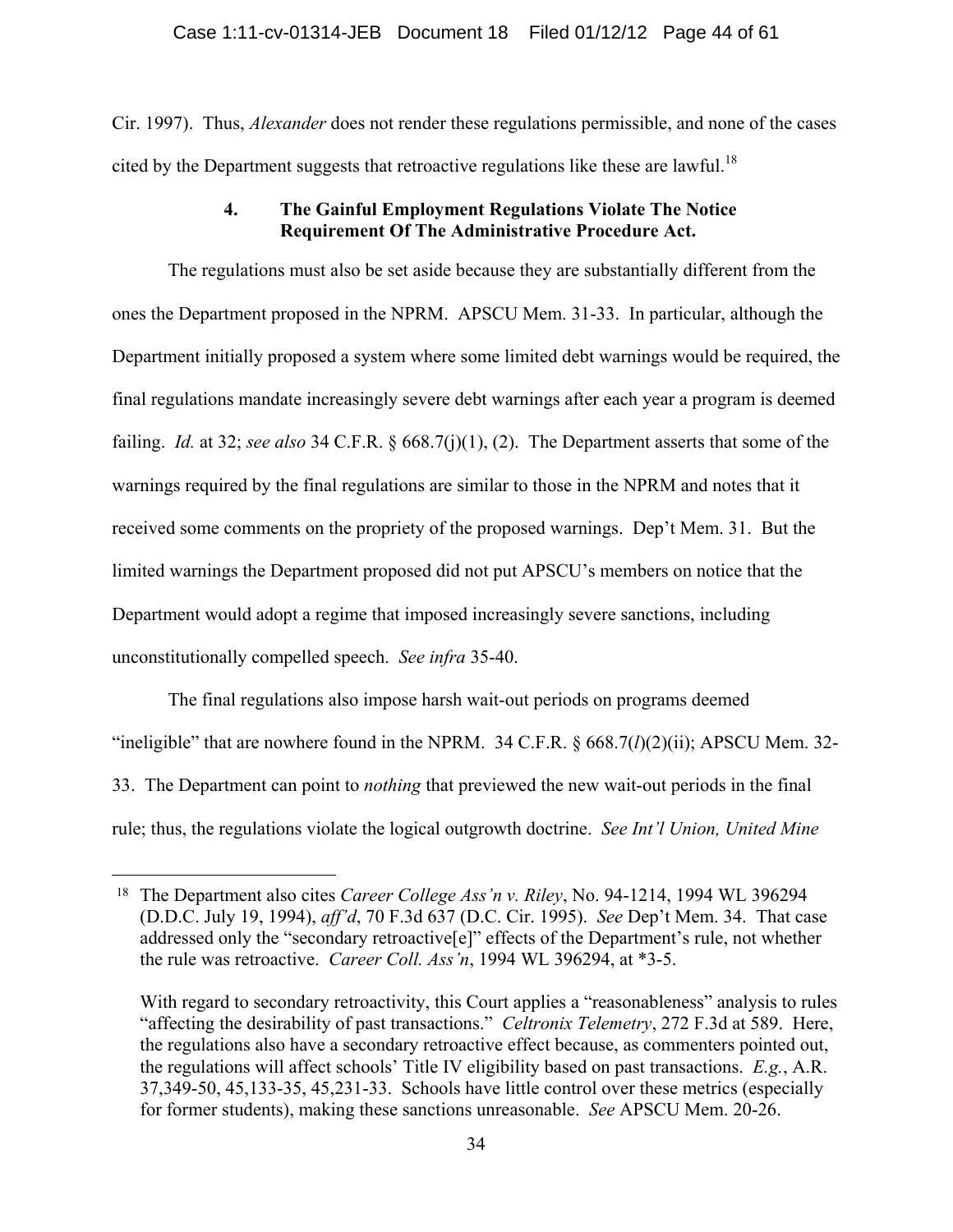Cir. 1997). Thus, *Alexander* does not render these regulations permissible, and none of the cases cited by the Department suggests that retroactive regulations like these are lawful.[18]

#### 4. The Gainful Employment Regulations Violate The Notice Requirement Of The Administrative Procedure Act.

The regulations must also be set aside because they are substantially different from the ones the Department proposed in the NPRM. APSCU Mem. 31-33. In particular, although the Department initially proposed a system where some limited debt warnings would be required, the final regulations mandate increasingly severe debt warnings after each year a program is deemed failing. *Id.* at 32; *see also* 34 C.F.R. § 668.7(j)(1), (2). The Department asserts that some of the warnings required by the final regulations are similar to those in the NPRM and notes that it received some comments on the propriety of the proposed warnings. Dep't Mem. 31. But the limited warnings the Department proposed did not put APSCU's members on notice that the Department would adopt a regime that imposed increasingly severe sanctions, including unconstitutionally compelled speech. *See infra* 35-40.

The final regulations also impose harsh wait-out periods on programs deemed "ineligible" that are nowhere found in the NPRM. 34 C.F.R. § 668.7(*l*)(2)(ii); APSCU Mem. 32-33. The Department can point to *nothing* that previewed the new wait-out periods in the final rule; thus, the regulations violate the logical outgrowth doctrine. *See Int'l Union, United Mine*

---

[18] The Department also cites *Career College Ass'n v. Riley*, No. 94-1214, 1994 WL 396294 (D.D.C. July 19, 1994), *aff'd*, 70 F.3d 637 (D.C. Cir. 1995). *See* Dep't Mem. 34. That case addressed only the "secondary retroactive[e]" effects of the Department's rule, not whether the rule was retroactive. *Career Coll. Ass'n*, 1994 WL 396294, at *3-5.

With regard to secondary retroactivity, this Court applies a "reasonableness" analysis to rules "affecting the desirability of past transactions." *Celtronix Telemetry*, 272 F.3d at 589. Here, the regulations also have a secondary retroactive effect because, as commenters pointed out, the regulations will affect schools' Title IV eligibility based on past transactions. *E.g.*, A.R. 37,349-50, 45,133-35, 45,231-33. Schools have little control over these metrics (especially for former students), making these sanctions unreasonable. *See* APSCU Mem. 20-26.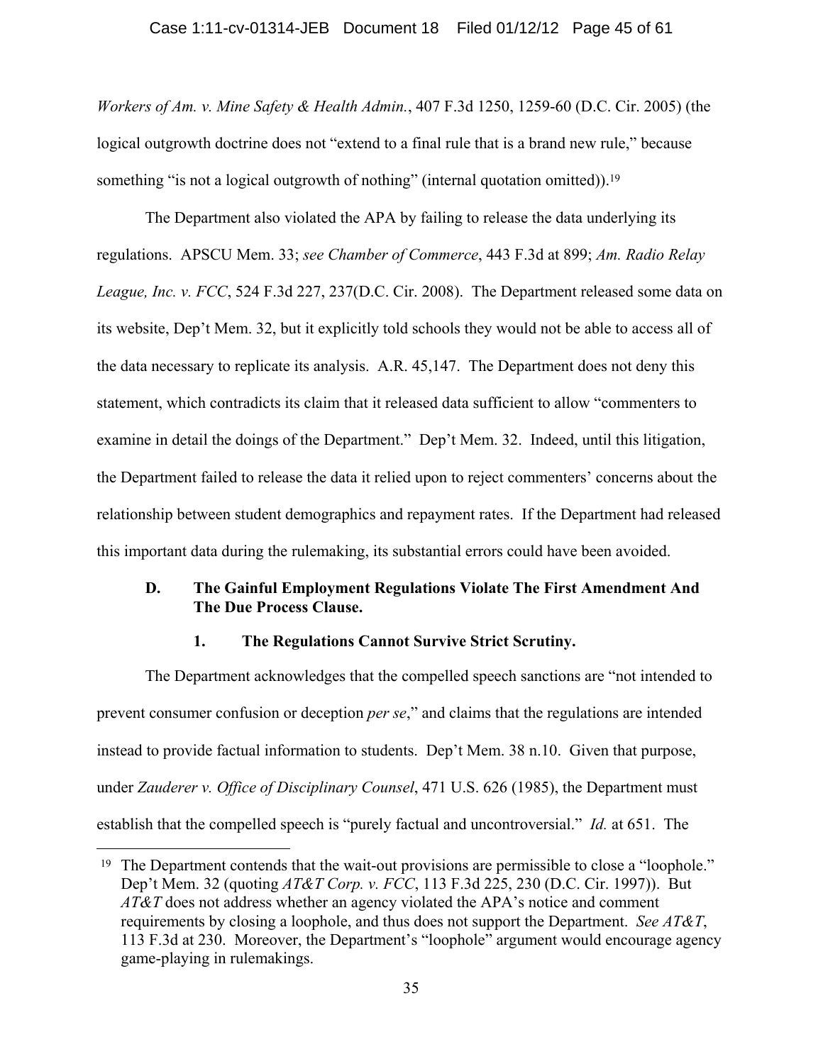*Workers of Am. v. Mine Safety & Health Admin.*, 407 F.3d 1250, 1259-60 (D.C. Cir. 2005) (the logical outgrowth doctrine does not "extend to a final rule that is a brand new rule," because something "is not a logical outgrowth of nothing" (internal quotation omitted)).[19]

The Department also violated the APA by failing to release the data underlying its regulations. APSCU Mem. 33; *see Chamber of Commerce*, 443 F.3d at 899; *Am. Radio Relay League, Inc. v. FCC*, 524 F.3d 227, 237(D.C. Cir. 2008). The Department released some data on its website, Dep't Mem. 32, but it explicitly told schools they would not be able to access all of the data necessary to replicate its analysis. A.R. 45,147. The Department does not deny this statement, which contradicts its claim that it released data sufficient to allow "commenters to examine in detail the doings of the Department." Dep't Mem. 32. Indeed, until this litigation, the Department failed to release the data it relied upon to reject commenters' concerns about the relationship between student demographics and repayment rates. If the Department had released this important data during the rulemaking, its substantial errors could have been avoided.

### D. The Gainful Employment Regulations Violate The First Amendment And The Due Process Clause.

#### 1. The Regulations Cannot Survive Strict Scrutiny.

The Department acknowledges that the compelled speech sanctions are "not intended to prevent consumer confusion or deception *per se*," and claims that the regulations are intended instead to provide factual information to students. Dep't Mem. 38 n.10. Given that purpose, under *Zauderer v. Office of Disciplinary Counsel*, 471 U.S. 626 (1985), the Department must establish that the compelled speech is "purely factual and uncontroversial." *Id.* at 651. The

---

[19] The Department contends that the wait-out provisions are permissible to close a "loophole." Dep't Mem. 32 (quoting *AT&T Corp. v. FCC*, 113 F.3d 225, 230 (D.C. Cir. 1997)). But *AT&T* does not address whether an agency violated the APA's notice and comment requirements by closing a loophole, and thus does not support the Department. *See AT&T*, 113 F.3d at 230. Moreover, the Department's "loophole" argument would encourage agency game-playing in rulemakings.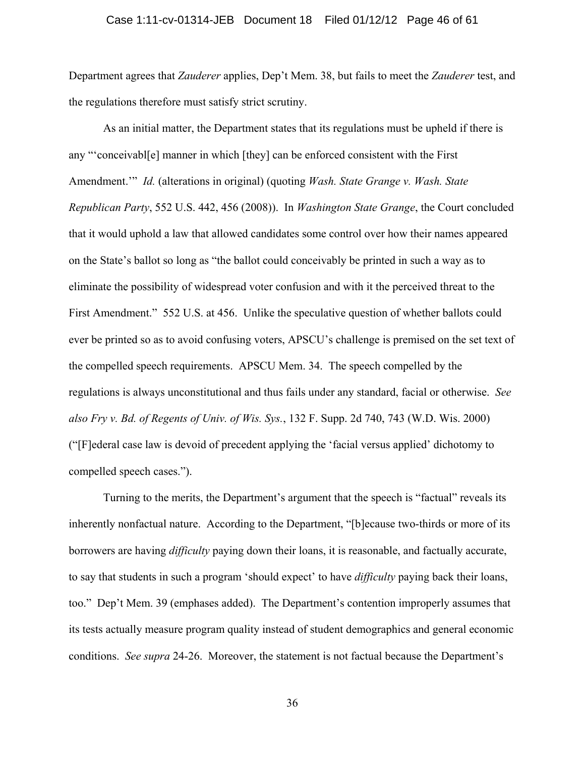Department agrees that *Zauderer* applies, Dep't Mem. 38, but fails to meet the *Zauderer* test, and the regulations therefore must satisfy strict scrutiny.

As an initial matter, the Department states that its regulations must be upheld if there is any "'conceivabl[e] manner in which [they] can be enforced consistent with the First Amendment.'" *Id.* (alterations in original) (quoting *Wash. State Grange v. Wash. State Republican Party*, 552 U.S. 442, 456 (2008)). In *Washington State Grange*, the Court concluded that it would uphold a law that allowed candidates some control over how their names appeared on the State's ballot so long as "the ballot could conceivably be printed in such a way as to eliminate the possibility of widespread voter confusion and with it the perceived threat to the First Amendment." 552 U.S. at 456. Unlike the speculative question of whether ballots could ever be printed so as to avoid confusing voters, APSCU's challenge is premised on the set text of the compelled speech requirements. APSCU Mem. 34. The speech compelled by the regulations is always unconstitutional and thus fails under any standard, facial or otherwise. *See also Fry v. Bd. of Regents of Univ. of Wis. Sys.*, 132 F. Supp. 2d 740, 743 (W.D. Wis. 2000) ("[F]ederal case law is devoid of precedent applying the 'facial versus applied' dichotomy to compelled speech cases.").

Turning to the merits, the Department's argument that the speech is "factual" reveals its inherently nonfactual nature. According to the Department, "[b]ecause two-thirds or more of its borrowers are having *difficulty* paying down their loans, it is reasonable, and factually accurate, to say that students in such a program 'should expect' to have *difficulty* paying back their loans, too." Dep't Mem. 39 (emphases added). The Department's contention improperly assumes that its tests actually measure program quality instead of student demographics and general economic conditions. *See supra* 24-26. Moreover, the statement is not factual because the Department's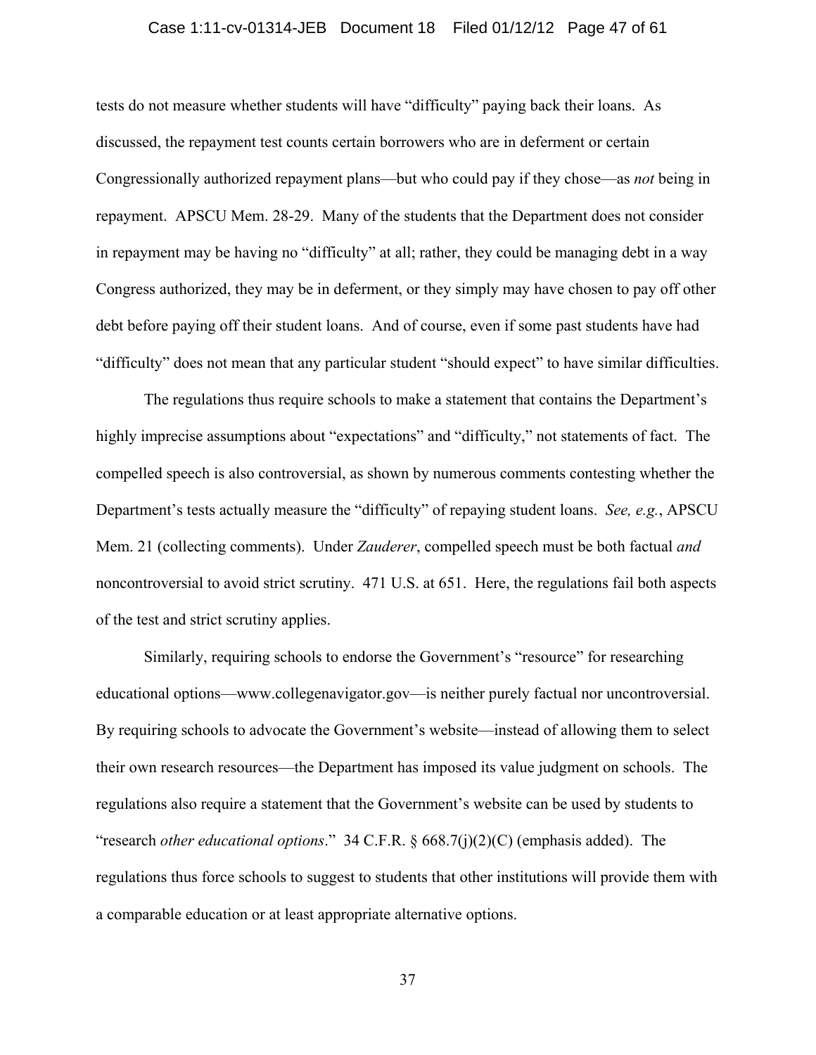tests do not measure whether students will have "difficulty" paying back their loans. As discussed, the repayment test counts certain borrowers who are in deferment or certain Congressionally authorized repayment plans—but who could pay if they chose—as *not* being in repayment. APSCU Mem. 28-29. Many of the students that the Department does not consider in repayment may be having no "difficulty" at all; rather, they could be managing debt in a way Congress authorized, they may be in deferment, or they simply may have chosen to pay off other debt before paying off their student loans. And of course, even if some past students have had "difficulty" does not mean that any particular student "should expect" to have similar difficulties.

The regulations thus require schools to make a statement that contains the Department's highly imprecise assumptions about "expectations" and "difficulty," not statements of fact. The compelled speech is also controversial, as shown by numerous comments contesting whether the Department's tests actually measure the "difficulty" of repaying student loans. *See, e.g.*, APSCU Mem. 21 (collecting comments). Under *Zauderer*, compelled speech must be both factual *and* noncontroversial to avoid strict scrutiny. 471 U.S. at 651. Here, the regulations fail both aspects of the test and strict scrutiny applies.

Similarly, requiring schools to endorse the Government's "resource" for researching educational options—www.collegenavigator.gov—is neither purely factual nor uncontroversial. By requiring schools to advocate the Government's website—instead of allowing them to select their own research resources—the Department has imposed its value judgment on schools. The regulations also require a statement that the Government's website can be used by students to "research *other educational options*." 34 C.F.R. § 668.7(j)(2)(C) (emphasis added). The regulations thus force schools to suggest to students that other institutions will provide them with a comparable education or at least appropriate alternative options.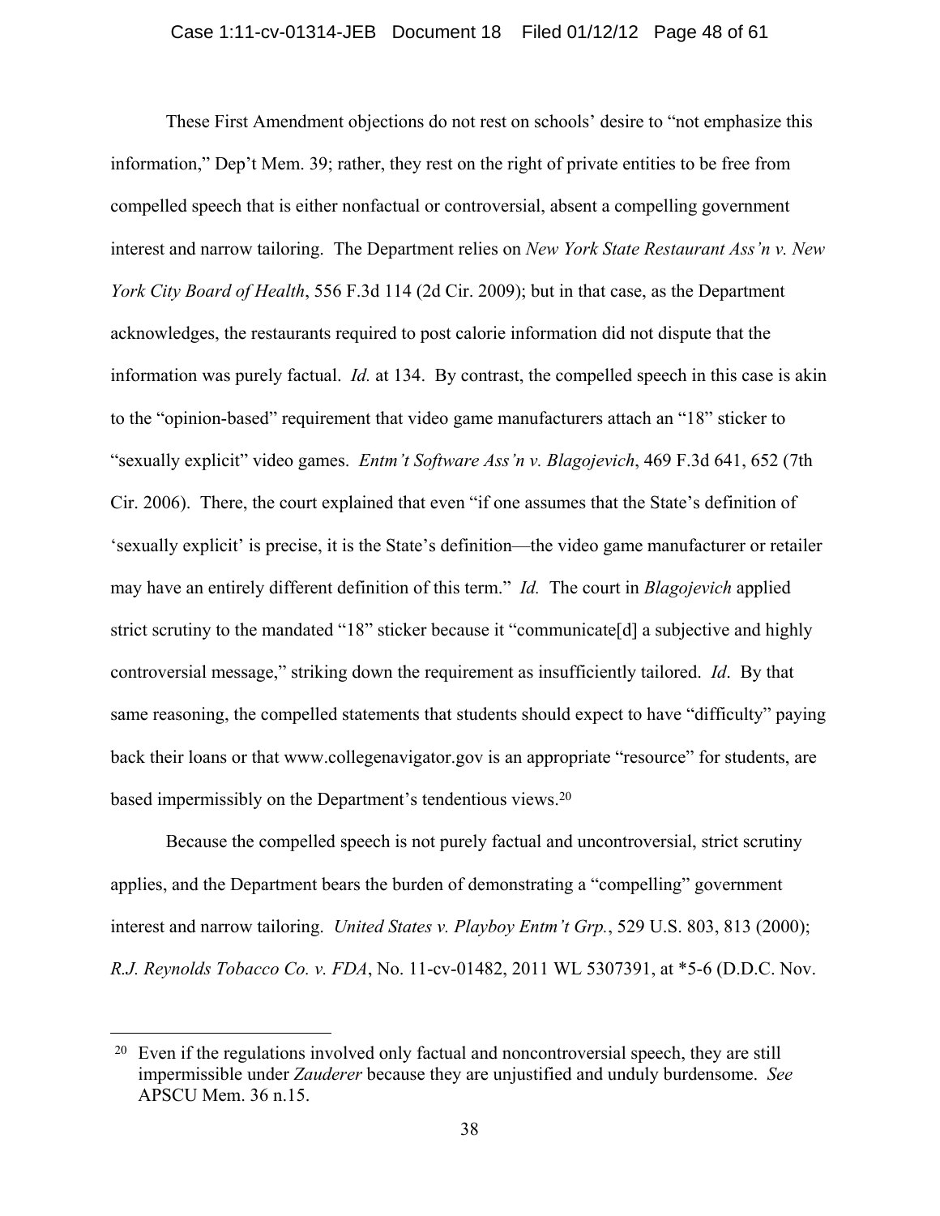These First Amendment objections do not rest on schools' desire to "not emphasize this information," Dep't Mem. 39; rather, they rest on the right of private entities to be free from compelled speech that is either nonfactual or controversial, absent a compelling government interest and narrow tailoring. The Department relies on *New York State Restaurant Ass'n v. New York City Board of Health*, 556 F.3d 114 (2d Cir. 2009); but in that case, as the Department acknowledges, the restaurants required to post calorie information did not dispute that the information was purely factual. *Id.* at 134. By contrast, the compelled speech in this case is akin to the "opinion-based" requirement that video game manufacturers attach an "18" sticker to "sexually explicit" video games. *Entm't Software Ass'n v. Blagojevich*, 469 F.3d 641, 652 (7th Cir. 2006). There, the court explained that even "if one assumes that the State's definition of 'sexually explicit' is precise, it is the State's definition—the video game manufacturer or retailer may have an entirely different definition of this term." *Id.* The court in *Blagojevich* applied strict scrutiny to the mandated "18" sticker because it "communicate[d] a subjective and highly controversial message," striking down the requirement as insufficiently tailored. *Id*. By that same reasoning, the compelled statements that students should expect to have "difficulty" paying back their loans or that www.collegenavigator.gov is an appropriate "resource" for students, are based impermissibly on the Department's tendentious views.[20]

Because the compelled speech is not purely factual and uncontroversial, strict scrutiny applies, and the Department bears the burden of demonstrating a "compelling" government interest and narrow tailoring. *United States v. Playboy Entm't Grp.*, 529 U.S. 803, 813 (2000); *R.J. Reynolds Tobacco Co. v. FDA*, No. 11-cv-01482, 2011 WL 5307391, at *5-6 (D.D.C. Nov.

---

[20] Even if the regulations involved only factual and noncontroversial speech, they are still impermissible under *Zauderer* because they are unjustified and unduly burdensome. *See* APSCU Mem. 36 n.15.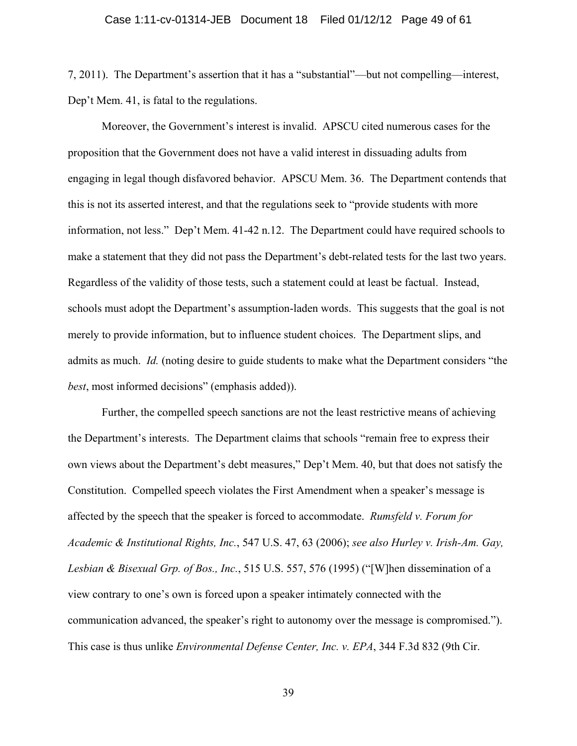7, 2011). The Department's assertion that it has a "substantial"—but not compelling—interest, Dep't Mem. 41, is fatal to the regulations.

Moreover, the Government's interest is invalid. APSCU cited numerous cases for the proposition that the Government does not have a valid interest in dissuading adults from engaging in legal though disfavored behavior. APSCU Mem. 36. The Department contends that this is not its asserted interest, and that the regulations seek to "provide students with more information, not less." Dep't Mem. 41-42 n.12. The Department could have required schools to make a statement that they did not pass the Department's debt-related tests for the last two years. Regardless of the validity of those tests, such a statement could at least be factual. Instead, schools must adopt the Department's assumption-laden words. This suggests that the goal is not merely to provide information, but to influence student choices. The Department slips, and admits as much. *Id.* (noting desire to guide students to make what the Department considers "the *best*, most informed decisions" (emphasis added)).

Further, the compelled speech sanctions are not the least restrictive means of achieving the Department's interests. The Department claims that schools "remain free to express their own views about the Department's debt measures," Dep't Mem. 40, but that does not satisfy the Constitution. Compelled speech violates the First Amendment when a speaker's message is affected by the speech that the speaker is forced to accommodate. *Rumsfeld v. Forum for Academic & Institutional Rights, Inc.*, 547 U.S. 47, 63 (2006); *see also Hurley v. Irish-Am. Gay, Lesbian & Bisexual Grp. of Bos., Inc.*, 515 U.S. 557, 576 (1995) ("[W]hen dissemination of a view contrary to one's own is forced upon a speaker intimately connected with the communication advanced, the speaker's right to autonomy over the message is compromised."). This case is thus unlike *Environmental Defense Center, Inc. v. EPA*, 344 F.3d 832 (9th Cir.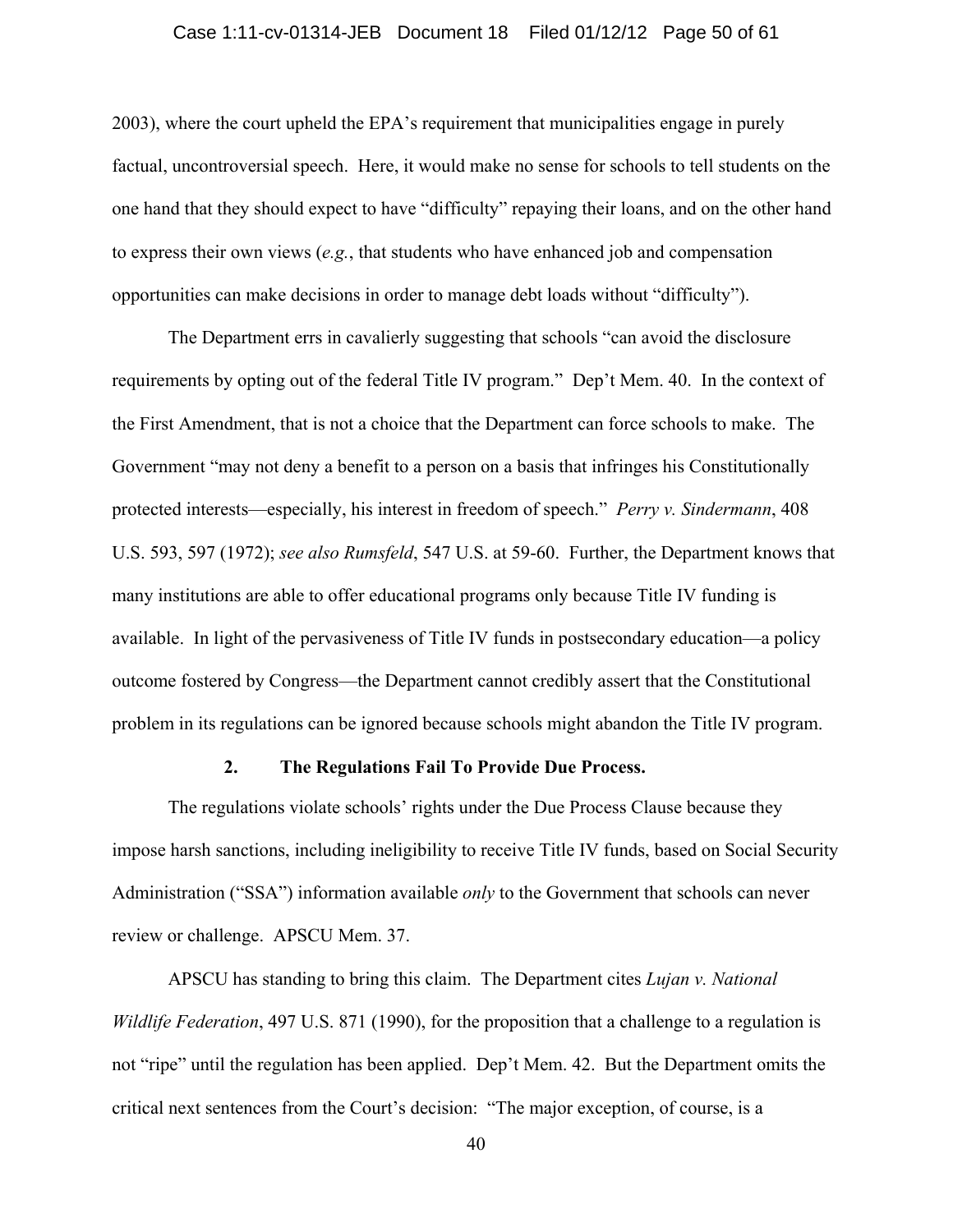2003), where the court upheld the EPA's requirement that municipalities engage in purely factual, uncontroversial speech. Here, it would make no sense for schools to tell students on the one hand that they should expect to have "difficulty" repaying their loans, and on the other hand to express their own views (*e.g.*, that students who have enhanced job and compensation opportunities can make decisions in order to manage debt loads without "difficulty").

The Department errs in cavalierly suggesting that schools "can avoid the disclosure requirements by opting out of the federal Title IV program." Dep't Mem. 40. In the context of the First Amendment, that is not a choice that the Department can force schools to make. The Government "may not deny a benefit to a person on a basis that infringes his Constitutionally protected interests—especially, his interest in freedom of speech." *Perry v. Sindermann*, 408 U.S. 593, 597 (1972); *see also Rumsfeld*, 547 U.S. at 59-60. Further, the Department knows that many institutions are able to offer educational programs only because Title IV funding is available. In light of the pervasiveness of Title IV funds in postsecondary education—a policy outcome fostered by Congress—the Department cannot credibly assert that the Constitutional problem in its regulations can be ignored because schools might abandon the Title IV program.

### 2. The Regulations Fail To Provide Due Process.

The regulations violate schools' rights under the Due Process Clause because they impose harsh sanctions, including ineligibility to receive Title IV funds, based on Social Security Administration ("SSA") information available *only* to the Government that schools can never review or challenge. APSCU Mem. 37.

APSCU has standing to bring this claim. The Department cites *Lujan v. National Wildlife Federation*, 497 U.S. 871 (1990), for the proposition that a challenge to a regulation is not "ripe" until the regulation has been applied. Dep't Mem. 42. But the Department omits the critical next sentences from the Court's decision: "The major exception, of course, is a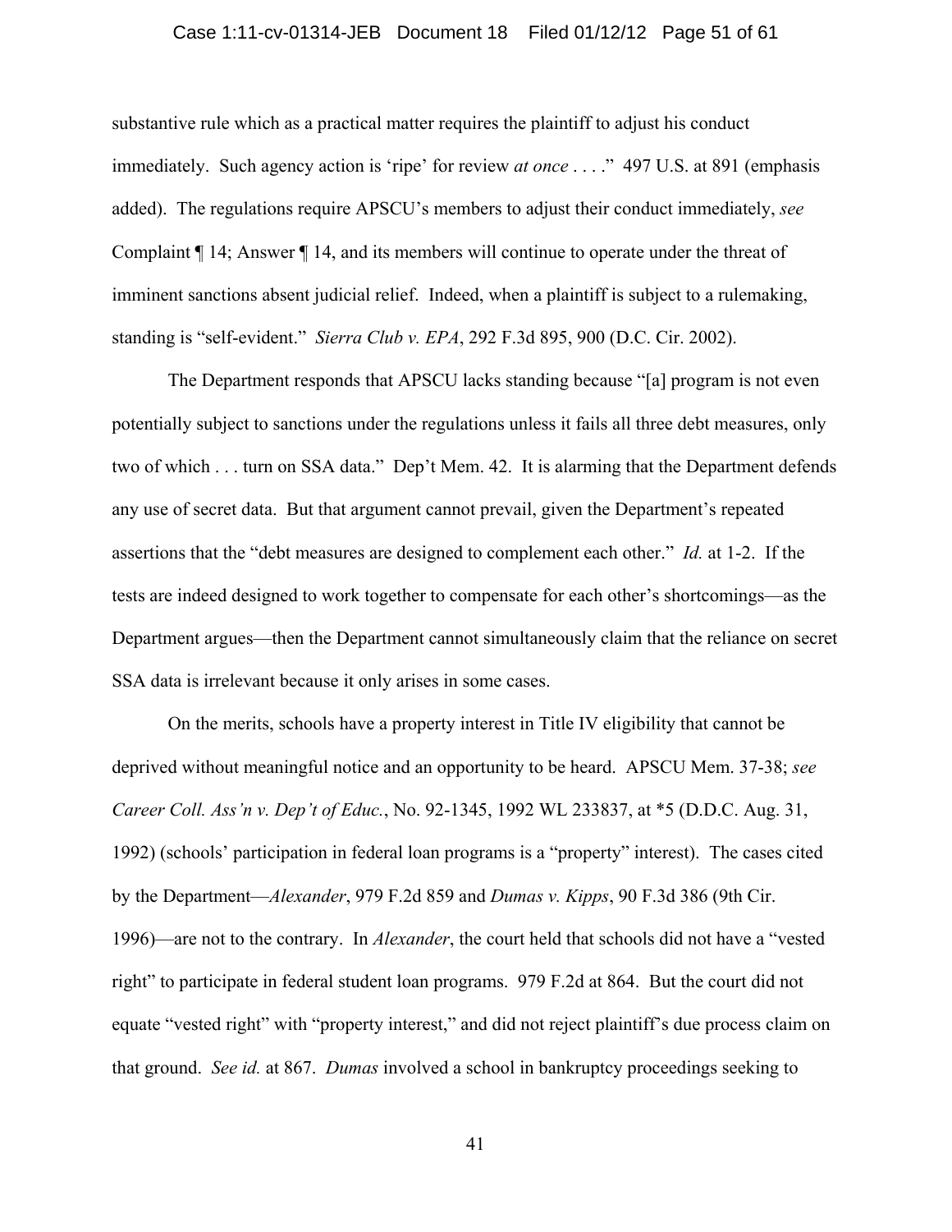substantive rule which as a practical matter requires the plaintiff to adjust his conduct immediately. Such agency action is 'ripe' for review *at once* . . . ." 497 U.S. at 891 (emphasis added). The regulations require APSCU's members to adjust their conduct immediately, *see* Complaint ¶ 14; Answer ¶ 14, and its members will continue to operate under the threat of imminent sanctions absent judicial relief. Indeed, when a plaintiff is subject to a rulemaking, standing is "self-evident." *Sierra Club v. EPA*, 292 F.3d 895, 900 (D.C. Cir. 2002).

The Department responds that APSCU lacks standing because "[a] program is not even potentially subject to sanctions under the regulations unless it fails all three debt measures, only two of which . . . turn on SSA data." Dep't Mem. 42. It is alarming that the Department defends any use of secret data. But that argument cannot prevail, given the Department's repeated assertions that the "debt measures are designed to complement each other." *Id.* at 1-2. If the tests are indeed designed to work together to compensate for each other's shortcomings—as the Department argues—then the Department cannot simultaneously claim that the reliance on secret SSA data is irrelevant because it only arises in some cases.

On the merits, schools have a property interest in Title IV eligibility that cannot be deprived without meaningful notice and an opportunity to be heard. APSCU Mem. 37-38; *see Career Coll. Ass'n v. Dep't of Educ.*, No. 92-1345, 1992 WL 233837, at *5 (D.D.C. Aug. 31, 1992) (schools' participation in federal loan programs is a "property" interest). The cases cited by the Department—*Alexander*, 979 F.2d 859 and *Dumas v. Kipps*, 90 F.3d 386 (9th Cir. 1996)—are not to the contrary. In *Alexander*, the court held that schools did not have a "vested right" to participate in federal student loan programs. 979 F.2d at 864. But the court did not equate "vested right" with "property interest," and did not reject plaintiff's due process claim on that ground. *See id.* at 867. *Dumas* involved a school in bankruptcy proceedings seeking to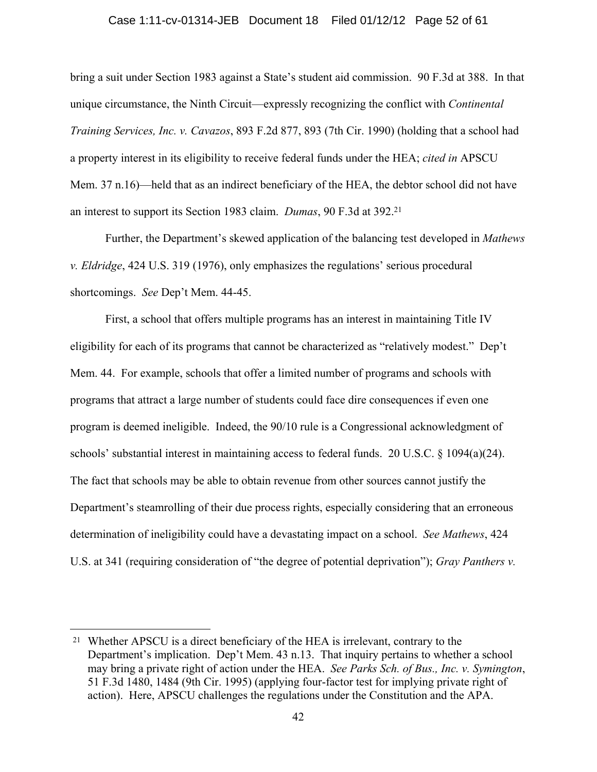bring a suit under Section 1983 against a State's student aid commission. 90 F.3d at 388. In that unique circumstance, the Ninth Circuit—expressly recognizing the conflict with *Continental Training Services, Inc. v. Cavazos*, 893 F.2d 877, 893 (7th Cir. 1990) (holding that a school had a property interest in its eligibility to receive federal funds under the HEA; *cited in* APSCU Mem. 37 n.16)—held that as an indirect beneficiary of the HEA, the debtor school did not have an interest to support its Section 1983 claim. *Dumas*, 90 F.3d at 392.[21]

Further, the Department's skewed application of the balancing test developed in *Mathews v. Eldridge*, 424 U.S. 319 (1976), only emphasizes the regulations' serious procedural shortcomings. *See* Dep't Mem. 44-45.

First, a school that offers multiple programs has an interest in maintaining Title IV eligibility for each of its programs that cannot be characterized as "relatively modest." Dep't Mem. 44. For example, schools that offer a limited number of programs and schools with programs that attract a large number of students could face dire consequences if even one program is deemed ineligible. Indeed, the 90/10 rule is a Congressional acknowledgment of schools' substantial interest in maintaining access to federal funds. 20 U.S.C. § 1094(a)(24). The fact that schools may be able to obtain revenue from other sources cannot justify the Department's steamrolling of their due process rights, especially considering that an erroneous determination of ineligibility could have a devastating impact on a school. *See Mathews*, 424 U.S. at 341 (requiring consideration of "the degree of potential deprivation"); *Gray Panthers v.*

---

[21] Whether APSCU is a direct beneficiary of the HEA is irrelevant, contrary to the Department's implication. Dep't Mem. 43 n.13. That inquiry pertains to whether a school may bring a private right of action under the HEA. *See Parks Sch. of Bus., Inc. v. Symington*, 51 F.3d 1480, 1484 (9th Cir. 1995) (applying four-factor test for implying private right of action). Here, APSCU challenges the regulations under the Constitution and the APA.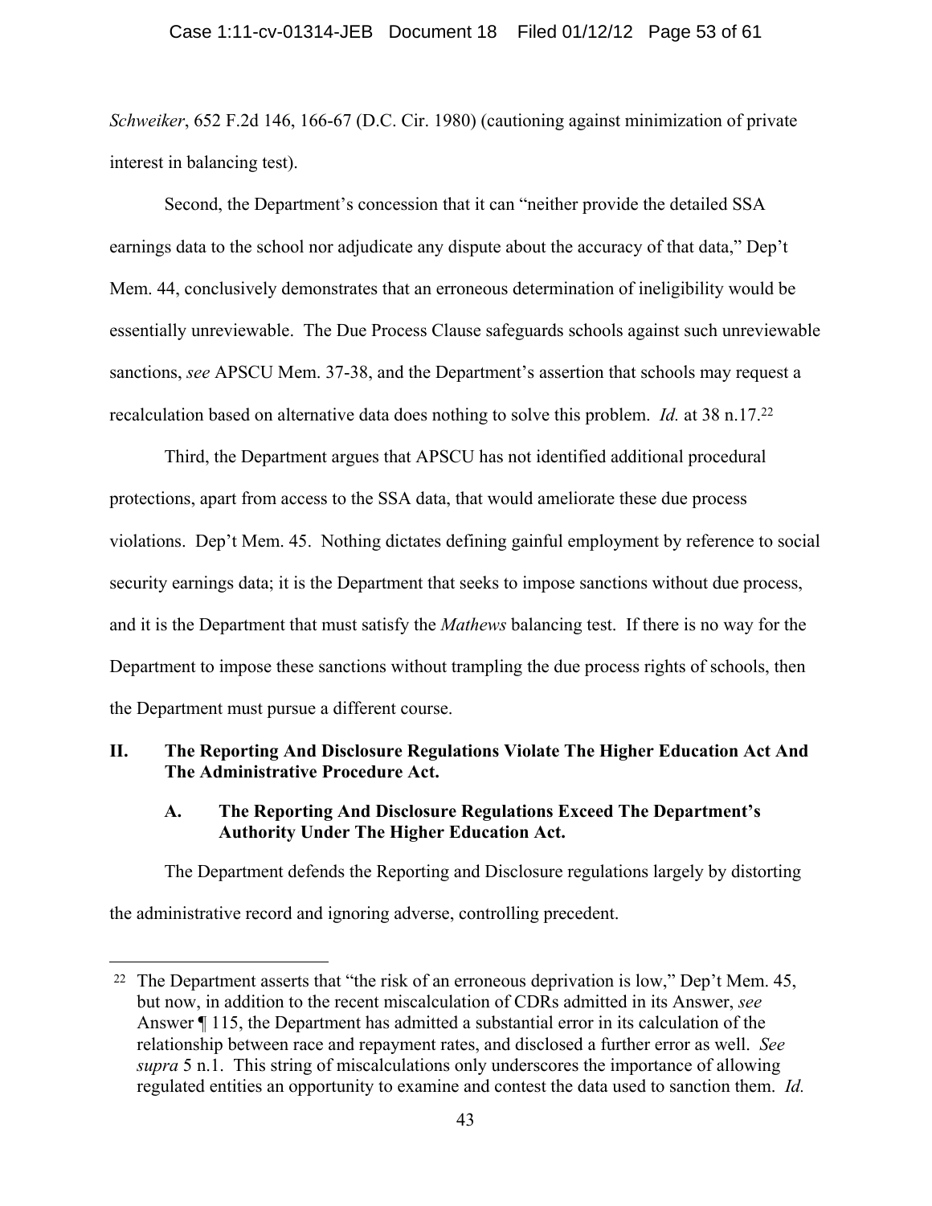*Schweiker*, 652 F.2d 146, 166-67 (D.C. Cir. 1980) (cautioning against minimization of private interest in balancing test).

Second, the Department's concession that it can "neither provide the detailed SSA earnings data to the school nor adjudicate any dispute about the accuracy of that data," Dep't Mem. 44, conclusively demonstrates that an erroneous determination of ineligibility would be essentially unreviewable. The Due Process Clause safeguards schools against such unreviewable sanctions, *see* APSCU Mem. 37-38, and the Department's assertion that schools may request a recalculation based on alternative data does nothing to solve this problem. *Id.* at 38 n.17.[22]

Third, the Department argues that APSCU has not identified additional procedural protections, apart from access to the SSA data, that would ameliorate these due process violations. Dep't Mem. 45. Nothing dictates defining gainful employment by reference to social security earnings data; it is the Department that seeks to impose sanctions without due process, and it is the Department that must satisfy the *Mathews* balancing test. If there is no way for the Department to impose these sanctions without trampling the due process rights of schools, then the Department must pursue a different course.

## II. The Reporting And Disclosure Regulations Violate The Higher Education Act And The Administrative Procedure Act.

### A. The Reporting And Disclosure Regulations Exceed The Department's Authority Under The Higher Education Act.

The Department defends the Reporting and Disclosure regulations largely by distorting the administrative record and ignoring adverse, controlling precedent.

[22] The Department asserts that "the risk of an erroneous deprivation is low," Dep't Mem. 45, but now, in addition to the recent miscalculation of CDRs admitted in its Answer, *see* Answer ¶ 115, the Department has admitted a substantial error in its calculation of the relationship between race and repayment rates, and disclosed a further error as well. *See supra* 5 n.1. This string of miscalculations only underscores the importance of allowing regulated entities an opportunity to examine and contest the data used to sanction them. *Id.*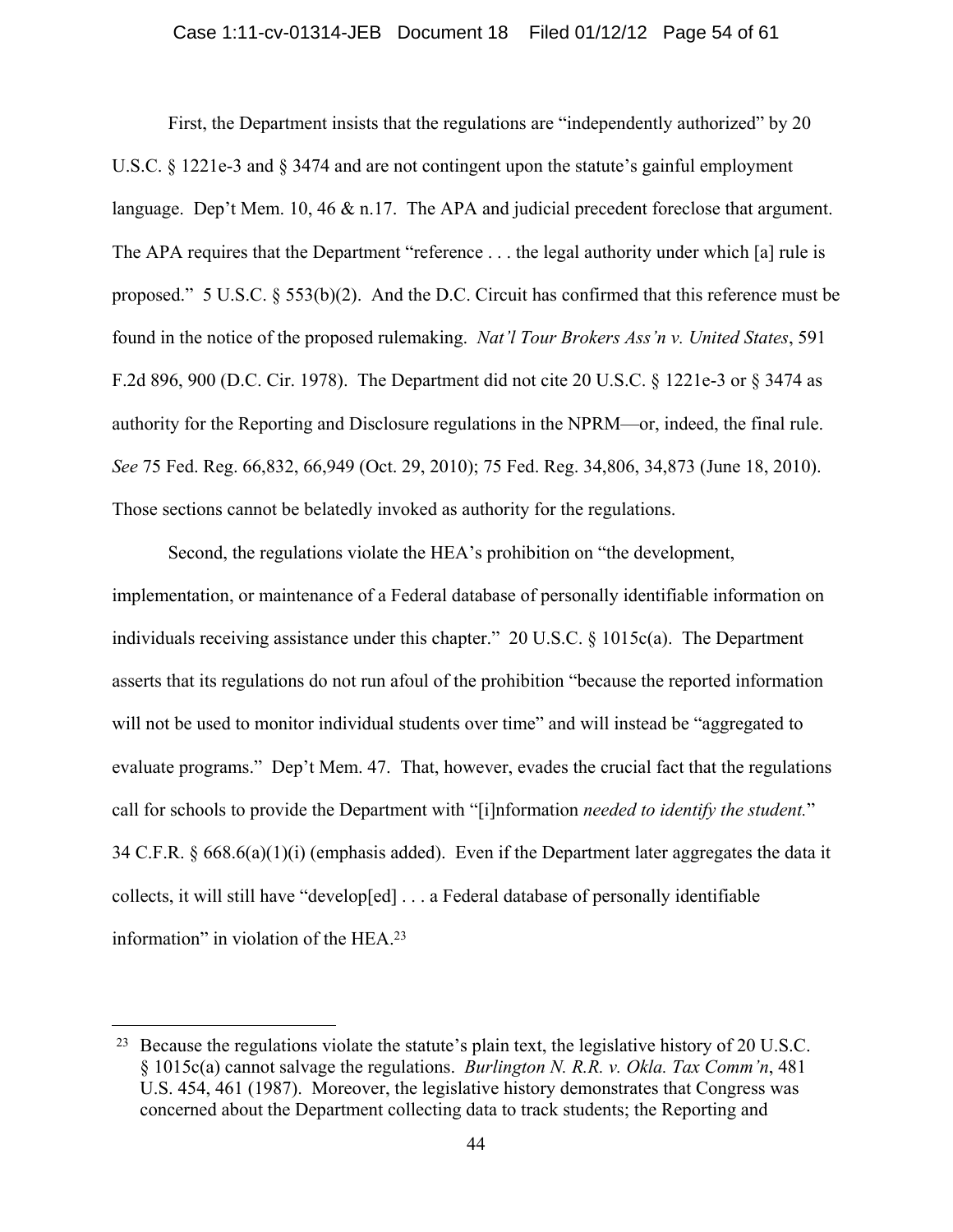First, the Department insists that the regulations are "independently authorized" by 20 U.S.C. § 1221e-3 and § 3474 and are not contingent upon the statute's gainful employment language. Dep't Mem. 10, 46 & n.17. The APA and judicial precedent foreclose that argument. The APA requires that the Department "reference . . . the legal authority under which [a] rule is proposed." 5 U.S.C. § 553(b)(2). And the D.C. Circuit has confirmed that this reference must be found in the notice of the proposed rulemaking. *Nat'l Tour Brokers Ass'n v. United States*, 591 F.2d 896, 900 (D.C. Cir. 1978). The Department did not cite 20 U.S.C. § 1221e-3 or § 3474 as authority for the Reporting and Disclosure regulations in the NPRM—or, indeed, the final rule. *See* 75 Fed. Reg. 66,832, 66,949 (Oct. 29, 2010); 75 Fed. Reg. 34,806, 34,873 (June 18, 2010). Those sections cannot be belatedly invoked as authority for the regulations.

Second, the regulations violate the HEA's prohibition on "the development, implementation, or maintenance of a Federal database of personally identifiable information on individuals receiving assistance under this chapter." 20 U.S.C. § 1015c(a). The Department asserts that its regulations do not run afoul of the prohibition "because the reported information will not be used to monitor individual students over time" and will instead be "aggregated to evaluate programs." Dep't Mem. 47. That, however, evades the crucial fact that the regulations call for schools to provide the Department with "[i]nformation *needed to identify the student.*" 34 C.F.R. § 668.6(a)(1)(i) (emphasis added). Even if the Department later aggregates the data it collects, it will still have "develop[ed] . . . a Federal database of personally identifiable information" in violation of the HEA.[23]

---

[23] Because the regulations violate the statute's plain text, the legislative history of 20 U.S.C. § 1015c(a) cannot salvage the regulations. *Burlington N. R.R. v. Okla. Tax Comm'n*, 481 U.S. 454, 461 (1987). Moreover, the legislative history demonstrates that Congress was concerned about the Department collecting data to track students; the Reporting and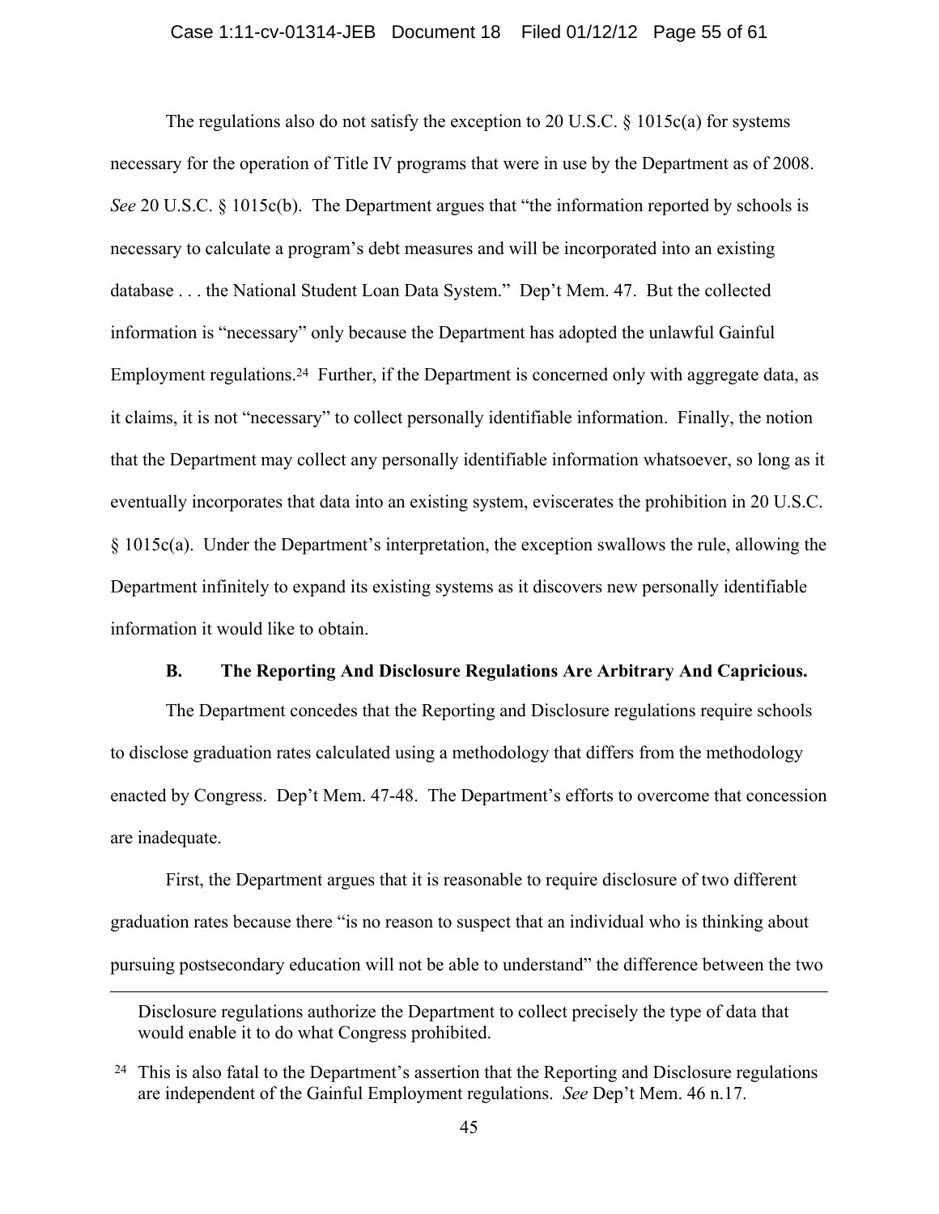The regulations also do not satisfy the exception to 20 U.S.C. § 1015c(a) for systems necessary for the operation of Title IV programs that were in use by the Department as of 2008. *See* 20 U.S.C. § 1015c(b). The Department argues that "the information reported by schools is necessary to calculate a program's debt measures and will be incorporated into an existing database . . . the National Student Loan Data System." Dep't Mem. 47. But the collected information is "necessary" only because the Department has adopted the unlawful Gainful Employment regulations.[24] Further, if the Department is concerned only with aggregate data, as it claims, it is not "necessary" to collect personally identifiable information. Finally, the notion that the Department may collect any personally identifiable information whatsoever, so long as it eventually incorporates that data into an existing system, eviscerates the prohibition in 20 U.S.C. § 1015c(a). Under the Department's interpretation, the exception swallows the rule, allowing the Department infinitely to expand its existing systems as it discovers new personally identifiable information it would like to obtain.

### B. The Reporting And Disclosure Regulations Are Arbitrary And Capricious.

The Department concedes that the Reporting and Disclosure regulations require schools to disclose graduation rates calculated using a methodology that differs from the methodology enacted by Congress. Dep't Mem. 47-48. The Department's efforts to overcome that concession are inadequate.

First, the Department argues that it is reasonable to require disclosure of two different graduation rates because there "is no reason to suspect that an individual who is thinking about pursuing postsecondary education will not be able to understand" the difference between the two

---

Disclosure regulations authorize the Department to collect precisely the type of data that would enable it to do what Congress prohibited.

[24] This is also fatal to the Department's assertion that the Reporting and Disclosure regulations are independent of the Gainful Employment regulations. *See* Dep't Mem. 46 n.17.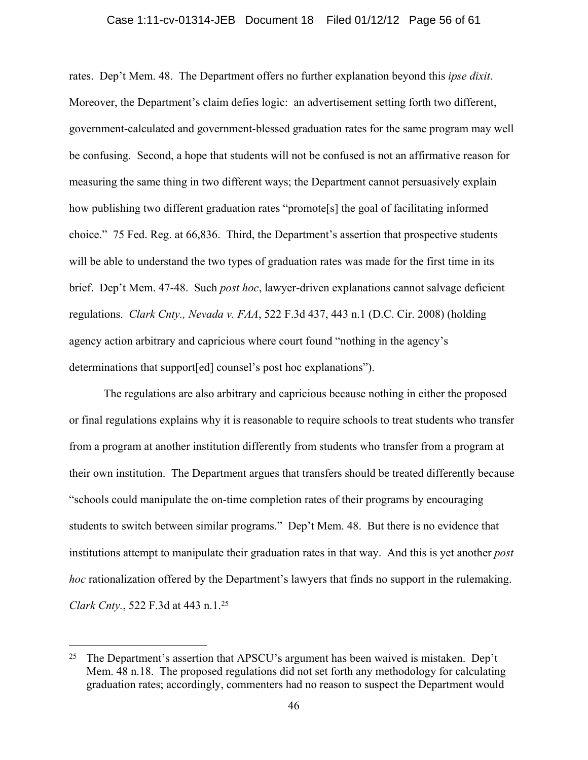rates. Dep't Mem. 48. The Department offers no further explanation beyond this *ipse dixit*. Moreover, the Department's claim defies logic: an advertisement setting forth two different, government-calculated and government-blessed graduation rates for the same program may well be confusing. Second, a hope that students will not be confused is not an affirmative reason for measuring the same thing in two different ways; the Department cannot persuasively explain how publishing two different graduation rates "promote[s] the goal of facilitating informed choice." 75 Fed. Reg. at 66,836. Third, the Department's assertion that prospective students will be able to understand the two types of graduation rates was made for the first time in its brief. Dep't Mem. 47-48. Such *post hoc*, lawyer-driven explanations cannot salvage deficient regulations. *Clark Cnty., Nevada v. FAA*, 522 F.3d 437, 443 n.1 (D.C. Cir. 2008) (holding agency action arbitrary and capricious where court found "nothing in the agency's determinations that support[ed] counsel's post hoc explanations").

The regulations are also arbitrary and capricious because nothing in either the proposed or final regulations explains why it is reasonable to require schools to treat students who transfer from a program at another institution differently from students who transfer from a program at their own institution. The Department argues that transfers should be treated differently because "schools could manipulate the on-time completion rates of their programs by encouraging students to switch between similar programs." Dep't Mem. 48. But there is no evidence that institutions attempt to manipulate their graduation rates in that way. And this is yet another *post hoc* rationalization offered by the Department's lawyers that finds no support in the rulemaking. *Clark Cnty.*, 522 F.3d at 443 n.1.[25]

---

[25] The Department's assertion that APSCU's argument has been waived is mistaken. Dep't Mem. 48 n.18. The proposed regulations did not set forth any methodology for calculating graduation rates; accordingly, commenters had no reason to suspect the Department would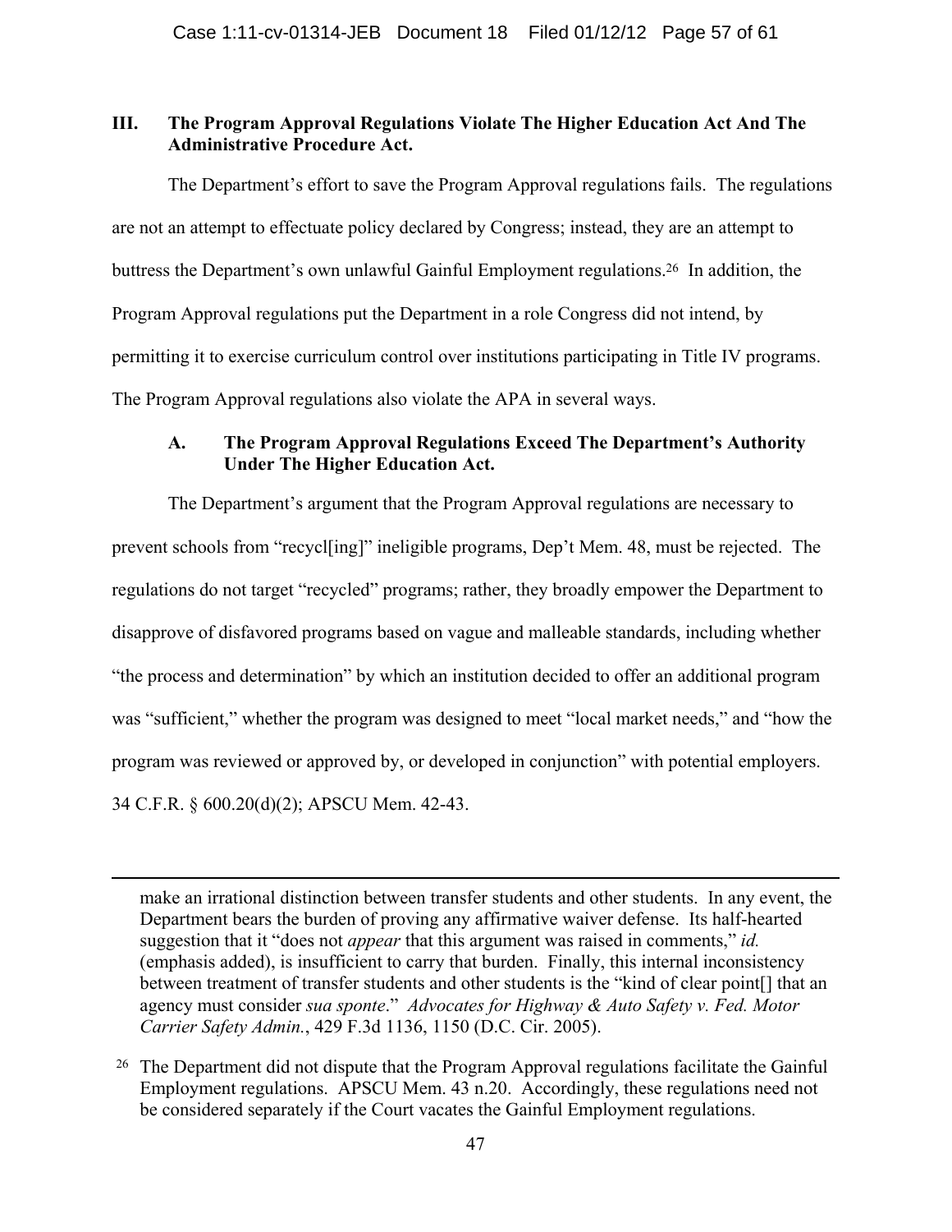## III. The Program Approval Regulations Violate The Higher Education Act And The Administrative Procedure Act.

The Department's effort to save the Program Approval regulations fails. The regulations are not an attempt to effectuate policy declared by Congress; instead, they are an attempt to buttress the Department's own unlawful Gainful Employment regulations.[26] In addition, the Program Approval regulations put the Department in a role Congress did not intend, by permitting it to exercise curriculum control over institutions participating in Title IV programs. The Program Approval regulations also violate the APA in several ways.

### A. The Program Approval Regulations Exceed The Department's Authority Under The Higher Education Act.

The Department's argument that the Program Approval regulations are necessary to prevent schools from "recycl[ing]" ineligible programs, Dep't Mem. 48, must be rejected. The regulations do not target "recycled" programs; rather, they broadly empower the Department to disapprove of disfavored programs based on vague and malleable standards, including whether "the process and determination" by which an institution decided to offer an additional program was "sufficient," whether the program was designed to meet "local market needs," and "how the program was reviewed or approved by, or developed in conjunction" with potential employers. 34 C.F.R. § 600.20(d)(2); APSCU Mem. 42-43.

---

make an irrational distinction between transfer students and other students. In any event, the Department bears the burden of proving any affirmative waiver defense. Its half-hearted suggestion that it "does not *appear* that this argument was raised in comments," *id.* (emphasis added), is insufficient to carry that burden. Finally, this internal inconsistency between treatment of transfer students and other students is the "kind of clear point[] that an agency must consider *sua sponte*." *Advocates for Highway & Auto Safety v. Fed. Motor Carrier Safety Admin.*, 429 F.3d 1136, 1150 (D.C. Cir. 2005).

[26] The Department did not dispute that the Program Approval regulations facilitate the Gainful Employment regulations. APSCU Mem. 43 n.20. Accordingly, these regulations need not be considered separately if the Court vacates the Gainful Employment regulations.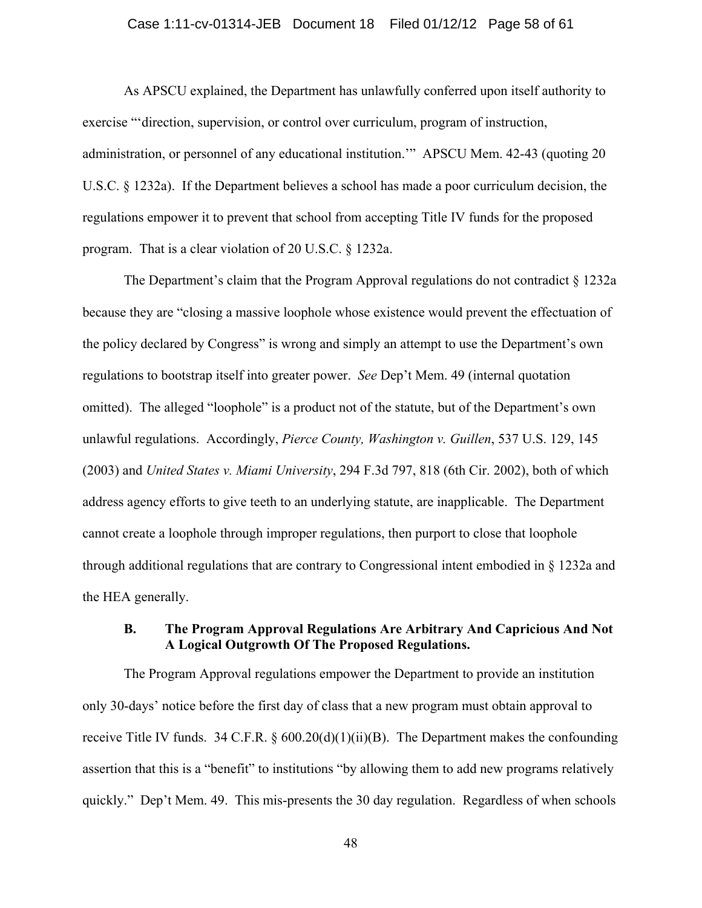As APSCU explained, the Department has unlawfully conferred upon itself authority to exercise "'direction, supervision, or control over curriculum, program of instruction, administration, or personnel of any educational institution.'" APSCU Mem. 42-43 (quoting 20 U.S.C. § 1232a). If the Department believes a school has made a poor curriculum decision, the regulations empower it to prevent that school from accepting Title IV funds for the proposed program. That is a clear violation of 20 U.S.C. § 1232a.

The Department's claim that the Program Approval regulations do not contradict § 1232a because they are "closing a massive loophole whose existence would prevent the effectuation of the policy declared by Congress" is wrong and simply an attempt to use the Department's own regulations to bootstrap itself into greater power. *See* Dep't Mem. 49 (internal quotation omitted). The alleged "loophole" is a product not of the statute, but of the Department's own unlawful regulations. Accordingly, *Pierce County, Washington v. Guillen*, 537 U.S. 129, 145 (2003) and *United States v. Miami University*, 294 F.3d 797, 818 (6th Cir. 2002), both of which address agency efforts to give teeth to an underlying statute, are inapplicable. The Department cannot create a loophole through improper regulations, then purport to close that loophole through additional regulations that are contrary to Congressional intent embodied in § 1232a and the HEA generally.

### B. The Program Approval Regulations Are Arbitrary And Capricious And Not A Logical Outgrowth Of The Proposed Regulations.

The Program Approval regulations empower the Department to provide an institution only 30-days' notice before the first day of class that a new program must obtain approval to receive Title IV funds. 34 C.F.R. § 600.20(d)(1)(ii)(B). The Department makes the confounding assertion that this is a "benefit" to institutions "by allowing them to add new programs relatively quickly." Dep't Mem. 49. This mis-presents the 30 day regulation. Regardless of when schools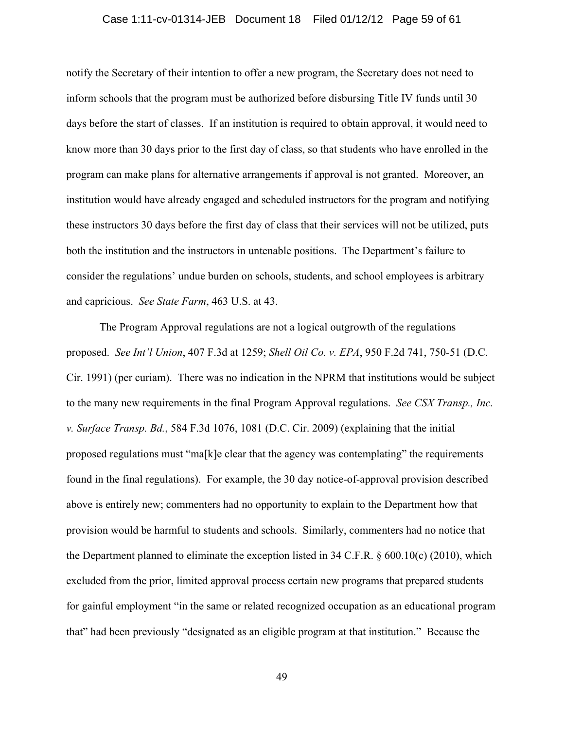notify the Secretary of their intention to offer a new program, the Secretary does not need to inform schools that the program must be authorized before disbursing Title IV funds until 30 days before the start of classes. If an institution is required to obtain approval, it would need to know more than 30 days prior to the first day of class, so that students who have enrolled in the program can make plans for alternative arrangements if approval is not granted. Moreover, an institution would have already engaged and scheduled instructors for the program and notifying these instructors 30 days before the first day of class that their services will not be utilized, puts both the institution and the instructors in untenable positions. The Department's failure to consider the regulations' undue burden on schools, students, and school employees is arbitrary and capricious. *See State Farm*, 463 U.S. at 43.

The Program Approval regulations are not a logical outgrowth of the regulations proposed. *See Int'l Union*, 407 F.3d at 1259; *Shell Oil Co. v. EPA*, 950 F.2d 741, 750-51 (D.C. Cir. 1991) (per curiam). There was no indication in the NPRM that institutions would be subject to the many new requirements in the final Program Approval regulations. *See CSX Transp., Inc. v. Surface Transp. Bd.*, 584 F.3d 1076, 1081 (D.C. Cir. 2009) (explaining that the initial proposed regulations must "ma[k]e clear that the agency was contemplating" the requirements found in the final regulations). For example, the 30 day notice-of-approval provision described above is entirely new; commenters had no opportunity to explain to the Department how that provision would be harmful to students and schools. Similarly, commenters had no notice that the Department planned to eliminate the exception listed in 34 C.F.R. § 600.10(c) (2010), which excluded from the prior, limited approval process certain new programs that prepared students for gainful employment "in the same or related recognized occupation as an educational program that" had been previously "designated as an eligible program at that institution." Because the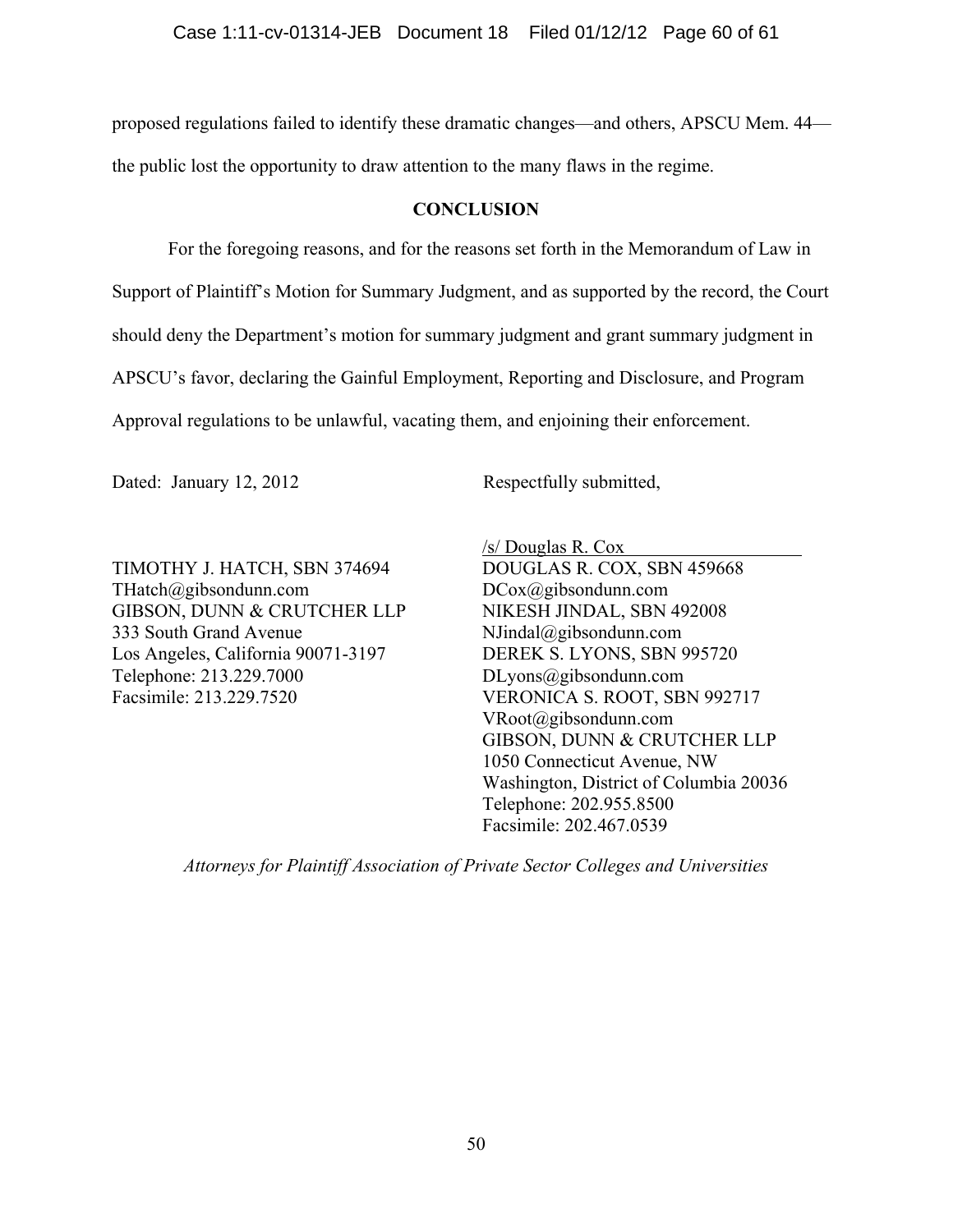proposed regulations failed to identify these dramatic changes—and others, APSCU Mem. 44—the public lost the opportunity to draw attention to the many flaws in the regime.

## CONCLUSION

For the foregoing reasons, and for the reasons set forth in the Memorandum of Law in Support of Plaintiff's Motion for Summary Judgment, and as supported by the record, the Court should deny the Department's motion for summary judgment and grant summary judgment in APSCU's favor, declaring the Gainful Employment, Reporting and Disclosure, and Program Approval regulations to be unlawful, vacating them, and enjoining their enforcement.

Dated: January 12, 2012

Respectfully submitted,

/s/ Douglas R. Cox

TIMOTHY J. HATCH, SBN 374694
THatch@gibsondunn.com
GIBSON, DUNN & CRUTCHER LLP
333 South Grand Avenue
Los Angeles, California 90071-3197
Telephone: 213.229.7000
Facsimile: 213.229.7520

DOUGLAS R. COX, SBN 459668
DCox@gibsondunn.com
NIKESH JINDAL, SBN 492008
NJindal@gibsondunn.com
DEREK S. LYONS, SBN 995720
DLyons@gibsondunn.com
VERONICA S. ROOT, SBN 992717
VRoot@gibsondunn.com
GIBSON, DUNN & CRUTCHER LLP
1050 Connecticut Avenue, NW
Washington, District of Columbia 20036
Telephone: 202.955.8500
Facsimile: 202.467.0539

*Attorneys for Plaintiff Association of Private Sector Colleges and Universities*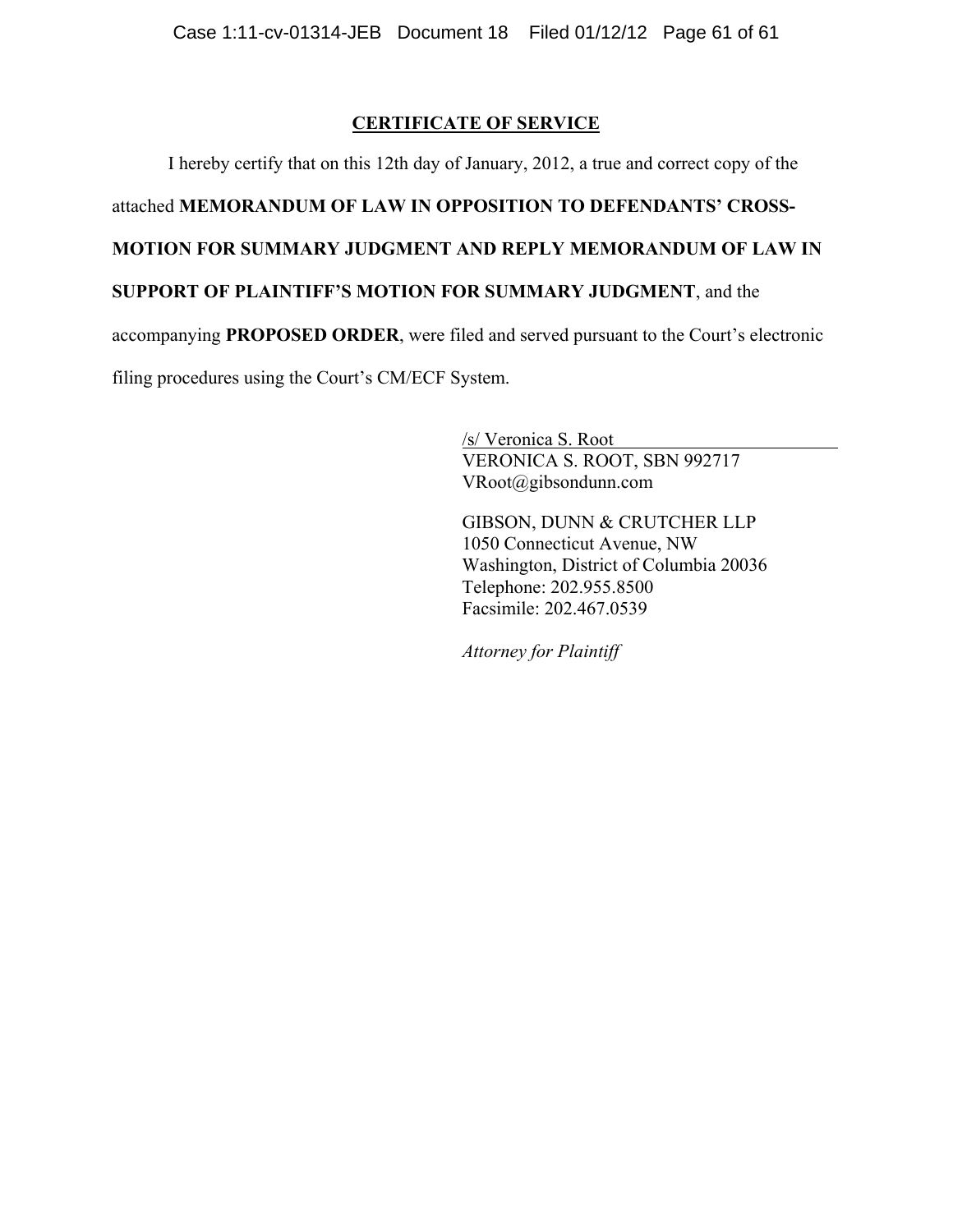## CERTIFICATE OF SERVICE

I hereby certify that on this 12th day of January, 2012, a true and correct copy of the attached **MEMORANDUM OF LAW IN OPPOSITION TO DEFENDANTS' CROSS-MOTION FOR SUMMARY JUDGMENT AND REPLY MEMORANDUM OF LAW IN SUPPORT OF PLAINTIFF'S MOTION FOR SUMMARY JUDGMENT**, and the accompanying **PROPOSED ORDER**, were filed and served pursuant to the Court's electronic filing procedures using the Court's CM/ECF System.

/s/ Veronica S. Root
VERONICA S. ROOT, SBN 992717
VRoot@gibsondunn.com

GIBSON, DUNN & CRUTCHER LLP
1050 Connecticut Avenue, NW
Washington, District of Columbia 20036
Telephone: 202.955.8500
Facsimile: 202.467.0539

*Attorney for Plaintiff*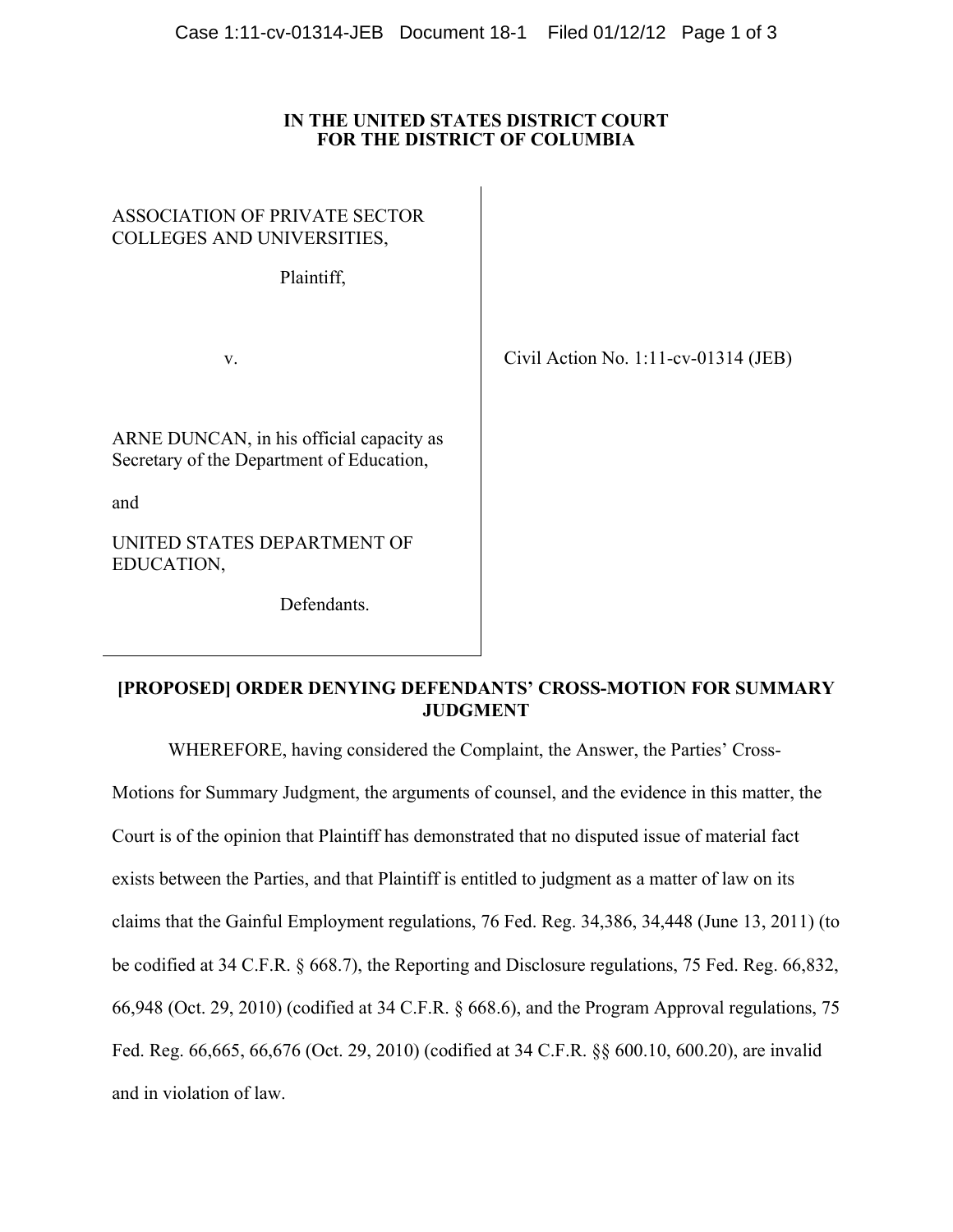**IN THE UNITED STATES DISTRICT COURT**
**FOR THE DISTRICT OF COLUMBIA**

| | |
|---|---|
| ASSOCIATION OF PRIVATE SECTOR COLLEGES AND UNIVERSITIES,<br><br>Plaintiff,<br><br>v.<br><br>ARNE DUNCAN, in his official capacity as Secretary of the Department of Education,<br><br>and<br><br>UNITED STATES DEPARTMENT OF EDUCATION,<br><br>Defendants. | Civil Action No. 1:11-cv-01314 (JEB) |

**[PROPOSED] ORDER DENYING DEFENDANTS' CROSS-MOTION FOR SUMMARY JUDGMENT**

WHEREFORE, having considered the Complaint, the Answer, the Parties' Cross-Motions for Summary Judgment, the arguments of counsel, and the evidence in this matter, the Court is of the opinion that Plaintiff has demonstrated that no disputed issue of material fact exists between the Parties, and that Plaintiff is entitled to judgment as a matter of law on its claims that the Gainful Employment regulations, 76 Fed. Reg. 34,386, 34,448 (June 13, 2011) (to be codified at 34 C.F.R. § 668.7), the Reporting and Disclosure regulations, 75 Fed. Reg. 66,832, 66,948 (Oct. 29, 2010) (codified at 34 C.F.R. § 668.6), and the Program Approval regulations, 75 Fed. Reg. 66,665, 66,676 (Oct. 29, 2010) (codified at 34 C.F.R. §§ 600.10, 600.20), are invalid and in violation of law.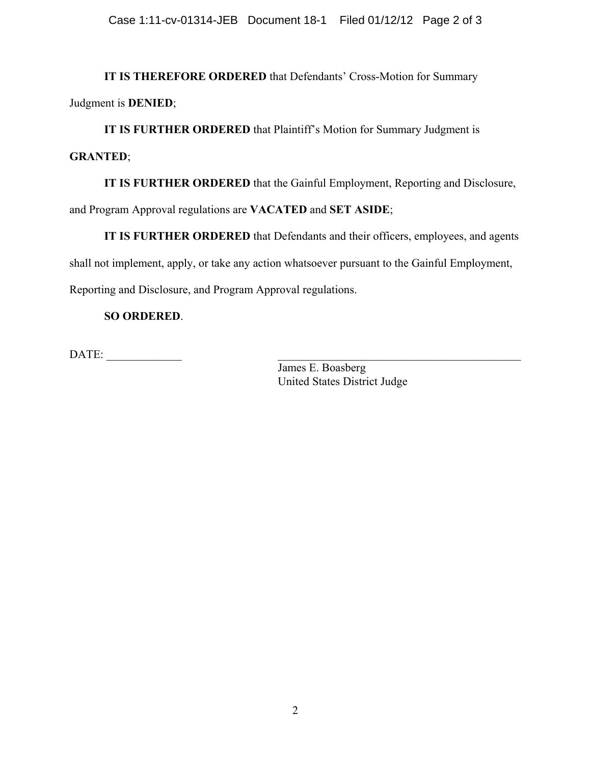**IT IS THEREFORE ORDERED** that Defendants' Cross-Motion for Summary Judgment is **DENIED**;

**IT IS FURTHER ORDERED** that Plaintiff's Motion for Summary Judgment is **GRANTED**;

**IT IS FURTHER ORDERED** that the Gainful Employment, Reporting and Disclosure, and Program Approval regulations are **VACATED** and **SET ASIDE**;

**IT IS FURTHER ORDERED** that Defendants and their officers, employees, and agents shall not implement, apply, or take any action whatsoever pursuant to the Gainful Employment, Reporting and Disclosure, and Program Approval regulations.

**SO ORDERED**.

DATE: _____________

_____________________________________________
James E. Boasberg
United States District Judge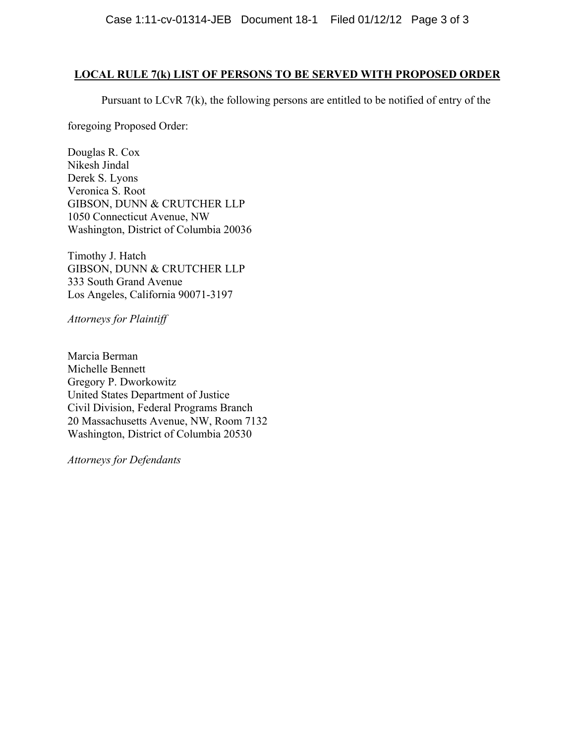**LOCAL RULE 7(k) LIST OF PERSONS TO BE SERVED WITH PROPOSED ORDER**

Pursuant to LCvR 7(k), the following persons are entitled to be notified of entry of the foregoing Proposed Order:

Douglas R. Cox  
Nikesh Jindal  
Derek S. Lyons  
Veronica S. Root  
GIBSON, DUNN & CRUTCHER LLP  
1050 Connecticut Avenue, NW  
Washington, District of Columbia 20036

Timothy J. Hatch  
GIBSON, DUNN & CRUTCHER LLP  
333 South Grand Avenue  
Los Angeles, California 90071-3197

*Attorneys for Plaintiff*

Marcia Berman  
Michelle Bennett  
Gregory P. Dworkowitz  
United States Department of Justice  
Civil Division, Federal Programs Branch  
20 Massachusetts Avenue, NW, Room 7132  
Washington, District of Columbia 20530

*Attorneys for Defendants*